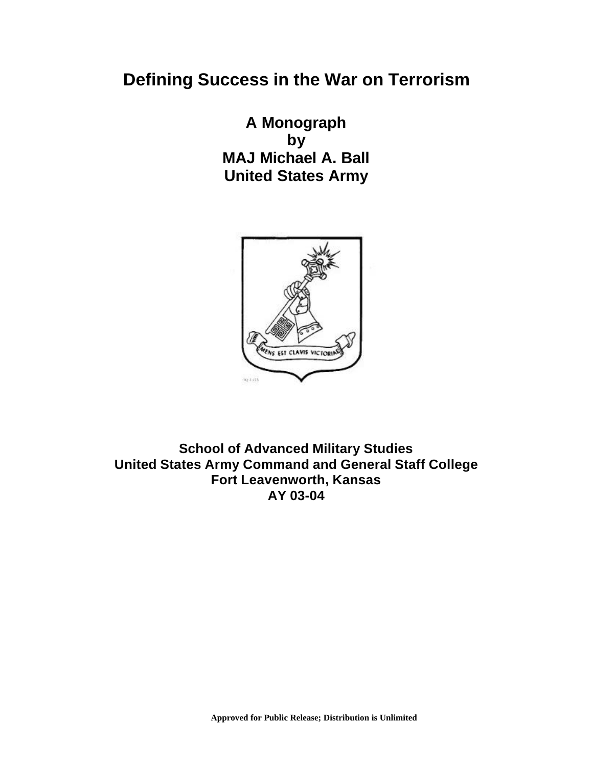# Defining Success in the War on Terrorism

**A Monograph**
**by**
**MAJ Michael A. Ball**
**United States Army**

**School of Advanced Military Studies**
**United States Army Command and General Staff College**
**Fort Leavenworth, Kansas**
**AY 03-04**

**Approved for Public Release; Distribution is Unlimited**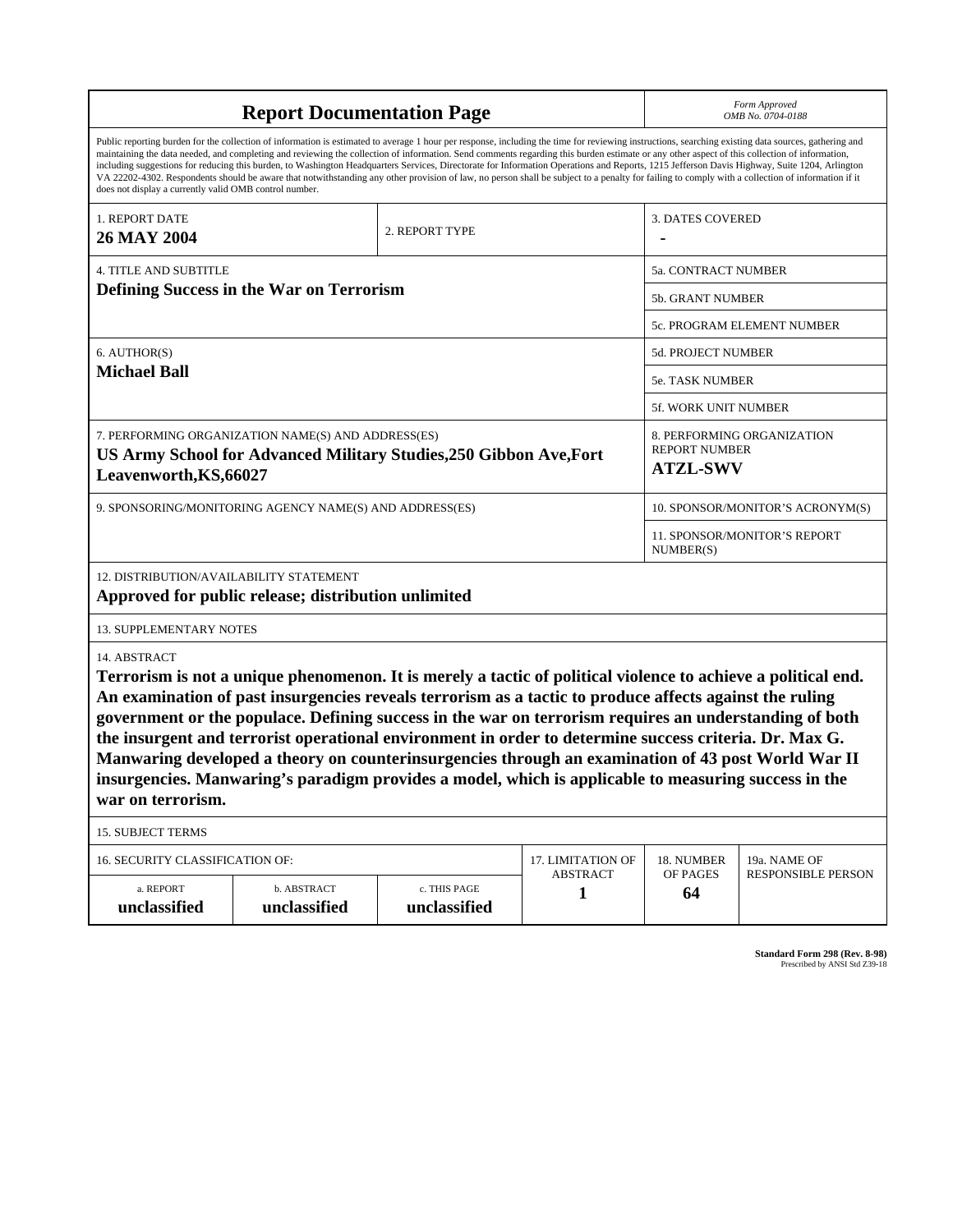# Report Documentation Page

*Form Approved*
*OMB No. 0704-0188*

Public reporting burden for the collection of information is estimated to average 1 hour per response, including the time for reviewing instructions, searching existing data sources, gathering and maintaining the data needed, and completing and reviewing the collection of information. Send comments regarding this burden estimate or any other aspect of this collection of information, including suggestions for reducing this burden, to Washington Headquarters Services, Directorate for Information Operations and Reports, 1215 Jefferson Davis Highway, Suite 1204, Arlington VA 22202-4302. Respondents should be aware that notwithstanding any other provision of law, no person shall be subject to a penalty for failing to comply with a collection of information if it does not display a currently valid OMB control number.

| 1. REPORT DATE | 2. REPORT TYPE | 3. DATES COVERED |
|---|---|---|
| **26 MAY 2004** | | **-** |

| 4. TITLE AND SUBTITLE | 5a. CONTRACT NUMBER |
|---|---|
| **Defining Success in the War on Terrorism** | 5b. GRANT NUMBER |
| | 5c. PROGRAM ELEMENT NUMBER |

| 6. AUTHOR(S) | 5d. PROJECT NUMBER |
|---|---|
| **Michael Ball** | 5e. TASK NUMBER |
| | 5f. WORK UNIT NUMBER |

| 7. PERFORMING ORGANIZATION NAME(S) AND ADDRESS(ES) | 8. PERFORMING ORGANIZATION REPORT NUMBER |
|---|---|
| **US Army School for Advanced Military Studies,250 Gibbon Ave,Fort Leavenworth,KS,66027** | **ATZL-SWV** |

| 9. SPONSORING/MONITORING AGENCY NAME(S) AND ADDRESS(ES) | 10. SPONSOR/MONITOR'S ACRONYM(S) |
|---|---|
| | 11. SPONSOR/MONITOR'S REPORT NUMBER(S) |

12. DISTRIBUTION/AVAILABILITY STATEMENT

**Approved for public release; distribution unlimited**

13. SUPPLEMENTARY NOTES

14. ABSTRACT

**Terrorism is not a unique phenomenon. It is merely a tactic of political violence to achieve a political end. An examination of past insurgencies reveals terrorism as a tactic to produce affects against the ruling government or the populace. Defining success in the war on terrorism requires an understanding of both the insurgent and terrorist operational environment in order to determine success criteria. Dr. Max G. Manwaring developed a theory on counterinsurgencies through an examination of 43 post World War II insurgencies. Manwaring's paradigm provides a model, which is applicable to measuring success in the war on terrorism.**

15. SUBJECT TERMS

| 16. SECURITY CLASSIFICATION OF: | | | 17. LIMITATION OF ABSTRACT | 18. NUMBER OF PAGES | 19a. NAME OF RESPONSIBLE PERSON |
|---|---|---|---|---|---|
| a. REPORT | b. ABSTRACT | c. THIS PAGE | | | |
| **unclassified** | **unclassified** | **unclassified** | **1** | **64** | |

**Standard Form 298 (Rev. 8-98)**
Prescribed by ANSI Std Z39-18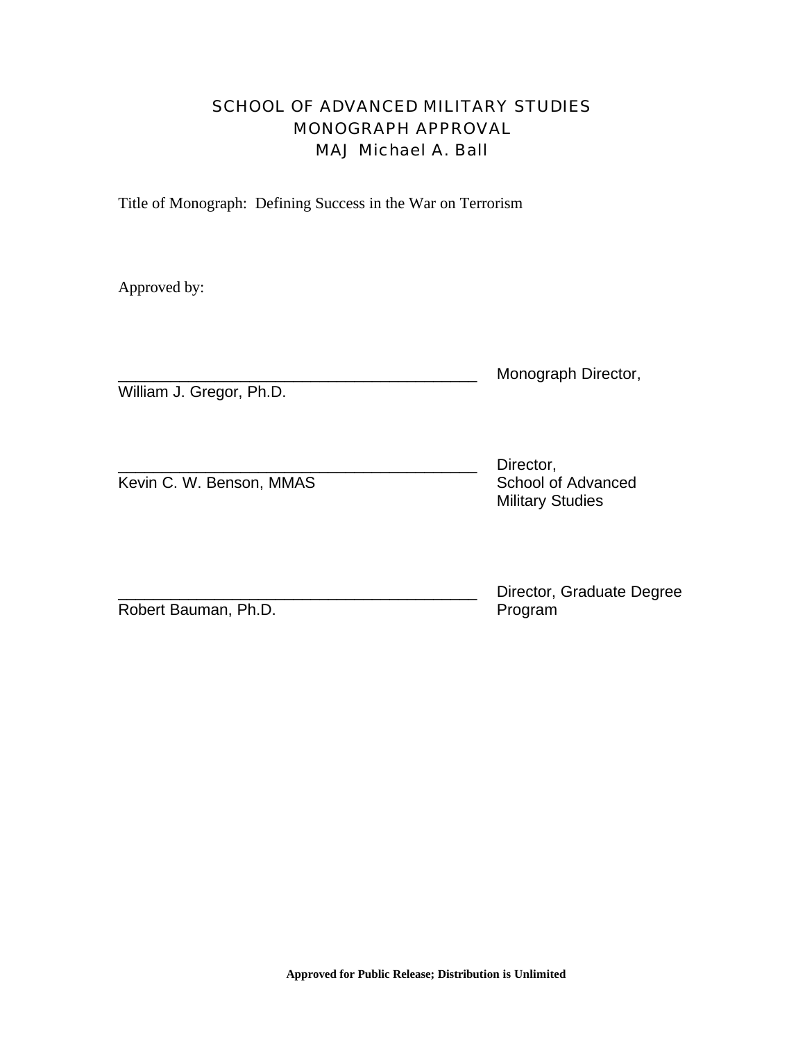# SCHOOL OF ADVANCED MILITARY STUDIES
## MONOGRAPH APPROVAL
### MAJ Michael A. Ball

Title of Monograph: Defining Success in the War on Terrorism

Approved by:

__________________________________________ Monograph Director,
William J. Gregor, Ph.D.

__________________________________________ Director,
Kevin C. W. Benson, MMAS School of Advanced Military Studies

__________________________________________ Director, Graduate Degree
Robert Bauman, Ph.D. Program

**Approved for Public Release; Distribution is Unlimited**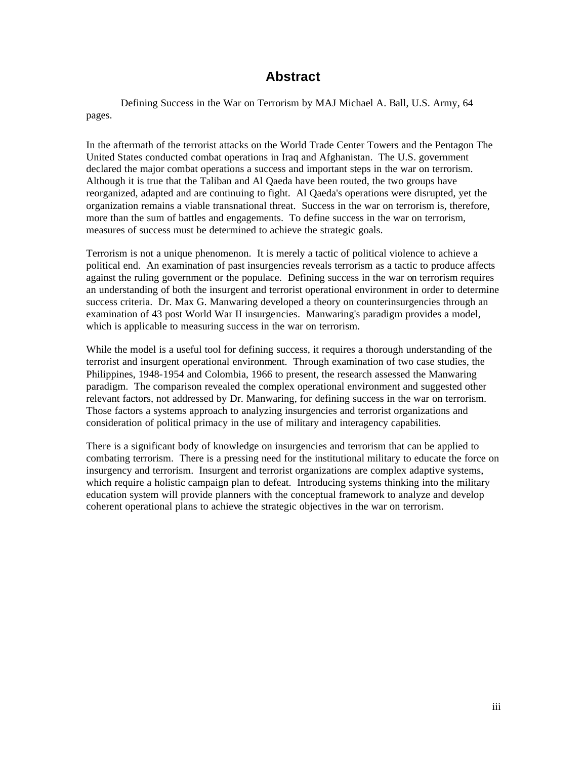# Abstract

Defining Success in the War on Terrorism by MAJ Michael A. Ball, U.S. Army, 64 pages.

In the aftermath of the terrorist attacks on the World Trade Center Towers and the Pentagon The United States conducted combat operations in Iraq and Afghanistan. The U.S. government declared the major combat operations a success and important steps in the war on terrorism. Although it is true that the Taliban and Al Qaeda have been routed, the two groups have reorganized, adapted and are continuing to fight. Al Qaeda's operations were disrupted, yet the organization remains a viable transnational threat. Success in the war on terrorism is, therefore, more than the sum of battles and engagements. To define success in the war on terrorism, measures of success must be determined to achieve the strategic goals.

Terrorism is not a unique phenomenon. It is merely a tactic of political violence to achieve a political end. An examination of past insurgencies reveals terrorism as a tactic to produce affects against the ruling government or the populace. Defining success in the war on terrorism requires an understanding of both the insurgent and terrorist operational environment in order to determine success criteria. Dr. Max G. Manwaring developed a theory on counterinsurgencies through an examination of 43 post World War II insurgencies. Manwaring's paradigm provides a model, which is applicable to measuring success in the war on terrorism.

While the model is a useful tool for defining success, it requires a thorough understanding of the terrorist and insurgent operational environment. Through examination of two case studies, the Philippines, 1948-1954 and Colombia, 1966 to present, the research assessed the Manwaring paradigm. The comparison revealed the complex operational environment and suggested other relevant factors, not addressed by Dr. Manwaring, for defining success in the war on terrorism. Those factors a systems approach to analyzing insurgencies and terrorist organizations and consideration of political primacy in the use of military and interagency capabilities.

There is a significant body of knowledge on insurgencies and terrorism that can be applied to combating terrorism. There is a pressing need for the institutional military to educate the force on insurgency and terrorism. Insurgent and terrorist organizations are complex adaptive systems, which require a holistic campaign plan to defeat. Introducing systems thinking into the military education system will provide planners with the conceptual framework to analyze and develop coherent operational plans to achieve the strategic objectives in the war on terrorism.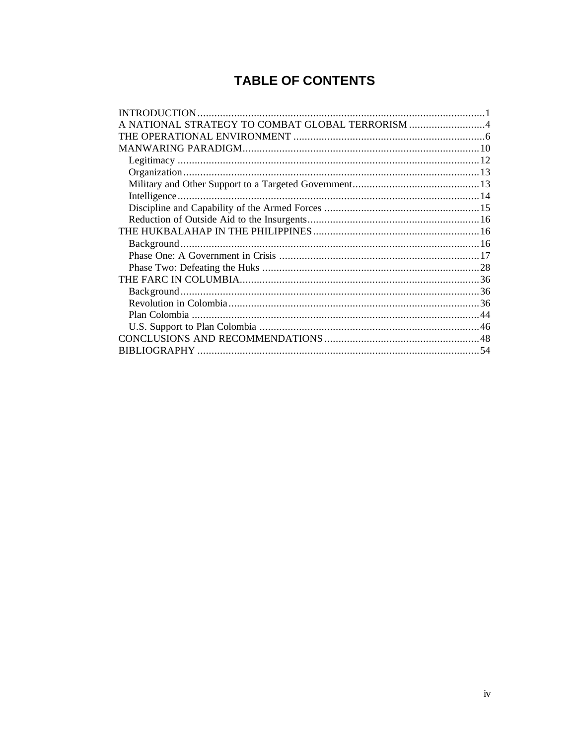# TABLE OF CONTENTS

INTRODUCTION ........................................................................................................1
A NATIONAL STRATEGY TO COMBAT GLOBAL TERRORISM ...........................4
THE OPERATIONAL ENVIRONMENT ....................................................................6
MANWARING PARADIGM.....................................................................................10
- Legitimacy ...........................................................................................................12
- Organization.........................................................................................................13
- Military and Other Support to a Targeted Government.............................................13
- Intelligence...........................................................................................................14
- Discipline and Capability of the Armed Forces .......................................................15
- Reduction of Outside Aid to the Insurgents.............................................................16

THE HUKBALAHAP IN THE PHILIPPINES...........................................................16
- Background..........................................................................................................16
- Phase One: A Government in Crisis .......................................................................17
- Phase Two: Defeating the Huks .............................................................................28

THE FARC IN COLUMBIA.....................................................................................36
- Background..........................................................................................................36
- Revolution in Colombia..........................................................................................36
- Plan Colombia ......................................................................................................44
- U.S. Support to Plan Colombia ..............................................................................46

CONCLUSIONS AND RECOMMENDATIONS .......................................................48
BIBLIOGRAPHY .....................................................................................................54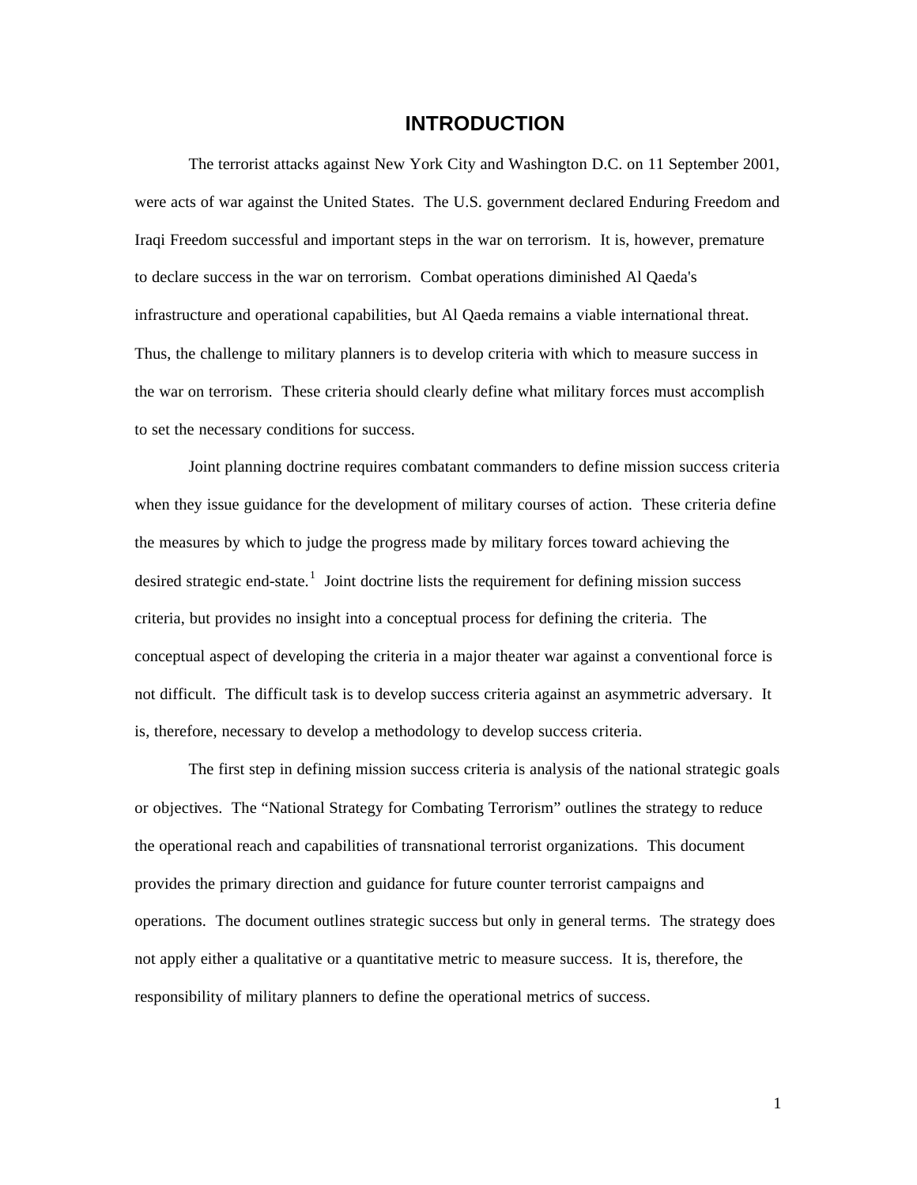# INTRODUCTION

The terrorist attacks against New York City and Washington D.C. on 11 September 2001, were acts of war against the United States. The U.S. government declared Enduring Freedom and Iraqi Freedom successful and important steps in the war on terrorism. It is, however, premature to declare success in the war on terrorism. Combat operations diminished Al Qaeda's infrastructure and operational capabilities, but Al Qaeda remains a viable international threat. Thus, the challenge to military planners is to develop criteria with which to measure success in the war on terrorism. These criteria should clearly define what military forces must accomplish to set the necessary conditions for success.

Joint planning doctrine requires combatant commanders to define mission success criteria when they issue guidance for the development of military courses of action. These criteria define the measures by which to judge the progress made by military forces toward achieving the desired strategic end-state.[1] Joint doctrine lists the requirement for defining mission success criteria, but provides no insight into a conceptual process for defining the criteria. The conceptual aspect of developing the criteria in a major theater war against a conventional force is not difficult. The difficult task is to develop success criteria against an asymmetric adversary. It is, therefore, necessary to develop a methodology to develop success criteria.

The first step in defining mission success criteria is analysis of the national strategic goals or objectives. The "National Strategy for Combating Terrorism" outlines the strategy to reduce the operational reach and capabilities of transnational terrorist organizations. This document provides the primary direction and guidance for future counter terrorist campaigns and operations. The document outlines strategic success but only in general terms. The strategy does not apply either a qualitative or a quantitative metric to measure success. It is, therefore, the responsibility of military planners to define the operational metrics of success.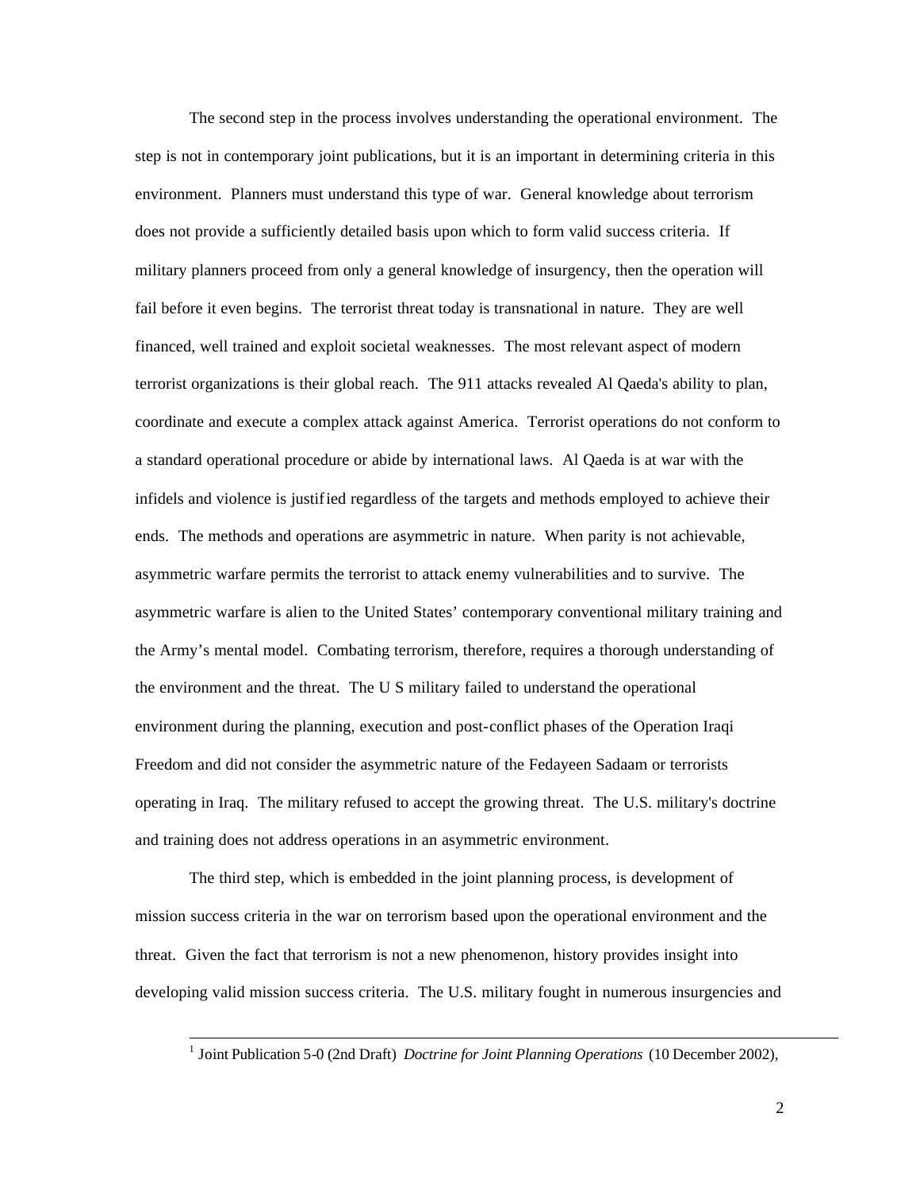The second step in the process involves understanding the operational environment. The step is not in contemporary joint publications, but it is an important in determining criteria in this environment. Planners must understand this type of war. General knowledge about terrorism does not provide a sufficiently detailed basis upon which to form valid success criteria. If military planners proceed from only a general knowledge of insurgency, then the operation will fail before it even begins. The terrorist threat today is transnational in nature. They are well financed, well trained and exploit societal weaknesses. The most relevant aspect of modern terrorist organizations is their global reach. The 911 attacks revealed Al Qaeda's ability to plan, coordinate and execute a complex attack against America. Terrorist operations do not conform to a standard operational procedure or abide by international laws. Al Qaeda is at war with the infidels and violence is justified regardless of the targets and methods employed to achieve their ends. The methods and operations are asymmetric in nature. When parity is not achievable, asymmetric warfare permits the terrorist to attack enemy vulnerabilities and to survive. The asymmetric warfare is alien to the United States' contemporary conventional military training and the Army's mental model. Combating terrorism, therefore, requires a thorough understanding of the environment and the threat. The U S military failed to understand the operational environment during the planning, execution and post-conflict phases of the Operation Iraqi Freedom and did not consider the asymmetric nature of the Fedayeen Sadaam or terrorists operating in Iraq. The military refused to accept the growing threat. The U.S. military's doctrine and training does not address operations in an asymmetric environment.

The third step, which is embedded in the joint planning process, is development of mission success criteria in the war on terrorism based upon the operational environment and the threat. Given the fact that terrorism is not a new phenomenon, history provides insight into developing valid mission success criteria. The U.S. military fought in numerous insurgencies and

---

[1] Joint Publication 5-0 (2nd Draft) *Doctrine for Joint Planning Operations* (10 December 2002),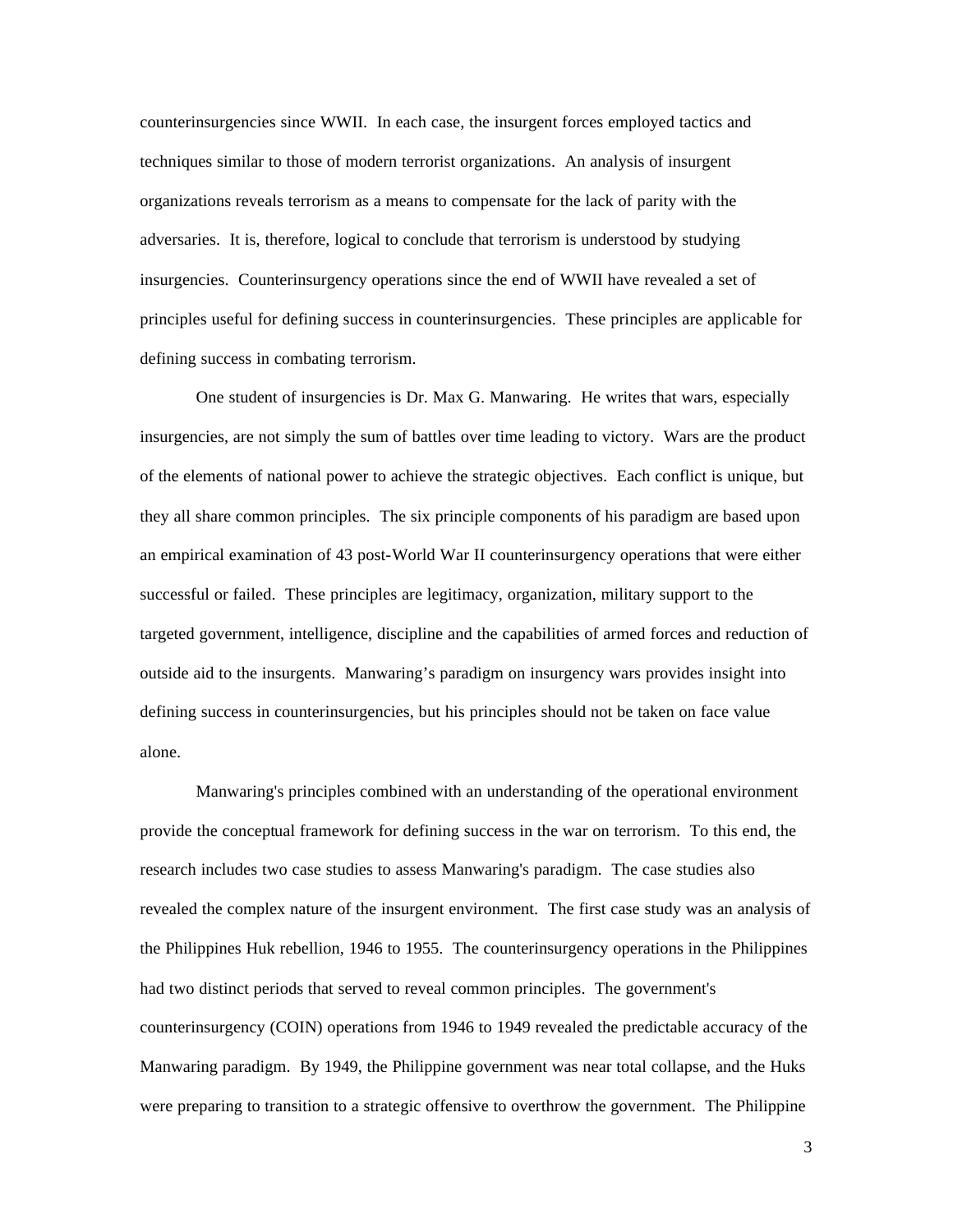counterinsurgencies since WWII. In each case, the insurgent forces employed tactics and techniques similar to those of modern terrorist organizations. An analysis of insurgent organizations reveals terrorism as a means to compensate for the lack of parity with the adversaries. It is, therefore, logical to conclude that terrorism is understood by studying insurgencies. Counterinsurgency operations since the end of WWII have revealed a set of principles useful for defining success in counterinsurgencies. These principles are applicable for defining success in combating terrorism.

One student of insurgencies is Dr. Max G. Manwaring. He writes that wars, especially insurgencies, are not simply the sum of battles over time leading to victory. Wars are the product of the elements of national power to achieve the strategic objectives. Each conflict is unique, but they all share common principles. The six principle components of his paradigm are based upon an empirical examination of 43 post-World War II counterinsurgency operations that were either successful or failed. These principles are legitimacy, organization, military support to the targeted government, intelligence, discipline and the capabilities of armed forces and reduction of outside aid to the insurgents. Manwaring's paradigm on insurgency wars provides insight into defining success in counterinsurgencies, but his principles should not be taken on face value alone.

Manwaring's principles combined with an understanding of the operational environment provide the conceptual framework for defining success in the war on terrorism. To this end, the research includes two case studies to assess Manwaring's paradigm. The case studies also revealed the complex nature of the insurgent environment. The first case study was an analysis of the Philippines Huk rebellion, 1946 to 1955. The counterinsurgency operations in the Philippines had two distinct periods that served to reveal common principles. The government's counterinsurgency (COIN) operations from 1946 to 1949 revealed the predictable accuracy of the Manwaring paradigm. By 1949, the Philippine government was near total collapse, and the Huks were preparing to transition to a strategic offensive to overthrow the government. The Philippine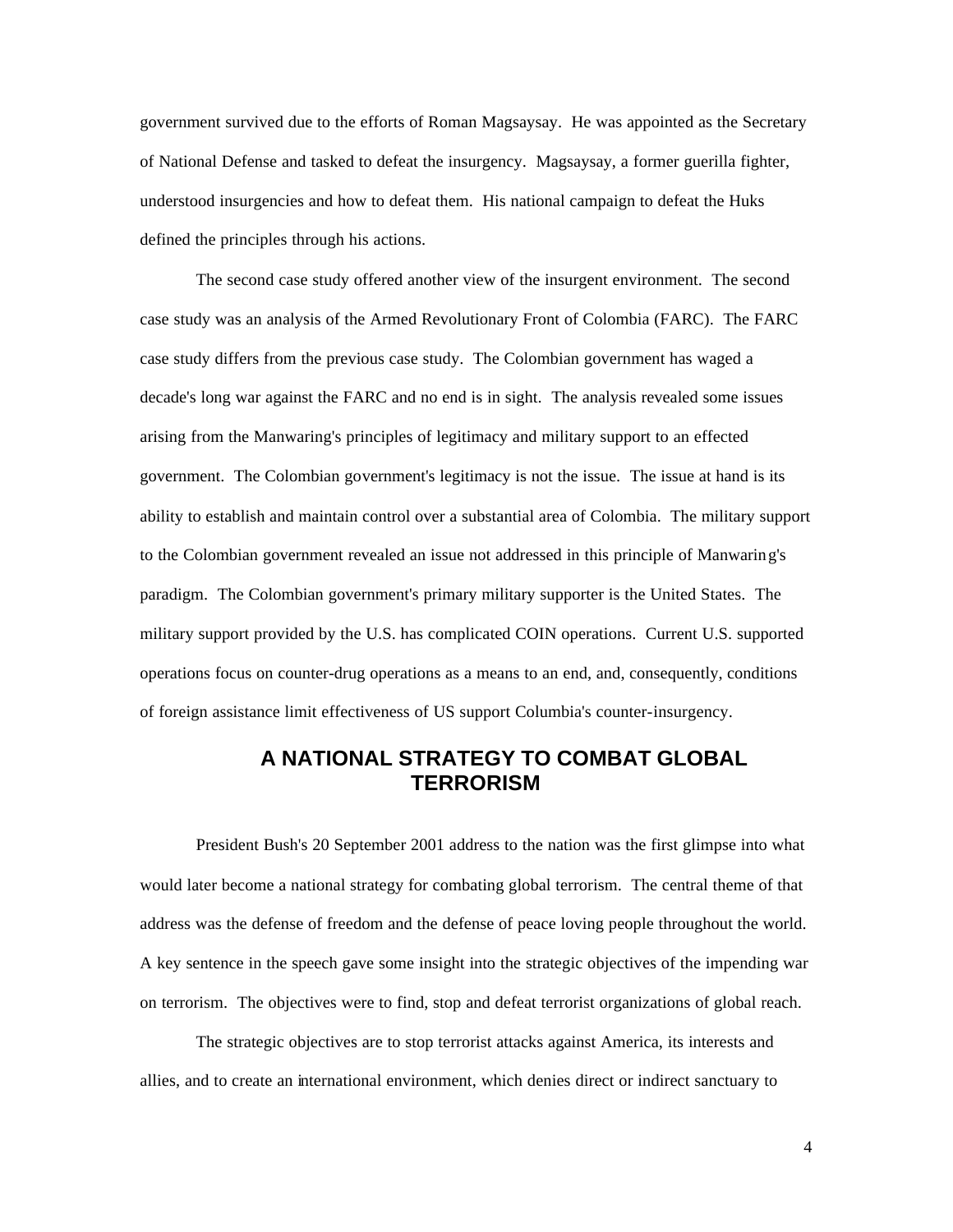government survived due to the efforts of Roman Magsaysay. He was appointed as the Secretary of National Defense and tasked to defeat the insurgency. Magsaysay, a former guerilla fighter, understood insurgencies and how to defeat them. His national campaign to defeat the Huks defined the principles through his actions.

The second case study offered another view of the insurgent environment. The second case study was an analysis of the Armed Revolutionary Front of Colombia (FARC). The FARC case study differs from the previous case study. The Colombian government has waged a decade's long war against the FARC and no end is in sight. The analysis revealed some issues arising from the Manwaring's principles of legitimacy and military support to an effected government. The Colombian government's legitimacy is not the issue. The issue at hand is its ability to establish and maintain control over a substantial area of Colombia. The military support to the Colombian government revealed an issue not addressed in this principle of Manwaring's paradigm. The Colombian government's primary military supporter is the United States. The military support provided by the U.S. has complicated COIN operations. Current U.S. supported operations focus on counter-drug operations as a means to an end, and, consequently, conditions of foreign assistance limit effectiveness of US support Columbia's counter-insurgency.

## A NATIONAL STRATEGY TO COMBAT GLOBAL TERRORISM

President Bush's 20 September 2001 address to the nation was the first glimpse into what would later become a national strategy for combating global terrorism. The central theme of that address was the defense of freedom and the defense of peace loving people throughout the world. A key sentence in the speech gave some insight into the strategic objectives of the impending war on terrorism. The objectives were to find, stop and defeat terrorist organizations of global reach.

The strategic objectives are to stop terrorist attacks against America, its interests and allies, and to create an international environment, which denies direct or indirect sanctuary to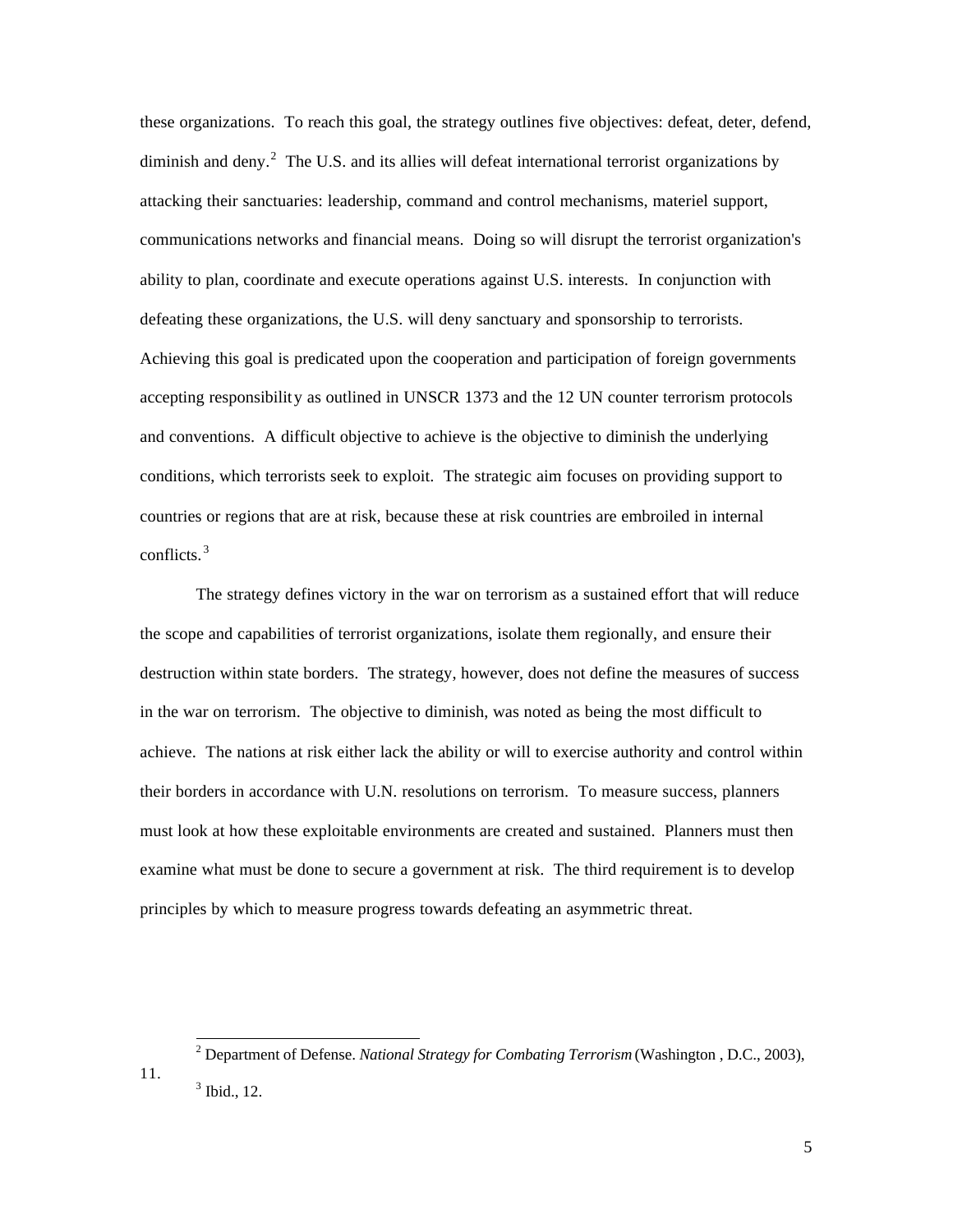these organizations. To reach this goal, the strategy outlines five objectives: defeat, deter, defend, diminish and deny.[2] The U.S. and its allies will defeat international terrorist organizations by attacking their sanctuaries: leadership, command and control mechanisms, materiel support, communications networks and financial means. Doing so will disrupt the terrorist organization's ability to plan, coordinate and execute operations against U.S. interests. In conjunction with defeating these organizations, the U.S. will deny sanctuary and sponsorship to terrorists. Achieving this goal is predicated upon the cooperation and participation of foreign governments accepting responsibility as outlined in UNSCR 1373 and the 12 UN counter terrorism protocols and conventions. A difficult objective to achieve is the objective to diminish the underlying conditions, which terrorists seek to exploit. The strategic aim focuses on providing support to countries or regions that are at risk, because these at risk countries are embroiled in internal conflicts.[3]

The strategy defines victory in the war on terrorism as a sustained effort that will reduce the scope and capabilities of terrorist organizations, isolate them regionally, and ensure their destruction within state borders. The strategy, however, does not define the measures of success in the war on terrorism. The objective to diminish, was noted as being the most difficult to achieve. The nations at risk either lack the ability or will to exercise authority and control within their borders in accordance with U.N. resolutions on terrorism. To measure success, planners must look at how these exploitable environments are created and sustained. Planners must then examine what must be done to secure a government at risk. The third requirement is to develop principles by which to measure progress towards defeating an asymmetric threat.

---

[2] Department of Defense. *National Strategy for Combating Terrorism* (Washington , D.C., 2003), 11.

[3] Ibid., 12.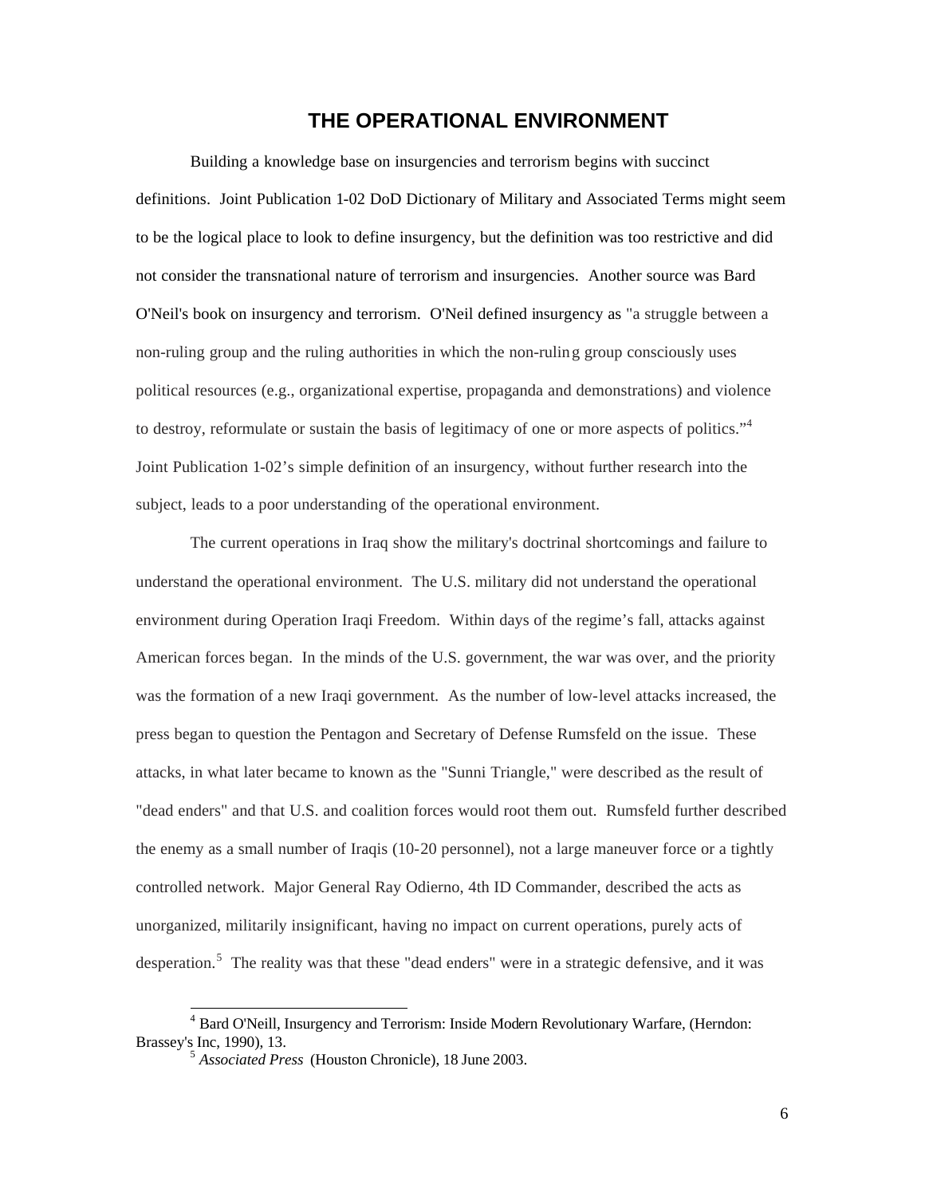## THE OPERATIONAL ENVIRONMENT

Building a knowledge base on insurgencies and terrorism begins with succinct definitions. Joint Publication 1-02 DoD Dictionary of Military and Associated Terms might seem to be the logical place to look to define insurgency, but the definition was too restrictive and did not consider the transnational nature of terrorism and insurgencies. Another source was Bard O'Neil's book on insurgency and terrorism. O'Neil defined insurgency as "a struggle between a non-ruling group and the ruling authorities in which the non-ruling group consciously uses political resources (e.g., organizational expertise, propaganda and demonstrations) and violence to destroy, reformulate or sustain the basis of legitimacy of one or more aspects of politics."[4] Joint Publication 1-02's simple definition of an insurgency, without further research into the subject, leads to a poor understanding of the operational environment.

The current operations in Iraq show the military's doctrinal shortcomings and failure to understand the operational environment. The U.S. military did not understand the operational environment during Operation Iraqi Freedom. Within days of the regime's fall, attacks against American forces began. In the minds of the U.S. government, the war was over, and the priority was the formation of a new Iraqi government. As the number of low-level attacks increased, the press began to question the Pentagon and Secretary of Defense Rumsfeld on the issue. These attacks, in what later became to known as the "Sunni Triangle," were described as the result of "dead enders" and that U.S. and coalition forces would root them out. Rumsfeld further described the enemy as a small number of Iraqis (10-20 personnel), not a large maneuver force or a tightly controlled network. Major General Ray Odierno, 4th ID Commander, described the acts as unorganized, militarily insignificant, having no impact on current operations, purely acts of desperation.[5] The reality was that these "dead enders" were in a strategic defensive, and it was

[4] Bard O'Neill, Insurgency and Terrorism: Inside Modern Revolutionary Warfare, (Herndon: Brassey's Inc, 1990), 13.

[5] *Associated Press* (Houston Chronicle), 18 June 2003.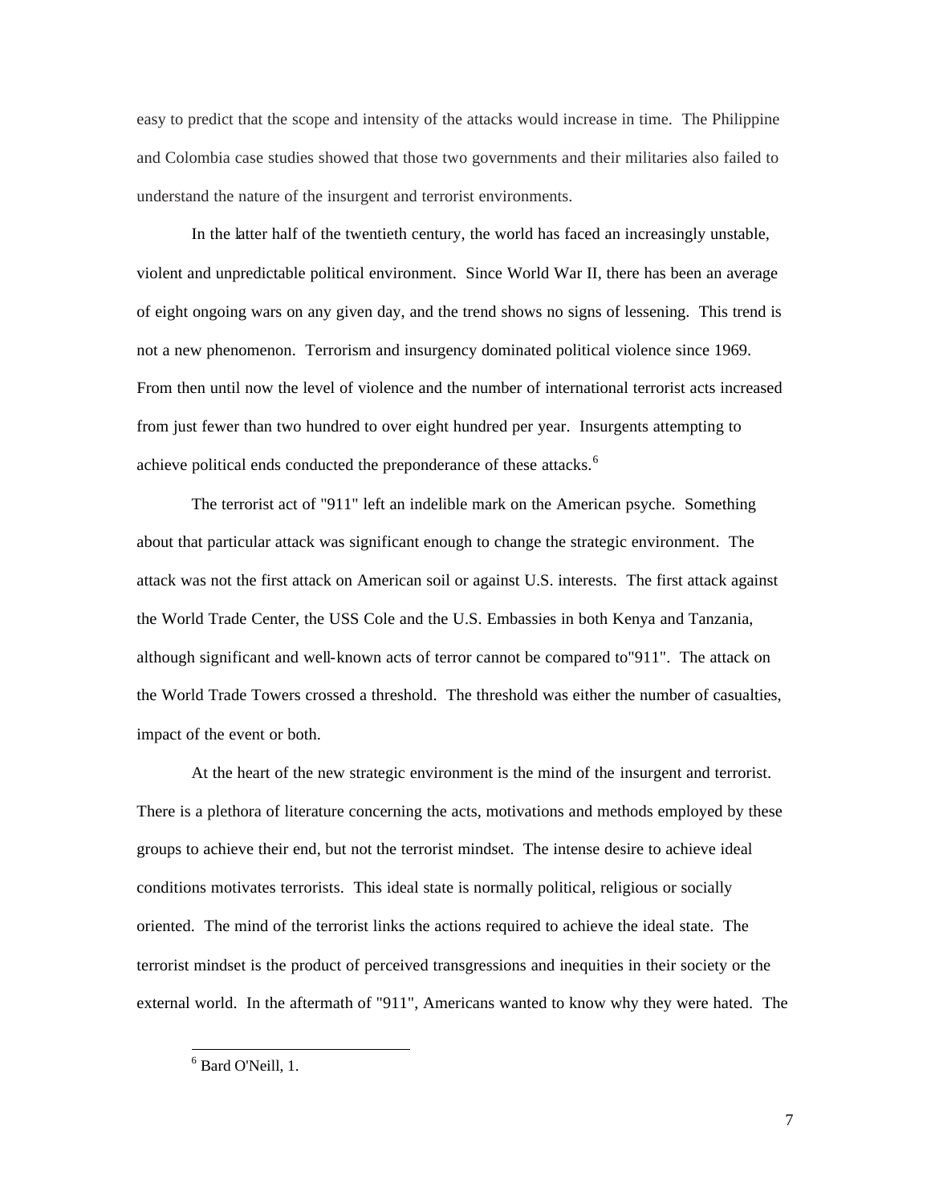easy to predict that the scope and intensity of the attacks would increase in time. The Philippine and Colombia case studies showed that those two governments and their militaries also failed to understand the nature of the insurgent and terrorist environments.

In the latter half of the twentieth century, the world has faced an increasingly unstable, violent and unpredictable political environment. Since World War II, there has been an average of eight ongoing wars on any given day, and the trend shows no signs of lessening. This trend is not a new phenomenon. Terrorism and insurgency dominated political violence since 1969. From then until now the level of violence and the number of international terrorist acts increased from just fewer than two hundred to over eight hundred per year. Insurgents attempting to achieve political ends conducted the preponderance of these attacks.[6]

The terrorist act of "911" left an indelible mark on the American psyche. Something about that particular attack was significant enough to change the strategic environment. The attack was not the first attack on American soil or against U.S. interests. The first attack against the World Trade Center, the USS Cole and the U.S. Embassies in both Kenya and Tanzania, although significant and well-known acts of terror cannot be compared to"911". The attack on the World Trade Towers crossed a threshold. The threshold was either the number of casualties, impact of the event or both.

At the heart of the new strategic environment is the mind of the insurgent and terrorist. There is a plethora of literature concerning the acts, motivations and methods employed by these groups to achieve their end, but not the terrorist mindset. The intense desire to achieve ideal conditions motivates terrorists. This ideal state is normally political, religious or socially oriented. The mind of the terrorist links the actions required to achieve the ideal state. The terrorist mindset is the product of perceived transgressions and inequities in their society or the external world. In the aftermath of "911", Americans wanted to know why they were hated. The

[6] Bard O'Neill, 1.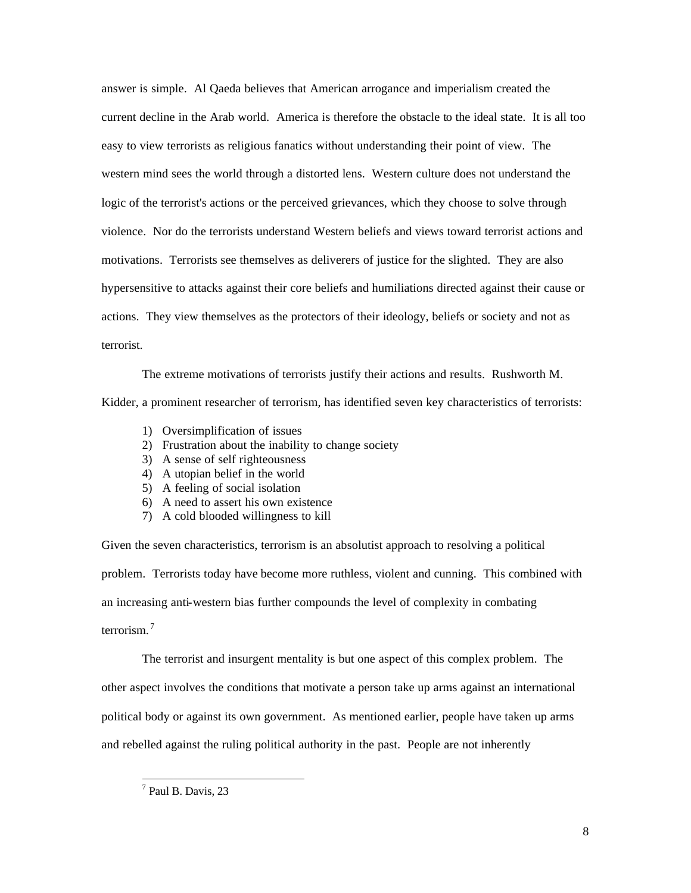answer is simple. Al Qaeda believes that American arrogance and imperialism created the current decline in the Arab world. America is therefore the obstacle to the ideal state. It is all too easy to view terrorists as religious fanatics without understanding their point of view. The western mind sees the world through a distorted lens. Western culture does not understand the logic of the terrorist's actions or the perceived grievances, which they choose to solve through violence. Nor do the terrorists understand Western beliefs and views toward terrorist actions and motivations. Terrorists see themselves as deliverers of justice for the slighted. They are also hypersensitive to attacks against their core beliefs and humiliations directed against their cause or actions. They view themselves as the protectors of their ideology, beliefs or society and not as terrorist.

The extreme motivations of terrorists justify their actions and results. Rushworth M. Kidder, a prominent researcher of terrorism, has identified seven key characteristics of terrorists:

1) Oversimplification of issues
2) Frustration about the inability to change society
3) A sense of self righteousness
4) A utopian belief in the world
5) A feeling of social isolation
6) A need to assert his own existence
7) A cold blooded willingness to kill

Given the seven characteristics, terrorism is an absolutist approach to resolving a political problem. Terrorists today have become more ruthless, violent and cunning. This combined with an increasing anti-western bias further compounds the level of complexity in combating terrorism.[7]

The terrorist and insurgent mentality is but one aspect of this complex problem. The other aspect involves the conditions that motivate a person take up arms against an international political body or against its own government. As mentioned earlier, people have taken up arms and rebelled against the ruling political authority in the past. People are not inherently

[7] Paul B. Davis, 23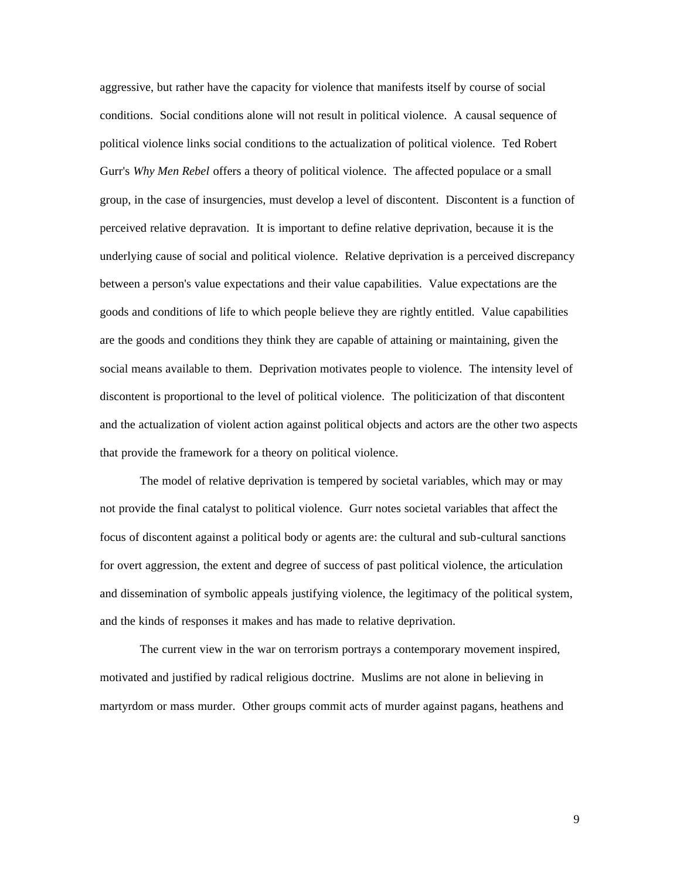aggressive, but rather have the capacity for violence that manifests itself by course of social conditions. Social conditions alone will not result in political violence. A causal sequence of political violence links social conditions to the actualization of political violence. Ted Robert Gurr's *Why Men Rebel* offers a theory of political violence. The affected populace or a small group, in the case of insurgencies, must develop a level of discontent. Discontent is a function of perceived relative depravation. It is important to define relative deprivation, because it is the underlying cause of social and political violence. Relative deprivation is a perceived discrepancy between a person's value expectations and their value capabilities. Value expectations are the goods and conditions of life to which people believe they are rightly entitled. Value capabilities are the goods and conditions they think they are capable of attaining or maintaining, given the social means available to them. Deprivation motivates people to violence. The intensity level of discontent is proportional to the level of political violence. The politicization of that discontent and the actualization of violent action against political objects and actors are the other two aspects that provide the framework for a theory on political violence.

The model of relative deprivation is tempered by societal variables, which may or may not provide the final catalyst to political violence. Gurr notes societal variables that affect the focus of discontent against a political body or agents are: the cultural and sub-cultural sanctions for overt aggression, the extent and degree of success of past political violence, the articulation and dissemination of symbolic appeals justifying violence, the legitimacy of the political system, and the kinds of responses it makes and has made to relative deprivation.

The current view in the war on terrorism portrays a contemporary movement inspired, motivated and justified by radical religious doctrine. Muslims are not alone in believing in martyrdom or mass murder. Other groups commit acts of murder against pagans, heathens and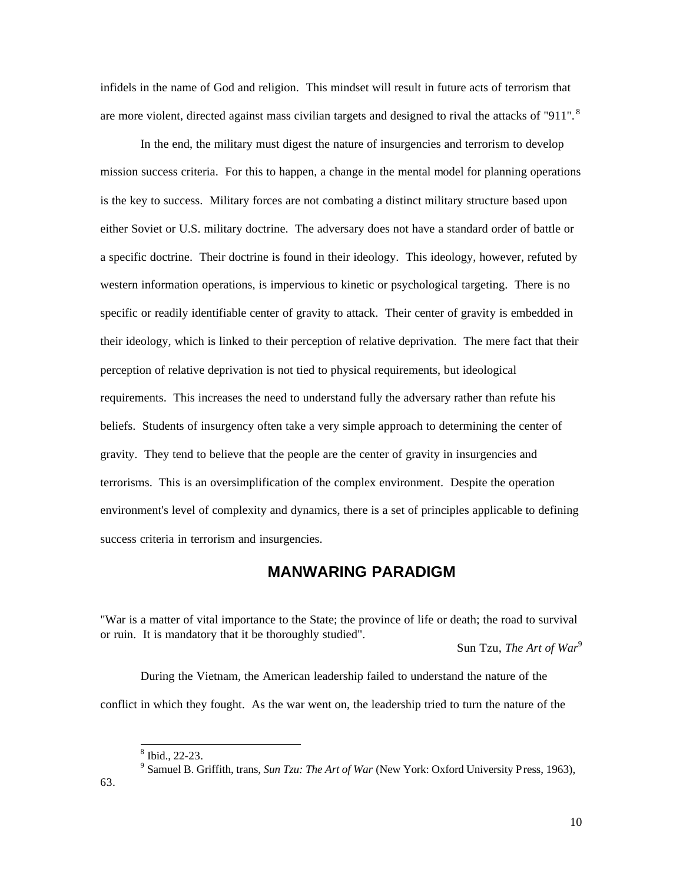infidels in the name of God and religion. This mindset will result in future acts of terrorism that are more violent, directed against mass civilian targets and designed to rival the attacks of "911".[8]

In the end, the military must digest the nature of insurgencies and terrorism to develop mission success criteria. For this to happen, a change in the mental model for planning operations is the key to success. Military forces are not combating a distinct military structure based upon either Soviet or U.S. military doctrine. The adversary does not have a standard order of battle or a specific doctrine. Their doctrine is found in their ideology. This ideology, however, refuted by western information operations, is impervious to kinetic or psychological targeting. There is no specific or readily identifiable center of gravity to attack. Their center of gravity is embedded in their ideology, which is linked to their perception of relative deprivation. The mere fact that their perception of relative deprivation is not tied to physical requirements, but ideological requirements. This increases the need to understand fully the adversary rather than refute his beliefs. Students of insurgency often take a very simple approach to determining the center of gravity. They tend to believe that the people are the center of gravity in insurgencies and terrorisms. This is an oversimplification of the complex environment. Despite the operation environment's level of complexity and dynamics, there is a set of principles applicable to defining success criteria in terrorism and insurgencies.

## MANWARING PARADIGM

"War is a matter of vital importance to the State; the province of life or death; the road to survival or ruin. It is mandatory that it be thoroughly studied".

Sun Tzu, *The Art of War*[9]

During the Vietnam, the American leadership failed to understand the nature of the conflict in which they fought. As the war went on, the leadership tried to turn the nature of the

---

[8] Ibid., 22-23.

[9] Samuel B. Griffith, trans, *Sun Tzu: The Art of War* (New York: Oxford University Press, 1963), 63.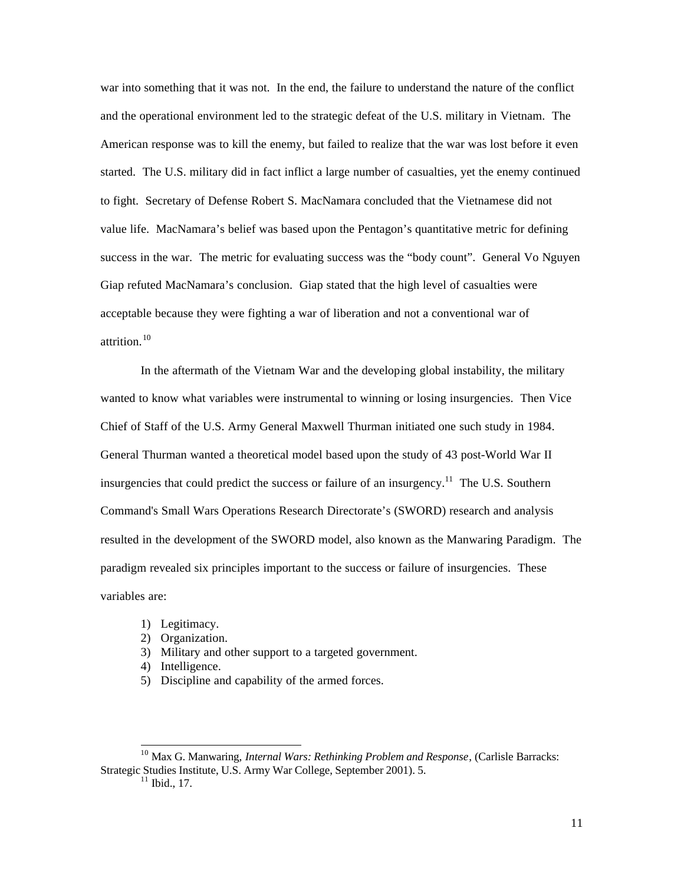war into something that it was not. In the end, the failure to understand the nature of the conflict and the operational environment led to the strategic defeat of the U.S. military in Vietnam. The American response was to kill the enemy, but failed to realize that the war was lost before it even started. The U.S. military did in fact inflict a large number of casualties, yet the enemy continued to fight. Secretary of Defense Robert S. MacNamara concluded that the Vietnamese did not value life. MacNamara's belief was based upon the Pentagon's quantitative metric for defining success in the war. The metric for evaluating success was the "body count". General Vo Nguyen Giap refuted MacNamara's conclusion. Giap stated that the high level of casualties were acceptable because they were fighting a war of liberation and not a conventional war of attrition.[10]

In the aftermath of the Vietnam War and the developing global instability, the military wanted to know what variables were instrumental to winning or losing insurgencies. Then Vice Chief of Staff of the U.S. Army General Maxwell Thurman initiated one such study in 1984. General Thurman wanted a theoretical model based upon the study of 43 post-World War II insurgencies that could predict the success or failure of an insurgency.[11] The U.S. Southern Command's Small Wars Operations Research Directorate's (SWORD) research and analysis resulted in the development of the SWORD model, also known as the Manwaring Paradigm. The paradigm revealed six principles important to the success or failure of insurgencies. These variables are:

1) Legitimacy.
2) Organization.
3) Military and other support to a targeted government.
4) Intelligence.
5) Discipline and capability of the armed forces.

---

[10] Max G. Manwaring, *Internal Wars: Rethinking Problem and Response*, (Carlisle Barracks: Strategic Studies Institute, U.S. Army War College, September 2001). 5.

[11] Ibid., 17.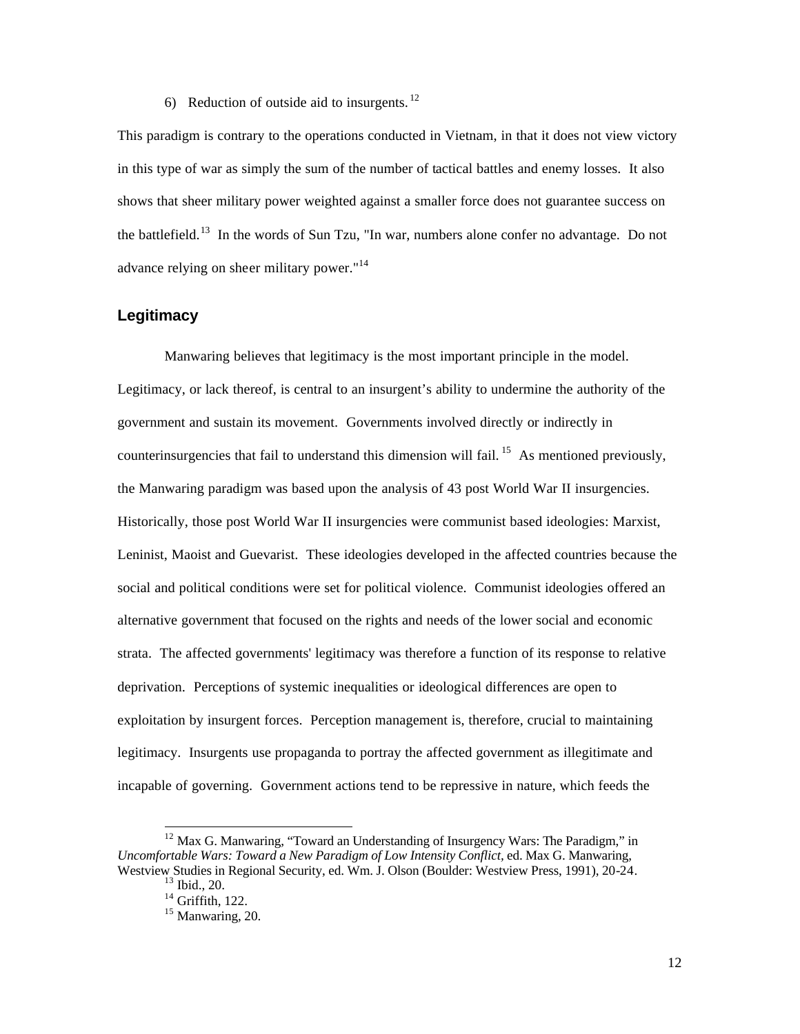6) Reduction of outside aid to insurgents.[12]

This paradigm is contrary to the operations conducted in Vietnam, in that it does not view victory in this type of war as simply the sum of the number of tactical battles and enemy losses. It also shows that sheer military power weighted against a smaller force does not guarantee success on the battlefield.[13] In the words of Sun Tzu, "In war, numbers alone confer no advantage. Do not advance relying on sheer military power."[14]

## Legitimacy

Manwaring believes that legitimacy is the most important principle in the model. Legitimacy, or lack thereof, is central to an insurgent's ability to undermine the authority of the government and sustain its movement. Governments involved directly or indirectly in counterinsurgencies that fail to understand this dimension will fail.[15] As mentioned previously, the Manwaring paradigm was based upon the analysis of 43 post World War II insurgencies. Historically, those post World War II insurgencies were communist based ideologies: Marxist, Leninist, Maoist and Guevarist. These ideologies developed in the affected countries because the social and political conditions were set for political violence. Communist ideologies offered an alternative government that focused on the rights and needs of the lower social and economic strata. The affected governments' legitimacy was therefore a function of its response to relative deprivation. Perceptions of systemic inequalities or ideological differences are open to exploitation by insurgent forces. Perception management is, therefore, crucial to maintaining legitimacy. Insurgents use propaganda to portray the affected government as illegitimate and incapable of governing. Government actions tend to be repressive in nature, which feeds the

---

[12] Max G. Manwaring, "Toward an Understanding of Insurgency Wars: The Paradigm," in *Uncomfortable Wars: Toward a New Paradigm of Low Intensity Conflict*, ed. Max G. Manwaring, Westview Studies in Regional Security, ed. Wm. J. Olson (Boulder: Westview Press, 1991), 20-24.

[13] Ibid., 20.

[14] Griffith, 122.

[15] Manwaring, 20.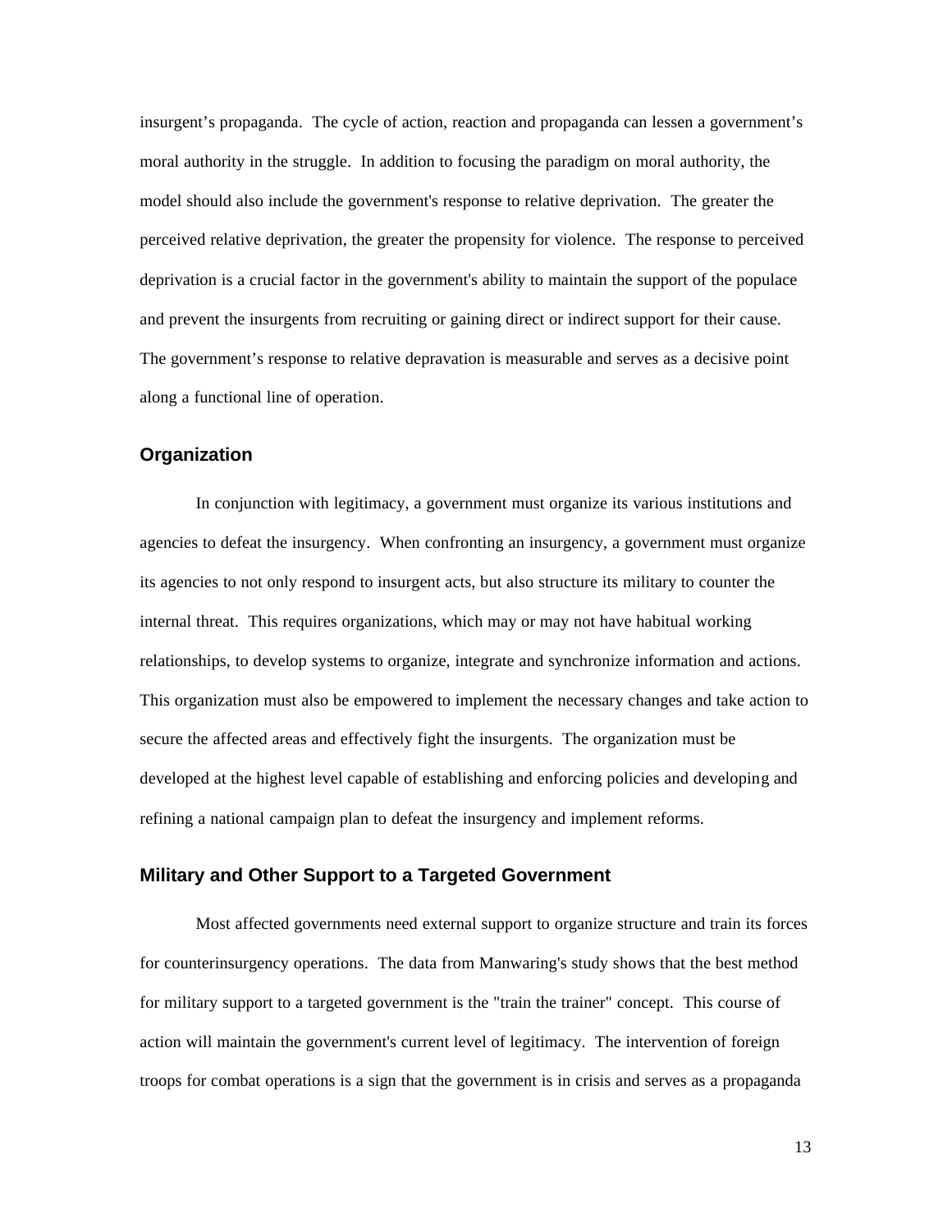insurgent's propaganda. The cycle of action, reaction and propaganda can lessen a government's moral authority in the struggle. In addition to focusing the paradigm on moral authority, the model should also include the government's response to relative deprivation. The greater the perceived relative deprivation, the greater the propensity for violence. The response to perceived deprivation is a crucial factor in the government's ability to maintain the support of the populace and prevent the insurgents from recruiting or gaining direct or indirect support for their cause. The government's response to relative depravation is measurable and serves as a decisive point along a functional line of operation.

### Organization

In conjunction with legitimacy, a government must organize its various institutions and agencies to defeat the insurgency. When confronting an insurgency, a government must organize its agencies to not only respond to insurgent acts, but also structure its military to counter the internal threat. This requires organizations, which may or may not have habitual working relationships, to develop systems to organize, integrate and synchronize information and actions. This organization must also be empowered to implement the necessary changes and take action to secure the affected areas and effectively fight the insurgents. The organization must be developed at the highest level capable of establishing and enforcing policies and developing and refining a national campaign plan to defeat the insurgency and implement reforms.

### Military and Other Support to a Targeted Government

Most affected governments need external support to organize structure and train its forces for counterinsurgency operations. The data from Manwaring's study shows that the best method for military support to a targeted government is the "train the trainer" concept. This course of action will maintain the government's current level of legitimacy. The intervention of foreign troops for combat operations is a sign that the government is in crisis and serves as a propaganda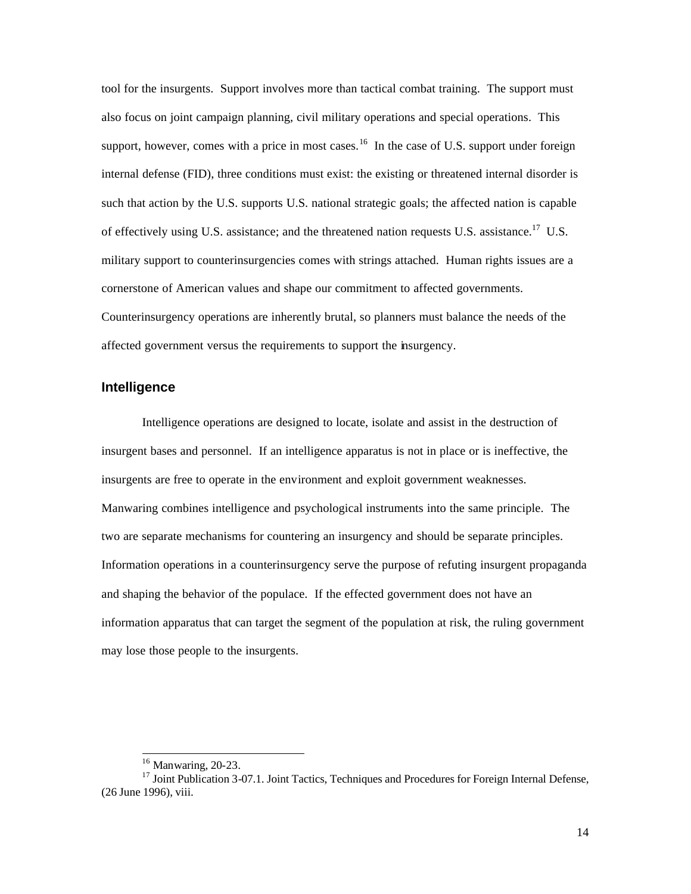tool for the insurgents. Support involves more than tactical combat training. The support must also focus on joint campaign planning, civil military operations and special operations. This support, however, comes with a price in most cases.[16] In the case of U.S. support under foreign internal defense (FID), three conditions must exist: the existing or threatened internal disorder is such that action by the U.S. supports U.S. national strategic goals; the affected nation is capable of effectively using U.S. assistance; and the threatened nation requests U.S. assistance.[17] U.S. military support to counterinsurgencies comes with strings attached. Human rights issues are a cornerstone of American values and shape our commitment to affected governments. Counterinsurgency operations are inherently brutal, so planners must balance the needs of the affected government versus the requirements to support the insurgency.

### Intelligence

Intelligence operations are designed to locate, isolate and assist in the destruction of insurgent bases and personnel. If an intelligence apparatus is not in place or is ineffective, the insurgents are free to operate in the environment and exploit government weaknesses. Manwaring combines intelligence and psychological instruments into the same principle. The two are separate mechanisms for countering an insurgency and should be separate principles. Information operations in a counterinsurgency serve the purpose of refuting insurgent propaganda and shaping the behavior of the populace. If the effected government does not have an information apparatus that can target the segment of the population at risk, the ruling government may lose those people to the insurgents.

---

[16] Manwaring, 20-23.

[17] Joint Publication 3-07.1. Joint Tactics, Techniques and Procedures for Foreign Internal Defense, (26 June 1996), viii.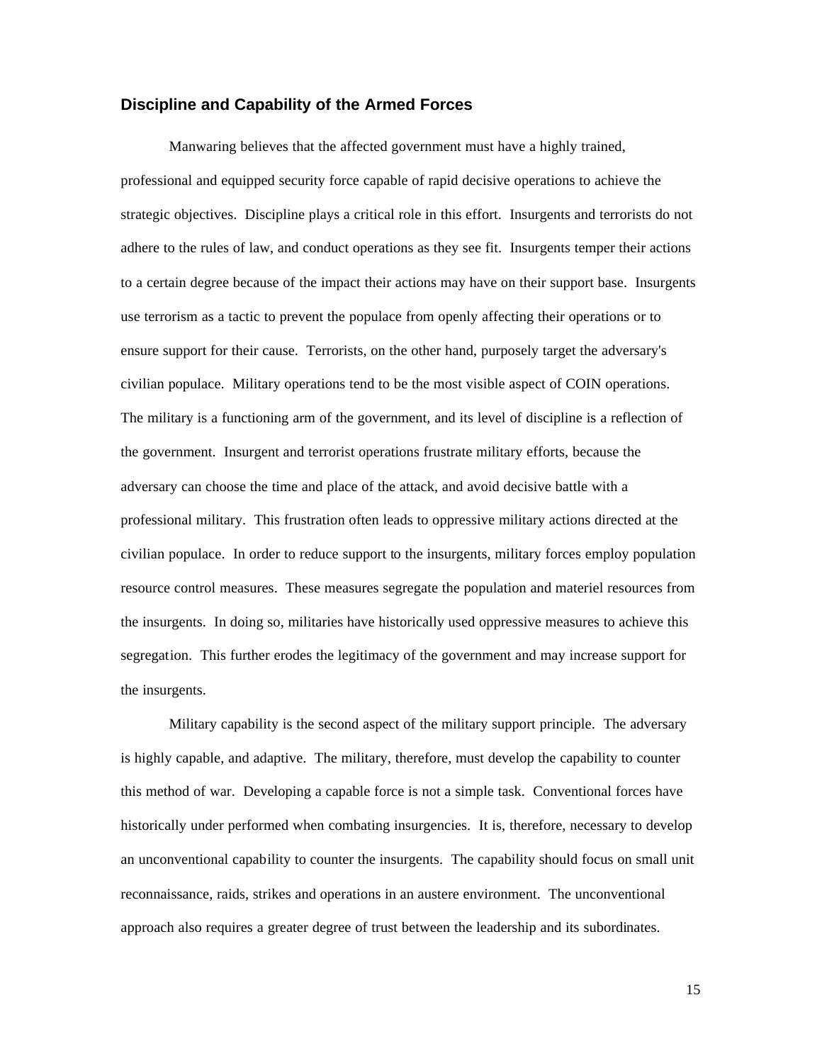## Discipline and Capability of the Armed Forces

Manwaring believes that the affected government must have a highly trained, professional and equipped security force capable of rapid decisive operations to achieve the strategic objectives. Discipline plays a critical role in this effort. Insurgents and terrorists do not adhere to the rules of law, and conduct operations as they see fit. Insurgents temper their actions to a certain degree because of the impact their actions may have on their support base. Insurgents use terrorism as a tactic to prevent the populace from openly affecting their operations or to ensure support for their cause. Terrorists, on the other hand, purposely target the adversary's civilian populace. Military operations tend to be the most visible aspect of COIN operations. The military is a functioning arm of the government, and its level of discipline is a reflection of the government. Insurgent and terrorist operations frustrate military efforts, because the adversary can choose the time and place of the attack, and avoid decisive battle with a professional military. This frustration often leads to oppressive military actions directed at the civilian populace. In order to reduce support to the insurgents, military forces employ population resource control measures. These measures segregate the population and materiel resources from the insurgents. In doing so, militaries have historically used oppressive measures to achieve this segregation. This further erodes the legitimacy of the government and may increase support for the insurgents.

Military capability is the second aspect of the military support principle. The adversary is highly capable, and adaptive. The military, therefore, must develop the capability to counter this method of war. Developing a capable force is not a simple task. Conventional forces have historically under performed when combating insurgencies. It is, therefore, necessary to develop an unconventional capability to counter the insurgents. The capability should focus on small unit reconnaissance, raids, strikes and operations in an austere environment. The unconventional approach also requires a greater degree of trust between the leadership and its subordinates.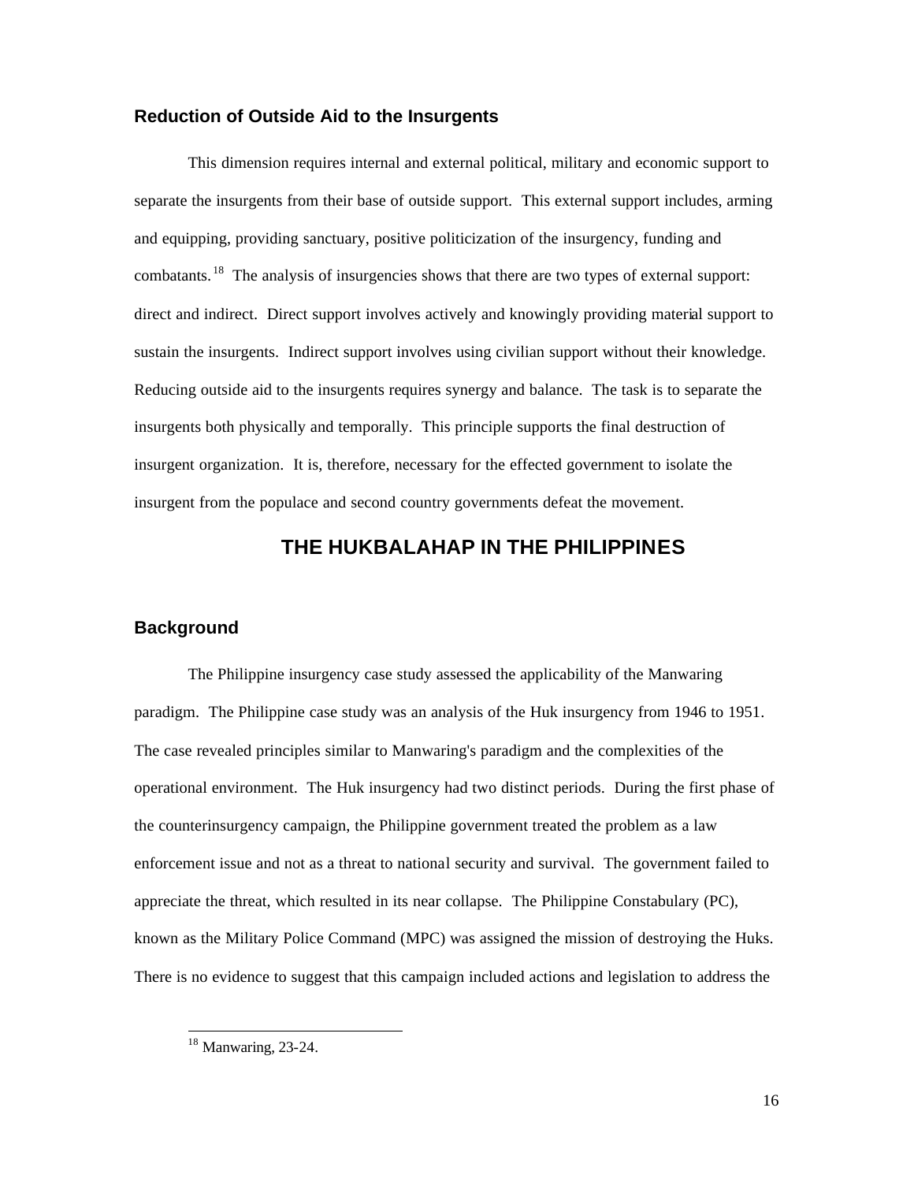### Reduction of Outside Aid to the Insurgents

This dimension requires internal and external political, military and economic support to separate the insurgents from their base of outside support. This external support includes, arming and equipping, providing sanctuary, positive politicization of the insurgency, funding and combatants.[18] The analysis of insurgencies shows that there are two types of external support: direct and indirect. Direct support involves actively and knowingly providing material support to sustain the insurgents. Indirect support involves using civilian support without their knowledge. Reducing outside aid to the insurgents requires synergy and balance. The task is to separate the insurgents both physically and temporally. This principle supports the final destruction of insurgent organization. It is, therefore, necessary for the effected government to isolate the insurgent from the populace and second country governments defeat the movement.

## THE HUKBALAHAP IN THE PHILIPPINES

### Background

The Philippine insurgency case study assessed the applicability of the Manwaring paradigm. The Philippine case study was an analysis of the Huk insurgency from 1946 to 1951. The case revealed principles similar to Manwaring's paradigm and the complexities of the operational environment. The Huk insurgency had two distinct periods. During the first phase of the counterinsurgency campaign, the Philippine government treated the problem as a law enforcement issue and not as a threat to national security and survival. The government failed to appreciate the threat, which resulted in its near collapse. The Philippine Constabulary (PC), known as the Military Police Command (MPC) was assigned the mission of destroying the Huks. There is no evidence to suggest that this campaign included actions and legislation to address the

---

[18] Manwaring, 23-24.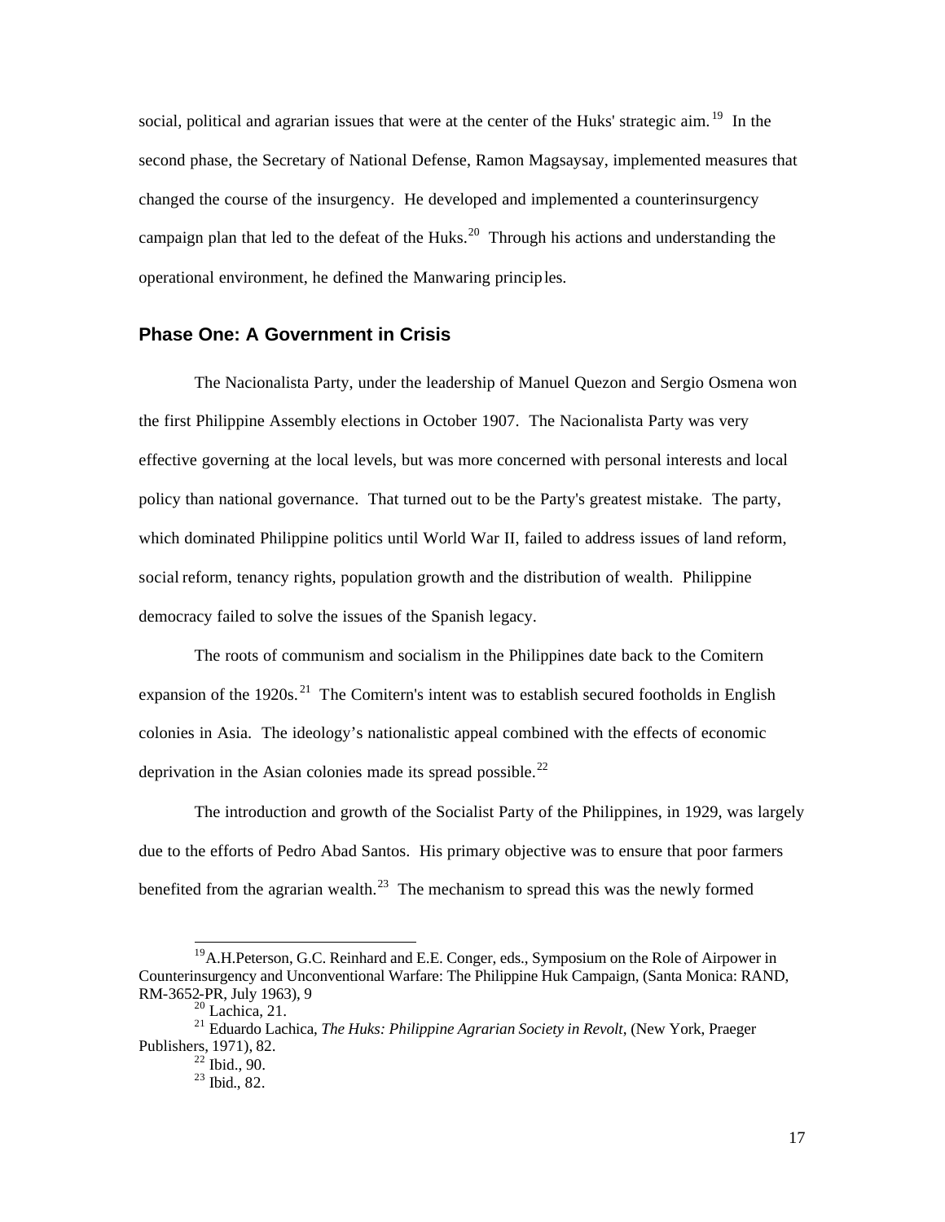social, political and agrarian issues that were at the center of the Huks' strategic aim.[19] In the second phase, the Secretary of National Defense, Ramon Magsaysay, implemented measures that changed the course of the insurgency. He developed and implemented a counterinsurgency campaign plan that led to the defeat of the Huks.[20] Through his actions and understanding the operational environment, he defined the Manwaring principles.

## Phase One: A Government in Crisis

The Nacionalista Party, under the leadership of Manuel Quezon and Sergio Osmena won the first Philippine Assembly elections in October 1907. The Nacionalista Party was very effective governing at the local levels, but was more concerned with personal interests and local policy than national governance. That turned out to be the Party's greatest mistake. The party, which dominated Philippine politics until World War II, failed to address issues of land reform, social reform, tenancy rights, population growth and the distribution of wealth. Philippine democracy failed to solve the issues of the Spanish legacy.

The roots of communism and socialism in the Philippines date back to the Comitern expansion of the 1920s.[21] The Comitern's intent was to establish secured footholds in English colonies in Asia. The ideology's nationalistic appeal combined with the effects of economic deprivation in the Asian colonies made its spread possible.[22]

The introduction and growth of the Socialist Party of the Philippines, in 1929, was largely due to the efforts of Pedro Abad Santos. His primary objective was to ensure that poor farmers benefited from the agrarian wealth.[23] The mechanism to spread this was the newly formed

---

[19] A.H.Peterson, G.C. Reinhard and E.E. Conger, eds., Symposium on the Role of Airpower in Counterinsurgency and Unconventional Warfare: The Philippine Huk Campaign, (Santa Monica: RAND, RM-3652-PR, July 1963), 9

[20] Lachica, 21.

[21] Eduardo Lachica, *The Huks: Philippine Agrarian Society in Revolt*, (New York, Praeger Publishers, 1971), 82.

[22] Ibid., 90.

[23] Ibid., 82.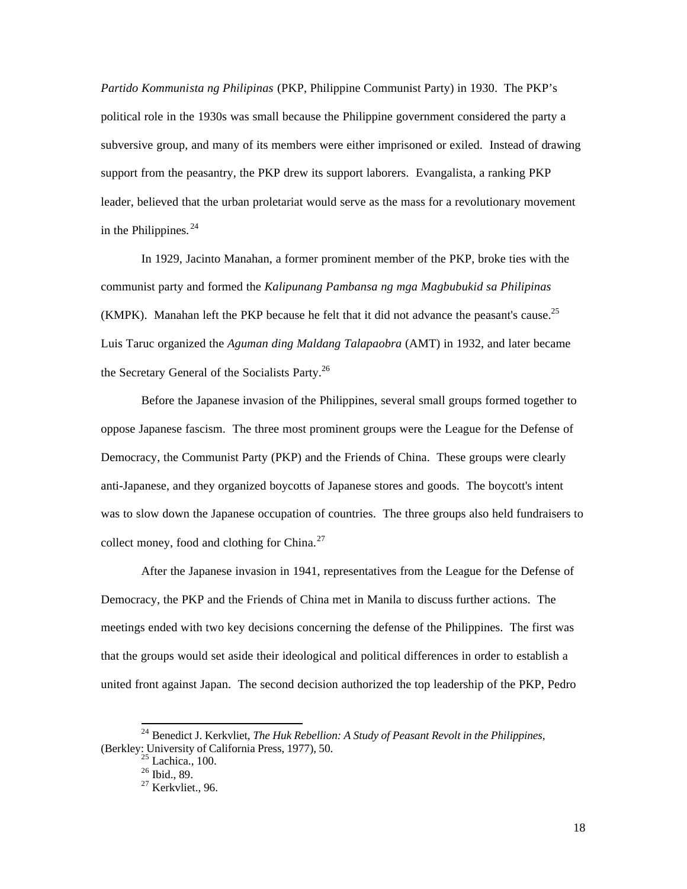*Partido Kommunista ng Philipinas* (PKP, Philippine Communist Party) in 1930. The PKP's political role in the 1930s was small because the Philippine government considered the party a subversive group, and many of its members were either imprisoned or exiled. Instead of drawing support from the peasantry, the PKP drew its support laborers. Evangalista, a ranking PKP leader, believed that the urban proletariat would serve as the mass for a revolutionary movement in the Philippines.[24]

In 1929, Jacinto Manahan, a former prominent member of the PKP, broke ties with the communist party and formed the *Kalipunang Pambansa ng mga Magbubukid sa Philipinas* (KMPK). Manahan left the PKP because he felt that it did not advance the peasant's cause.[25] Luis Taruc organized the *Aguman ding Maldang Talapaobra* (AMT) in 1932, and later became the Secretary General of the Socialists Party.[26]

Before the Japanese invasion of the Philippines, several small groups formed together to oppose Japanese fascism. The three most prominent groups were the League for the Defense of Democracy, the Communist Party (PKP) and the Friends of China. These groups were clearly anti-Japanese, and they organized boycotts of Japanese stores and goods. The boycott's intent was to slow down the Japanese occupation of countries. The three groups also held fundraisers to collect money, food and clothing for China.[27]

After the Japanese invasion in 1941, representatives from the League for the Defense of Democracy, the PKP and the Friends of China met in Manila to discuss further actions. The meetings ended with two key decisions concerning the defense of the Philippines. The first was that the groups would set aside their ideological and political differences in order to establish a united front against Japan. The second decision authorized the top leadership of the PKP, Pedro

---

[24] Benedict J. Kerkvliet, *The Huk Rebellion: A Study of Peasant Revolt in the Philippines*, (Berkley: University of California Press, 1977), 50.

[25] Lachica., 100.

[26] Ibid., 89.

[27] Kerkvliet., 96.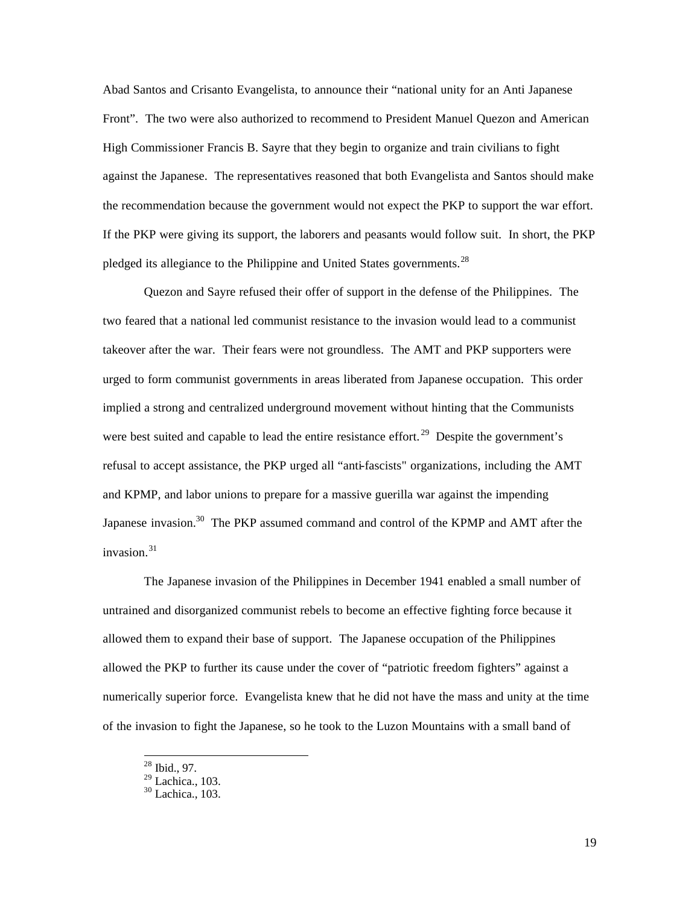Abad Santos and Crisanto Evangelista, to announce their "national unity for an Anti Japanese Front". The two were also authorized to recommend to President Manuel Quezon and American High Commissioner Francis B. Sayre that they begin to organize and train civilians to fight against the Japanese. The representatives reasoned that both Evangelista and Santos should make the recommendation because the government would not expect the PKP to support the war effort. If the PKP were giving its support, the laborers and peasants would follow suit. In short, the PKP pledged its allegiance to the Philippine and United States governments.[28]

Quezon and Sayre refused their offer of support in the defense of the Philippines. The two feared that a national led communist resistance to the invasion would lead to a communist takeover after the war. Their fears were not groundless. The AMT and PKP supporters were urged to form communist governments in areas liberated from Japanese occupation. This order implied a strong and centralized underground movement without hinting that the Communists were best suited and capable to lead the entire resistance effort.[29] Despite the government's refusal to accept assistance, the PKP urged all "anti-fascists" organizations, including the AMT and KPMP, and labor unions to prepare for a massive guerilla war against the impending Japanese invasion.[30] The PKP assumed command and control of the KPMP and AMT after the invasion.[31]

The Japanese invasion of the Philippines in December 1941 enabled a small number of untrained and disorganized communist rebels to become an effective fighting force because it allowed them to expand their base of support. The Japanese occupation of the Philippines allowed the PKP to further its cause under the cover of "patriotic freedom fighters" against a numerically superior force. Evangelista knew that he did not have the mass and unity at the time of the invasion to fight the Japanese, so he took to the Luzon Mountains with a small band of

[28] Ibid., 97.
[29] Lachica., 103.
[30] Lachica., 103.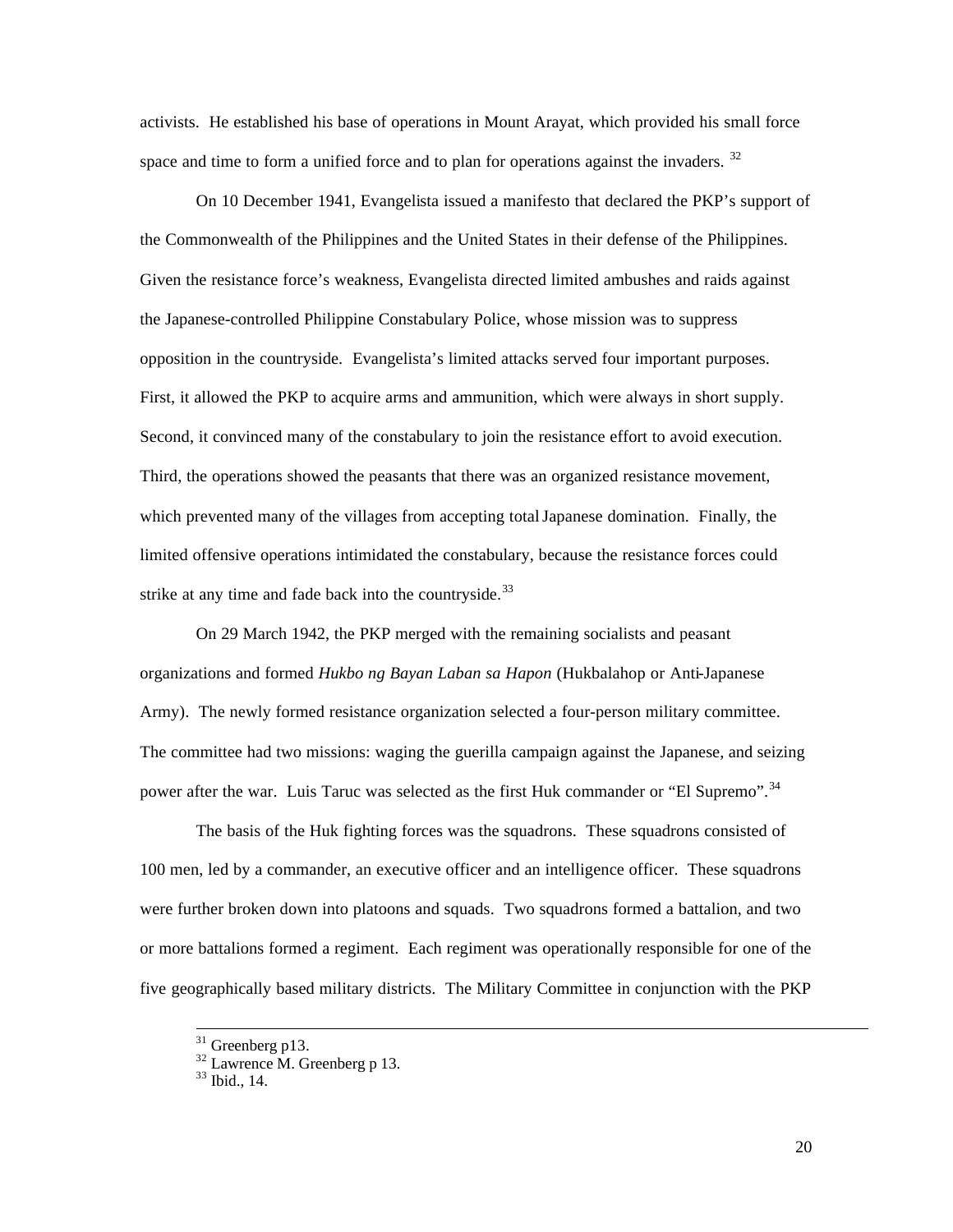activists. He established his base of operations in Mount Arayat, which provided his small force space and time to form a unified force and to plan for operations against the invaders. [32]

On 10 December 1941, Evangelista issued a manifesto that declared the PKP's support of the Commonwealth of the Philippines and the United States in their defense of the Philippines. Given the resistance force's weakness, Evangelista directed limited ambushes and raids against the Japanese-controlled Philippine Constabulary Police, whose mission was to suppress opposition in the countryside. Evangelista's limited attacks served four important purposes. First, it allowed the PKP to acquire arms and ammunition, which were always in short supply. Second, it convinced many of the constabulary to join the resistance effort to avoid execution. Third, the operations showed the peasants that there was an organized resistance movement, which prevented many of the villages from accepting total Japanese domination. Finally, the limited offensive operations intimidated the constabulary, because the resistance forces could strike at any time and fade back into the countryside.[33]

On 29 March 1942, the PKP merged with the remaining socialists and peasant organizations and formed *Hukbo ng Bayan Laban sa Hapon* (Hukbalahop or Anti-Japanese Army). The newly formed resistance organization selected a four-person military committee. The committee had two missions: waging the guerilla campaign against the Japanese, and seizing power after the war. Luis Taruc was selected as the first Huk commander or "El Supremo".[34]

The basis of the Huk fighting forces was the squadrons. These squadrons consisted of 100 men, led by a commander, an executive officer and an intelligence officer. These squadrons were further broken down into platoons and squads. Two squadrons formed a battalion, and two or more battalions formed a regiment. Each regiment was operationally responsible for one of the five geographically based military districts. The Military Committee in conjunction with the PKP

---

[31] Greenberg p13.
[32] Lawrence M. Greenberg p 13.
[33] Ibid., 14.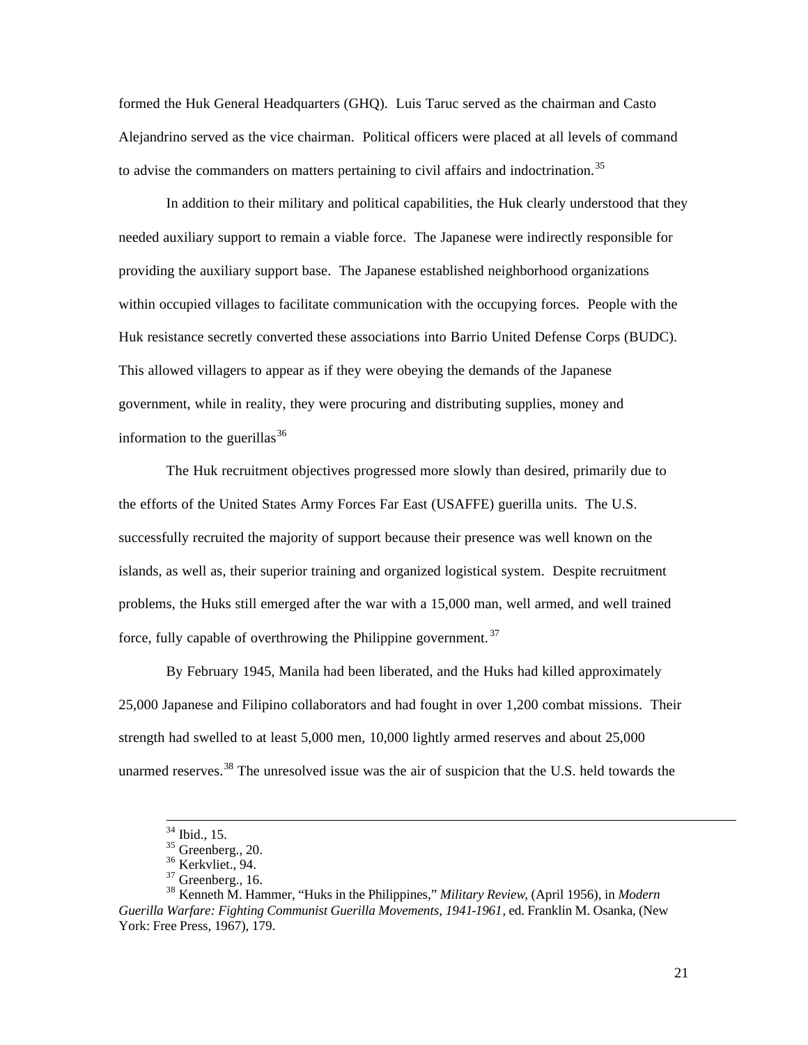formed the Huk General Headquarters (GHQ). Luis Taruc served as the chairman and Casto Alejandrino served as the vice chairman. Political officers were placed at all levels of command to advise the commanders on matters pertaining to civil affairs and indoctrination.[35]

In addition to their military and political capabilities, the Huk clearly understood that they needed auxiliary support to remain a viable force. The Japanese were indirectly responsible for providing the auxiliary support base. The Japanese established neighborhood organizations within occupied villages to facilitate communication with the occupying forces. People with the Huk resistance secretly converted these associations into Barrio United Defense Corps (BUDC). This allowed villagers to appear as if they were obeying the demands of the Japanese government, while in reality, they were procuring and distributing supplies, money and information to the guerillas[36]

The Huk recruitment objectives progressed more slowly than desired, primarily due to the efforts of the United States Army Forces Far East (USAFFE) guerilla units. The U.S. successfully recruited the majority of support because their presence was well known on the islands, as well as, their superior training and organized logistical system. Despite recruitment problems, the Huks still emerged after the war with a 15,000 man, well armed, and well trained force, fully capable of overthrowing the Philippine government.[37]

By February 1945, Manila had been liberated, and the Huks had killed approximately 25,000 Japanese and Filipino collaborators and had fought in over 1,200 combat missions. Their strength had swelled to at least 5,000 men, 10,000 lightly armed reserves and about 25,000 unarmed reserves.[38] The unresolved issue was the air of suspicion that the U.S. held towards the

---

[34] Ibid., 15.

[35] Greenberg., 20.

[36] Kerkvliet., 94.

[37] Greenberg., 16.

[38] Kenneth M. Hammer, "Huks in the Philippines," *Military Review*, (April 1956), in *Modern Guerilla Warfare: Fighting Communist Guerilla Movements, 1941-1961*, ed. Franklin M. Osanka, (New York: Free Press, 1967), 179.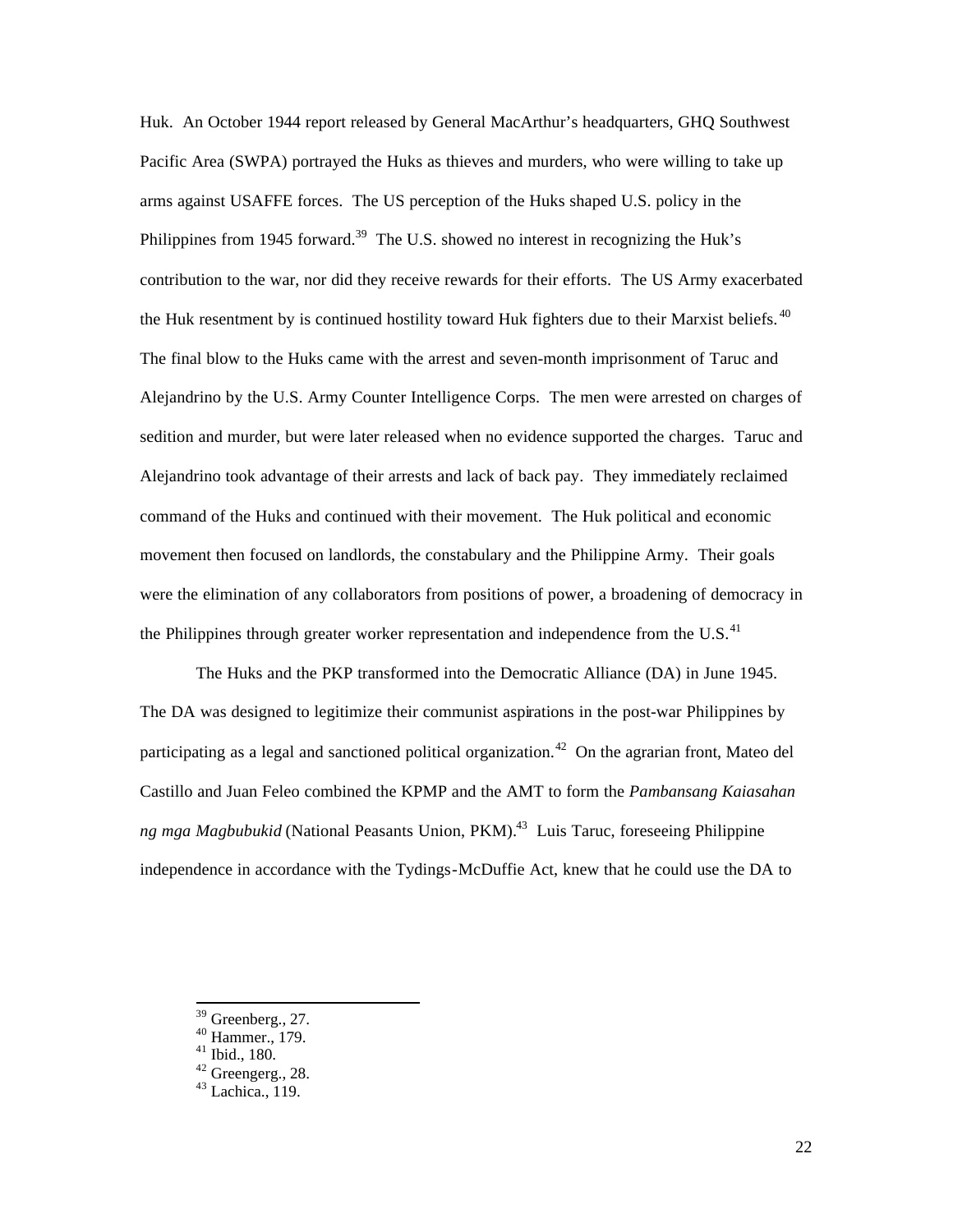Huk. An October 1944 report released by General MacArthur's headquarters, GHQ Southwest Pacific Area (SWPA) portrayed the Huks as thieves and murders, who were willing to take up arms against USAFFE forces. The US perception of the Huks shaped U.S. policy in the Philippines from 1945 forward.[39] The U.S. showed no interest in recognizing the Huk's contribution to the war, nor did they receive rewards for their efforts. The US Army exacerbated the Huk resentment by is continued hostility toward Huk fighters due to their Marxist beliefs.[40] The final blow to the Huks came with the arrest and seven-month imprisonment of Taruc and Alejandrino by the U.S. Army Counter Intelligence Corps. The men were arrested on charges of sedition and murder, but were later released when no evidence supported the charges. Taruc and Alejandrino took advantage of their arrests and lack of back pay. They immediately reclaimed command of the Huks and continued with their movement. The Huk political and economic movement then focused on landlords, the constabulary and the Philippine Army. Their goals were the elimination of any collaborators from positions of power, a broadening of democracy in the Philippines through greater worker representation and independence from the U.S.[41]

The Huks and the PKP transformed into the Democratic Alliance (DA) in June 1945. The DA was designed to legitimize their communist aspirations in the post-war Philippines by participating as a legal and sanctioned political organization.[42] On the agrarian front, Mateo del Castillo and Juan Feleo combined the KPMP and the AMT to form the *Pambansang Kaiasahan ng mga Magbubukid* (National Peasants Union, PKM).[43] Luis Taruc, foreseeing Philippine independence in accordance with the Tydings-McDuffie Act, knew that he could use the DA to

---

[39] Greenberg., 27.
[40] Hammer., 179.
[41] Ibid., 180.
[42] Greengerg., 28.
[43] Lachica., 119.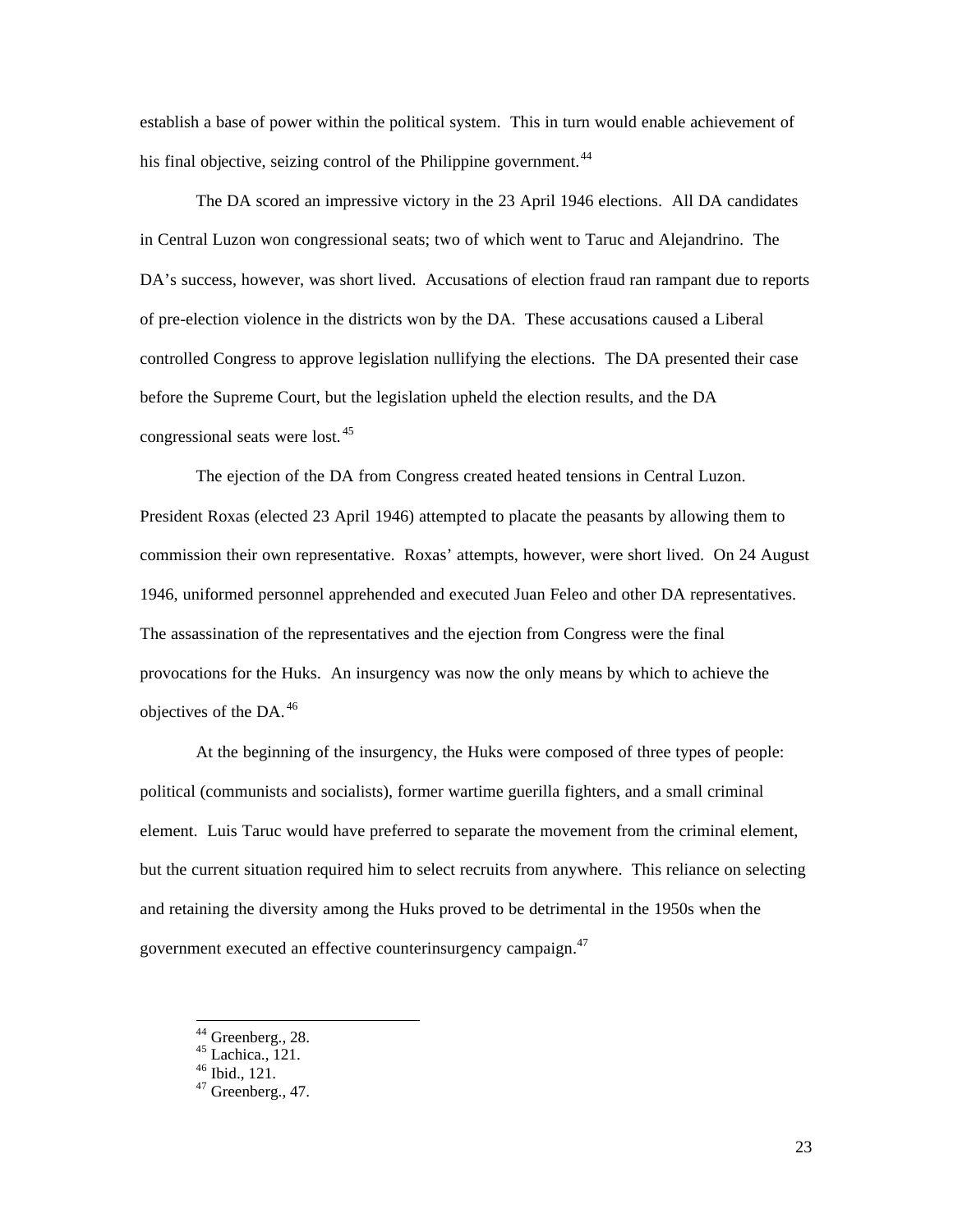establish a base of power within the political system. This in turn would enable achievement of his final objective, seizing control of the Philippine government.[44]

The DA scored an impressive victory in the 23 April 1946 elections. All DA candidates in Central Luzon won congressional seats; two of which went to Taruc and Alejandrino. The DA's success, however, was short lived. Accusations of election fraud ran rampant due to reports of pre-election violence in the districts won by the DA. These accusations caused a Liberal controlled Congress to approve legislation nullifying the elections. The DA presented their case before the Supreme Court, but the legislation upheld the election results, and the DA congressional seats were lost.[45]

The ejection of the DA from Congress created heated tensions in Central Luzon. President Roxas (elected 23 April 1946) attempted to placate the peasants by allowing them to commission their own representative. Roxas' attempts, however, were short lived. On 24 August 1946, uniformed personnel apprehended and executed Juan Feleo and other DA representatives. The assassination of the representatives and the ejection from Congress were the final provocations for the Huks. An insurgency was now the only means by which to achieve the objectives of the DA.[46]

At the beginning of the insurgency, the Huks were composed of three types of people: political (communists and socialists), former wartime guerilla fighters, and a small criminal element. Luis Taruc would have preferred to separate the movement from the criminal element, but the current situation required him to select recruits from anywhere. This reliance on selecting and retaining the diversity among the Huks proved to be detrimental in the 1950s when the government executed an effective counterinsurgency campaign.[47]

---

[44] Greenberg., 28.
[45] Lachica., 121.
[46] Ibid., 121.
[47] Greenberg., 47.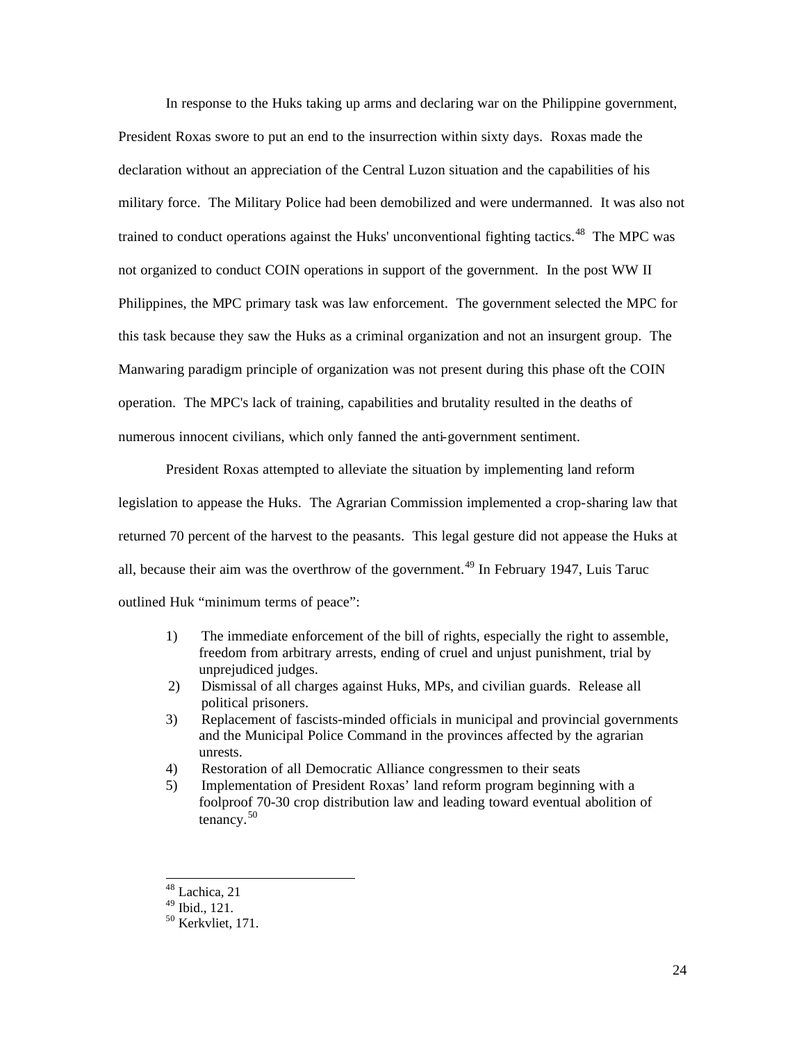In response to the Huks taking up arms and declaring war on the Philippine government, President Roxas swore to put an end to the insurrection within sixty days. Roxas made the declaration without an appreciation of the Central Luzon situation and the capabilities of his military force. The Military Police had been demobilized and were undermanned. It was also not trained to conduct operations against the Huks' unconventional fighting tactics.[48] The MPC was not organized to conduct COIN operations in support of the government. In the post WW II Philippines, the MPC primary task was law enforcement. The government selected the MPC for this task because they saw the Huks as a criminal organization and not an insurgent group. The Manwaring paradigm principle of organization was not present during this phase oft the COIN operation. The MPC's lack of training, capabilities and brutality resulted in the deaths of numerous innocent civilians, which only fanned the anti-government sentiment.

President Roxas attempted to alleviate the situation by implementing land reform legislation to appease the Huks. The Agrarian Commission implemented a crop-sharing law that returned 70 percent of the harvest to the peasants. This legal gesture did not appease the Huks at all, because their aim was the overthrow of the government.[49] In February 1947, Luis Taruc outlined Huk "minimum terms of peace":

1) The immediate enforcement of the bill of rights, especially the right to assemble, freedom from arbitrary arrests, ending of cruel and unjust punishment, trial by unprejudiced judges.
2) Dismissal of all charges against Huks, MPs, and civilian guards. Release all political prisoners.
3) Replacement of fascists-minded officials in municipal and provincial governments and the Municipal Police Command in the provinces affected by the agrarian unrests.
4) Restoration of all Democratic Alliance congressmen to their seats
5) Implementation of President Roxas' land reform program beginning with a foolproof 70-30 crop distribution law and leading toward eventual abolition of tenancy.[50]

---

[48] Lachica, 21

[49] Ibid., 121.

[50] Kerkvliet, 171.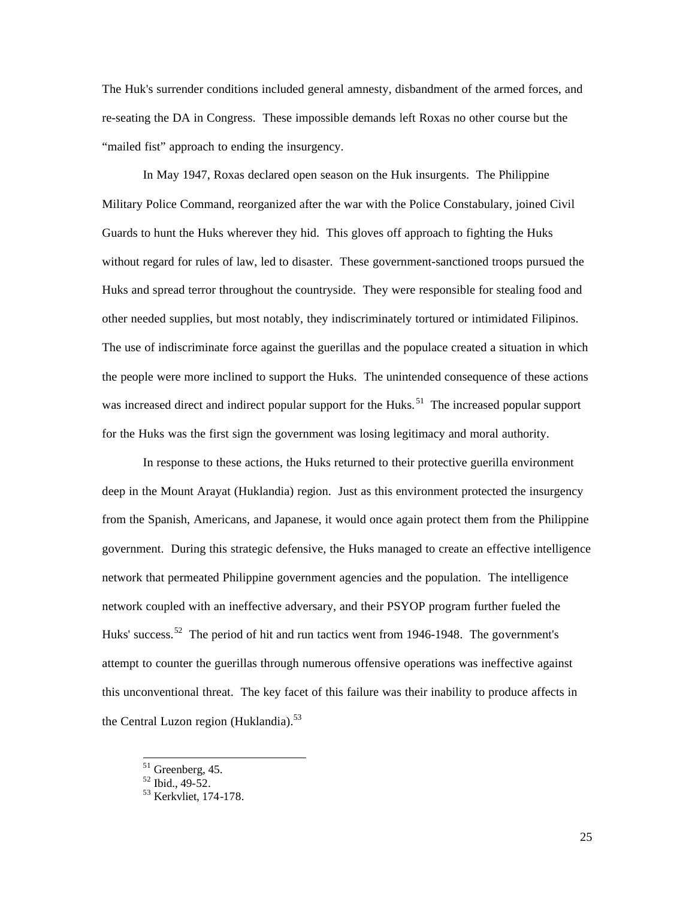The Huk's surrender conditions included general amnesty, disbandment of the armed forces, and re-seating the DA in Congress. These impossible demands left Roxas no other course but the "mailed fist" approach to ending the insurgency.

In May 1947, Roxas declared open season on the Huk insurgents. The Philippine Military Police Command, reorganized after the war with the Police Constabulary, joined Civil Guards to hunt the Huks wherever they hid. This gloves off approach to fighting the Huks without regard for rules of law, led to disaster. These government-sanctioned troops pursued the Huks and spread terror throughout the countryside. They were responsible for stealing food and other needed supplies, but most notably, they indiscriminately tortured or intimidated Filipinos. The use of indiscriminate force against the guerillas and the populace created a situation in which the people were more inclined to support the Huks. The unintended consequence of these actions was increased direct and indirect popular support for the Huks.[51] The increased popular support for the Huks was the first sign the government was losing legitimacy and moral authority.

In response to these actions, the Huks returned to their protective guerilla environment deep in the Mount Arayat (Huklandia) region. Just as this environment protected the insurgency from the Spanish, Americans, and Japanese, it would once again protect them from the Philippine government. During this strategic defensive, the Huks managed to create an effective intelligence network that permeated Philippine government agencies and the population. The intelligence network coupled with an ineffective adversary, and their PSYOP program further fueled the Huks' success.[52] The period of hit and run tactics went from 1946-1948. The government's attempt to counter the guerillas through numerous offensive operations was ineffective against this unconventional threat. The key facet of this failure was their inability to produce affects in the Central Luzon region (Huklandia).[53]

[51] Greenberg, 45.
[52] Ibid., 49-52.
[53] Kerkvliet, 174-178.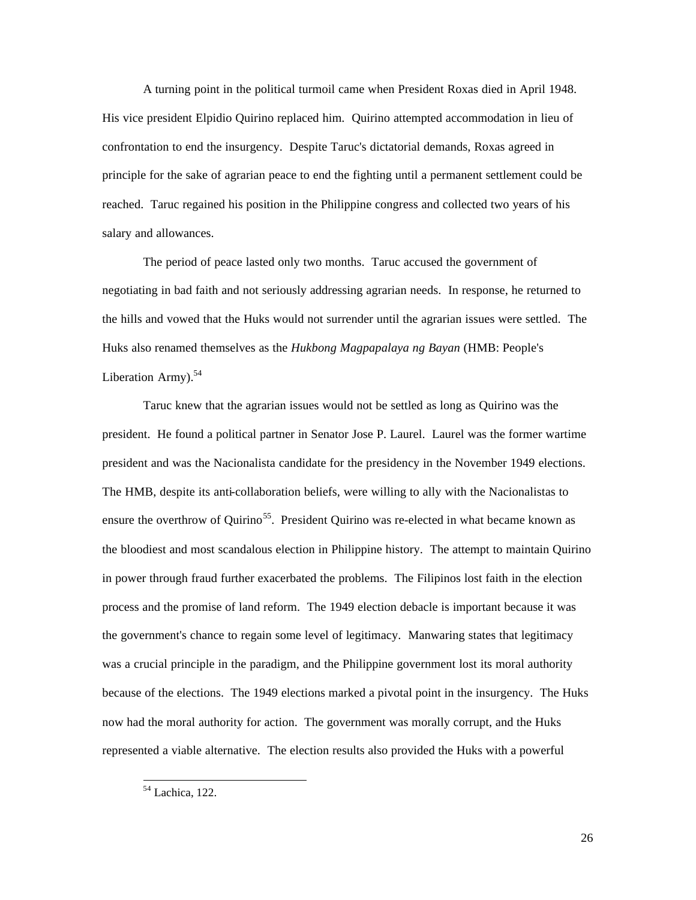A turning point in the political turmoil came when President Roxas died in April 1948. His vice president Elpidio Quirino replaced him. Quirino attempted accommodation in lieu of confrontation to end the insurgency. Despite Taruc's dictatorial demands, Roxas agreed in principle for the sake of agrarian peace to end the fighting until a permanent settlement could be reached. Taruc regained his position in the Philippine congress and collected two years of his salary and allowances.

The period of peace lasted only two months. Taruc accused the government of negotiating in bad faith and not seriously addressing agrarian needs. In response, he returned to the hills and vowed that the Huks would not surrender until the agrarian issues were settled. The Huks also renamed themselves as the *Hukbong Magpapalaya ng Bayan* (HMB: People's Liberation Army).[54]

Taruc knew that the agrarian issues would not be settled as long as Quirino was the president. He found a political partner in Senator Jose P. Laurel. Laurel was the former wartime president and was the Nacionalista candidate for the presidency in the November 1949 elections. The HMB, despite its anti-collaboration beliefs, were willing to ally with the Nacionalistas to ensure the overthrow of Quirino[55]. President Quirino was re-elected in what became known as the bloodiest and most scandalous election in Philippine history. The attempt to maintain Quirino in power through fraud further exacerbated the problems. The Filipinos lost faith in the election process and the promise of land reform. The 1949 election debacle is important because it was the government's chance to regain some level of legitimacy. Manwaring states that legitimacy was a crucial principle in the paradigm, and the Philippine government lost its moral authority because of the elections. The 1949 elections marked a pivotal point in the insurgency. The Huks now had the moral authority for action. The government was morally corrupt, and the Huks represented a viable alternative. The election results also provided the Huks with a powerful

---

[54] Lachica, 122.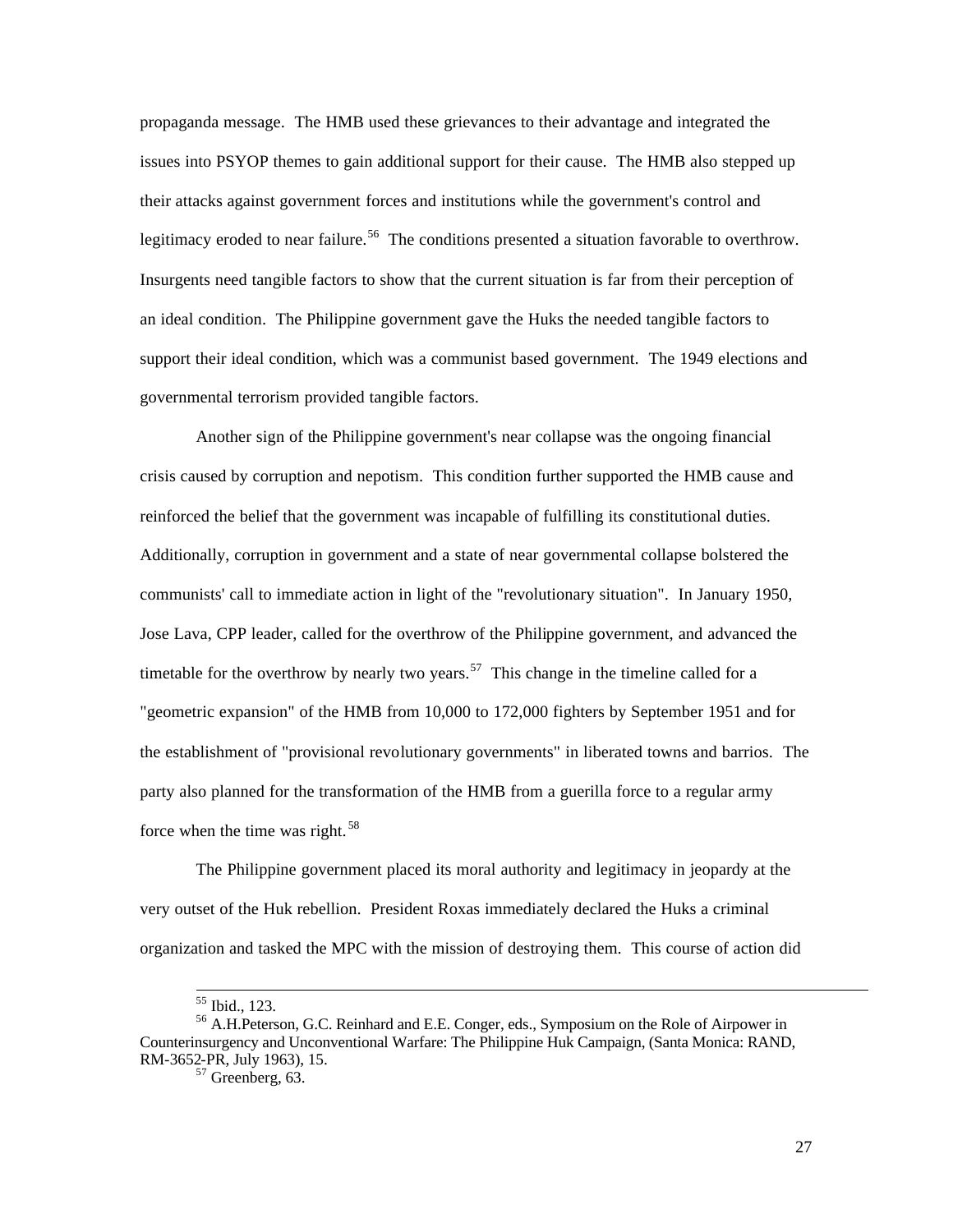propaganda message. The HMB used these grievances to their advantage and integrated the issues into PSYOP themes to gain additional support for their cause. The HMB also stepped up their attacks against government forces and institutions while the government's control and legitimacy eroded to near failure.[56] The conditions presented a situation favorable to overthrow. Insurgents need tangible factors to show that the current situation is far from their perception of an ideal condition. The Philippine government gave the Huks the needed tangible factors to support their ideal condition, which was a communist based government. The 1949 elections and governmental terrorism provided tangible factors.

Another sign of the Philippine government's near collapse was the ongoing financial crisis caused by corruption and nepotism. This condition further supported the HMB cause and reinforced the belief that the government was incapable of fulfilling its constitutional duties. Additionally, corruption in government and a state of near governmental collapse bolstered the communists' call to immediate action in light of the "revolutionary situation". In January 1950, Jose Lava, CPP leader, called for the overthrow of the Philippine government, and advanced the timetable for the overthrow by nearly two years.[57] This change in the timeline called for a "geometric expansion" of the HMB from 10,000 to 172,000 fighters by September 1951 and for the establishment of "provisional revolutionary governments" in liberated towns and barrios. The party also planned for the transformation of the HMB from a guerilla force to a regular army force when the time was right.[58]

The Philippine government placed its moral authority and legitimacy in jeopardy at the very outset of the Huk rebellion. President Roxas immediately declared the Huks a criminal organization and tasked the MPC with the mission of destroying them. This course of action did

---

[55] Ibid., 123.

[56] A.H.Peterson, G.C. Reinhard and E.E. Conger, eds., Symposium on the Role of Airpower in Counterinsurgency and Unconventional Warfare: The Philippine Huk Campaign, (Santa Monica: RAND, RM-3652-PR, July 1963), 15.

[57] Greenberg, 63.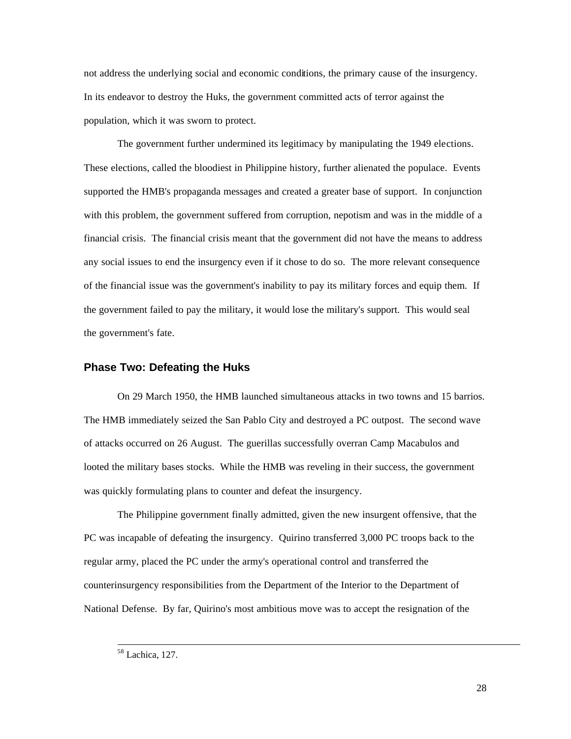not address the underlying social and economic conditions, the primary cause of the insurgency. In its endeavor to destroy the Huks, the government committed acts of terror against the population, which it was sworn to protect.

The government further undermined its legitimacy by manipulating the 1949 elections. These elections, called the bloodiest in Philippine history, further alienated the populace. Events supported the HMB's propaganda messages and created a greater base of support. In conjunction with this problem, the government suffered from corruption, nepotism and was in the middle of a financial crisis. The financial crisis meant that the government did not have the means to address any social issues to end the insurgency even if it chose to do so. The more relevant consequence of the financial issue was the government's inability to pay its military forces and equip them. If the government failed to pay the military, it would lose the military's support. This would seal the government's fate.

## Phase Two: Defeating the Huks

On 29 March 1950, the HMB launched simultaneous attacks in two towns and 15 barrios. The HMB immediately seized the San Pablo City and destroyed a PC outpost. The second wave of attacks occurred on 26 August. The guerillas successfully overran Camp Macabulos and looted the military bases stocks. While the HMB was reveling in their success, the government was quickly formulating plans to counter and defeat the insurgency.

The Philippine government finally admitted, given the new insurgent offensive, that the PC was incapable of defeating the insurgency. Quirino transferred 3,000 PC troops back to the regular army, placed the PC under the army's operational control and transferred the counterinsurgency responsibilities from the Department of the Interior to the Department of National Defense. By far, Quirino's most ambitious move was to accept the resignation of the

---

[58] Lachica, 127.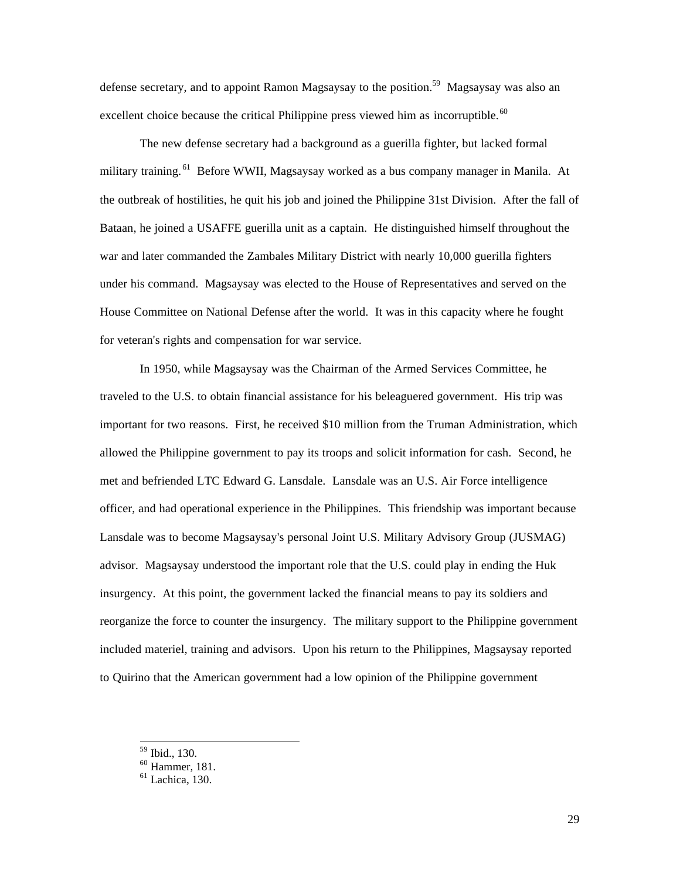defense secretary, and to appoint Ramon Magsaysay to the position.[59] Magsaysay was also an excellent choice because the critical Philippine press viewed him as incorruptible.[60]

The new defense secretary had a background as a guerilla fighter, but lacked formal military training.[61] Before WWII, Magsaysay worked as a bus company manager in Manila. At the outbreak of hostilities, he quit his job and joined the Philippine 31st Division. After the fall of Bataan, he joined a USAFFE guerilla unit as a captain. He distinguished himself throughout the war and later commanded the Zambales Military District with nearly 10,000 guerilla fighters under his command. Magsaysay was elected to the House of Representatives and served on the House Committee on National Defense after the world. It was in this capacity where he fought for veteran's rights and compensation for war service.

In 1950, while Magsaysay was the Chairman of the Armed Services Committee, he traveled to the U.S. to obtain financial assistance for his beleaguered government. His trip was important for two reasons. First, he received $10 million from the Truman Administration, which allowed the Philippine government to pay its troops and solicit information for cash. Second, he met and befriended LTC Edward G. Lansdale. Lansdale was an U.S. Air Force intelligence officer, and had operational experience in the Philippines. This friendship was important because Lansdale was to become Magsaysay's personal Joint U.S. Military Advisory Group (JUSMAG) advisor. Magsaysay understood the important role that the U.S. could play in ending the Huk insurgency. At this point, the government lacked the financial means to pay its soldiers and reorganize the force to counter the insurgency. The military support to the Philippine government included materiel, training and advisors. Upon his return to the Philippines, Magsaysay reported to Quirino that the American government had a low opinion of the Philippine government

---

[59] Ibid., 130.
[60] Hammer, 181.
[61] Lachica, 130.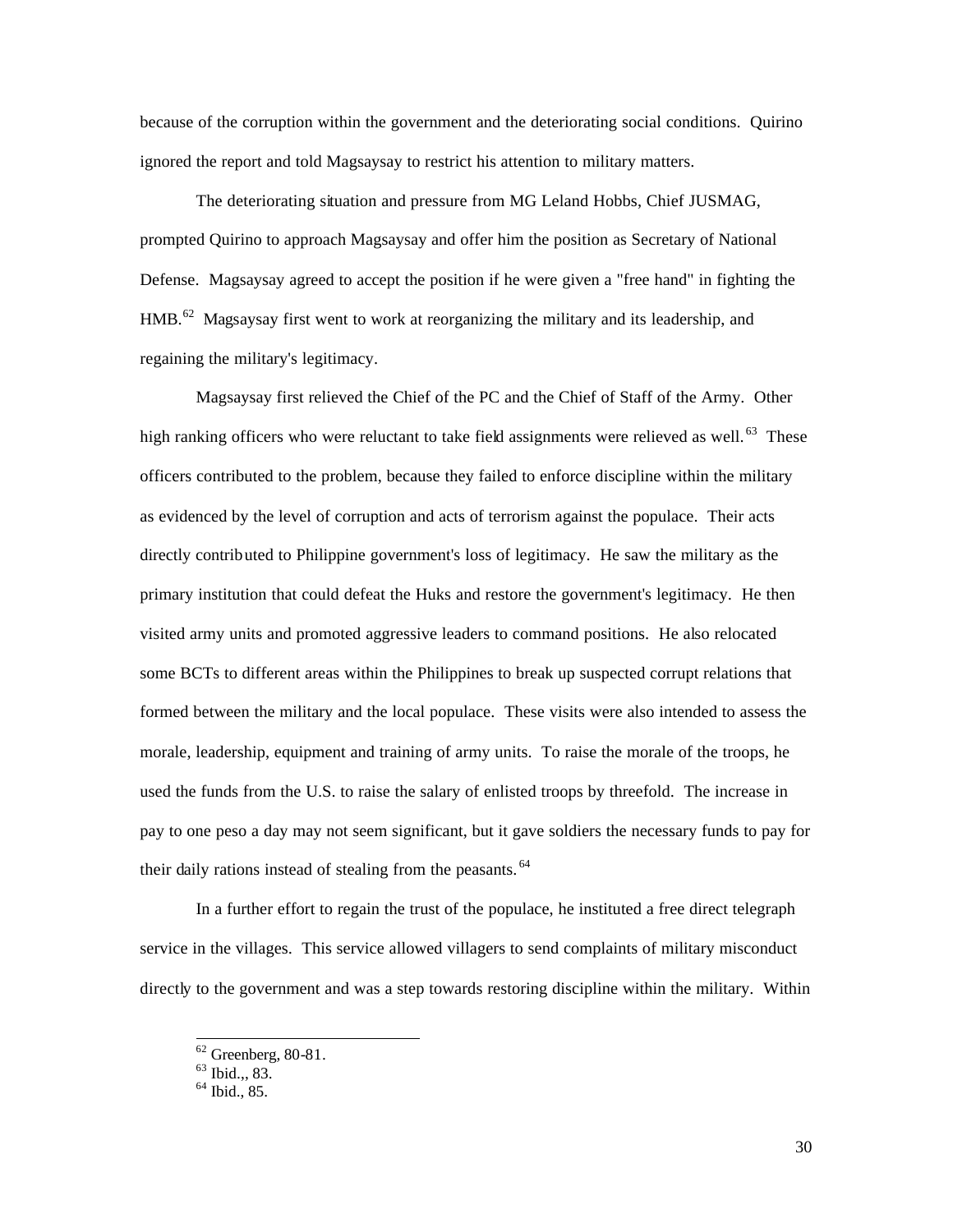because of the corruption within the government and the deteriorating social conditions. Quirino ignored the report and told Magsaysay to restrict his attention to military matters.

The deteriorating situation and pressure from MG Leland Hobbs, Chief JUSMAG, prompted Quirino to approach Magsaysay and offer him the position as Secretary of National Defense. Magsaysay agreed to accept the position if he were given a "free hand" in fighting the HMB.[62] Magsaysay first went to work at reorganizing the military and its leadership, and regaining the military's legitimacy.

Magsaysay first relieved the Chief of the PC and the Chief of Staff of the Army. Other high ranking officers who were reluctant to take field assignments were relieved as well.[63] These officers contributed to the problem, because they failed to enforce discipline within the military as evidenced by the level of corruption and acts of terrorism against the populace. Their acts directly contributed to Philippine government's loss of legitimacy. He saw the military as the primary institution that could defeat the Huks and restore the government's legitimacy. He then visited army units and promoted aggressive leaders to command positions. He also relocated some BCTs to different areas within the Philippines to break up suspected corrupt relations that formed between the military and the local populace. These visits were also intended to assess the morale, leadership, equipment and training of army units. To raise the morale of the troops, he used the funds from the U.S. to raise the salary of enlisted troops by threefold. The increase in pay to one peso a day may not seem significant, but it gave soldiers the necessary funds to pay for their daily rations instead of stealing from the peasants.[64]

In a further effort to regain the trust of the populace, he instituted a free direct telegraph service in the villages. This service allowed villagers to send complaints of military misconduct directly to the government and was a step towards restoring discipline within the military. Within

---

[62] Greenberg, 80-81.
[63] Ibid.,, 83.
[64] Ibid., 85.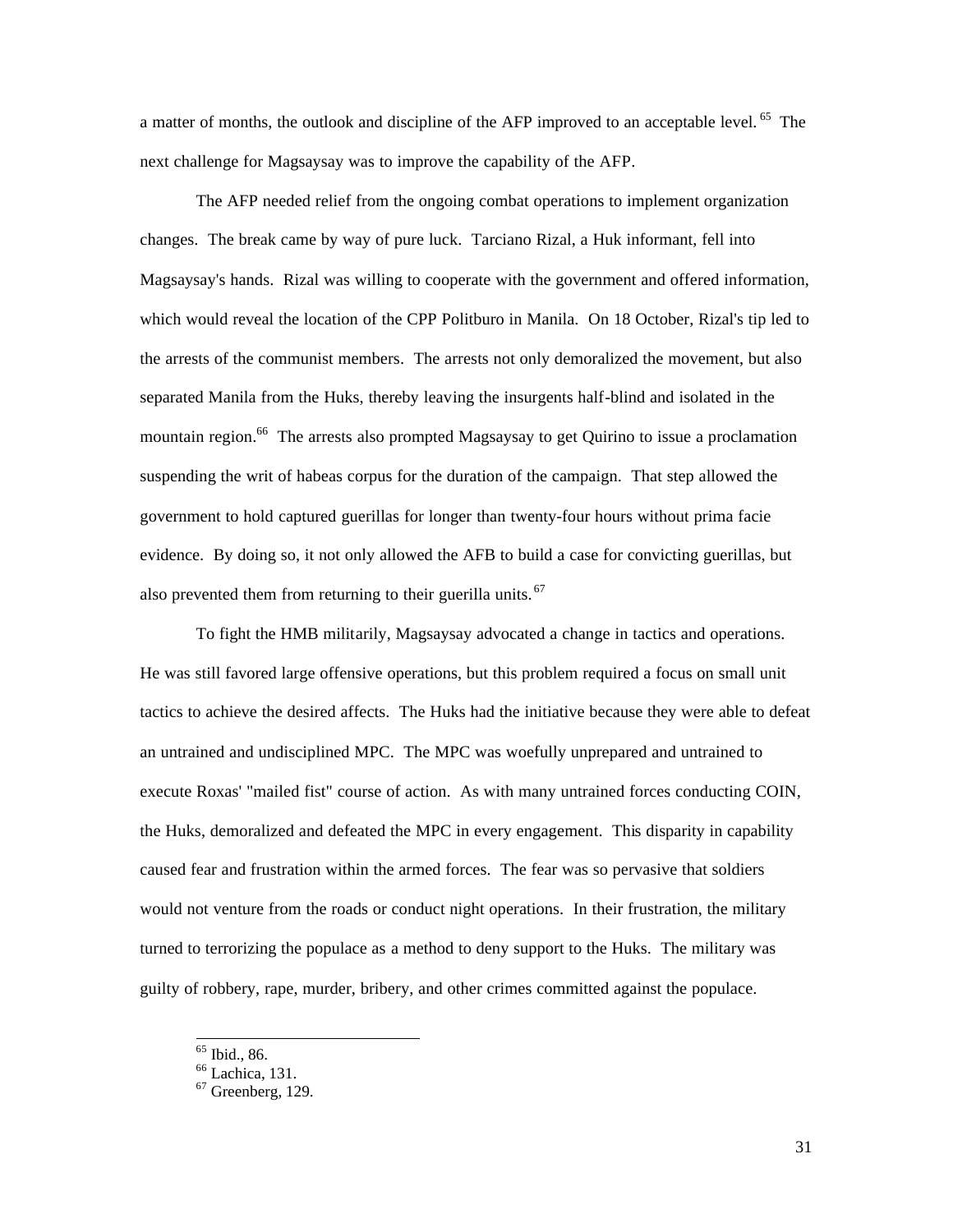a matter of months, the outlook and discipline of the AFP improved to an acceptable level.[65] The next challenge for Magsaysay was to improve the capability of the AFP.

The AFP needed relief from the ongoing combat operations to implement organization changes. The break came by way of pure luck. Tarciano Rizal, a Huk informant, fell into Magsaysay's hands. Rizal was willing to cooperate with the government and offered information, which would reveal the location of the CPP Politburo in Manila. On 18 October, Rizal's tip led to the arrests of the communist members. The arrests not only demoralized the movement, but also separated Manila from the Huks, thereby leaving the insurgents half-blind and isolated in the mountain region.[66] The arrests also prompted Magsaysay to get Quirino to issue a proclamation suspending the writ of habeas corpus for the duration of the campaign. That step allowed the government to hold captured guerillas for longer than twenty-four hours without prima facie evidence. By doing so, it not only allowed the AFB to build a case for convicting guerillas, but also prevented them from returning to their guerilla units.[67]

To fight the HMB militarily, Magsaysay advocated a change in tactics and operations. He was still favored large offensive operations, but this problem required a focus on small unit tactics to achieve the desired affects. The Huks had the initiative because they were able to defeat an untrained and undisciplined MPC. The MPC was woefully unprepared and untrained to execute Roxas' "mailed fist" course of action. As with many untrained forces conducting COIN, the Huks, demoralized and defeated the MPC in every engagement. This disparity in capability caused fear and frustration within the armed forces. The fear was so pervasive that soldiers would not venture from the roads or conduct night operations. In their frustration, the military turned to terrorizing the populace as a method to deny support to the Huks. The military was guilty of robbery, rape, murder, bribery, and other crimes committed against the populace.

---

[65] Ibid., 86.
[66] Lachica, 131.
[67] Greenberg, 129.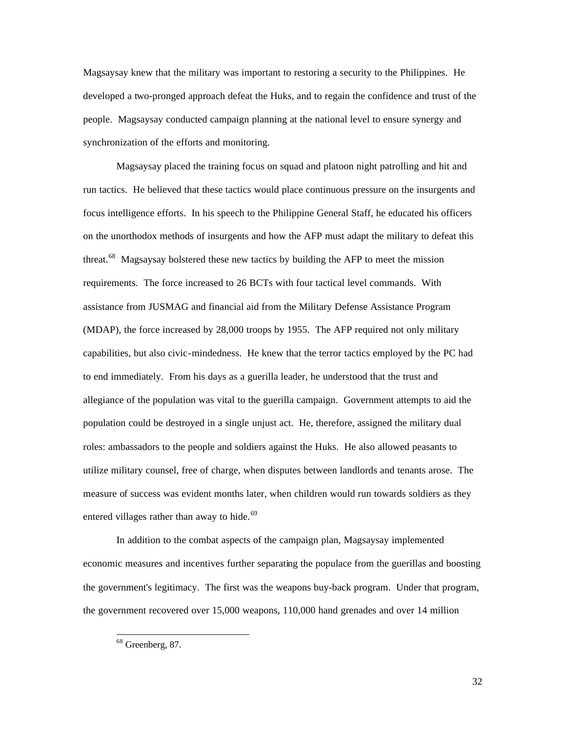Magsaysay knew that the military was important to restoring a security to the Philippines. He developed a two-pronged approach defeat the Huks, and to regain the confidence and trust of the people. Magsaysay conducted campaign planning at the national level to ensure synergy and synchronization of the efforts and monitoring.

Magsaysay placed the training focus on squad and platoon night patrolling and hit and run tactics. He believed that these tactics would place continuous pressure on the insurgents and focus intelligence efforts. In his speech to the Philippine General Staff, he educated his officers on the unorthodox methods of insurgents and how the AFP must adapt the military to defeat this threat.[68] Magsaysay bolstered these new tactics by building the AFP to meet the mission requirements. The force increased to 26 BCTs with four tactical level commands. With assistance from JUSMAG and financial aid from the Military Defense Assistance Program (MDAP), the force increased by 28,000 troops by 1955. The AFP required not only military capabilities, but also civic-mindedness. He knew that the terror tactics employed by the PC had to end immediately. From his days as a guerilla leader, he understood that the trust and allegiance of the population was vital to the guerilla campaign. Government attempts to aid the population could be destroyed in a single unjust act. He, therefore, assigned the military dual roles: ambassadors to the people and soldiers against the Huks. He also allowed peasants to utilize military counsel, free of charge, when disputes between landlords and tenants arose. The measure of success was evident months later, when children would run towards soldiers as they entered villages rather than away to hide.[69]

In addition to the combat aspects of the campaign plan, Magsaysay implemented economic measures and incentives further separating the populace from the guerillas and boosting the government's legitimacy. The first was the weapons buy-back program. Under that program, the government recovered over 15,000 weapons, 110,000 hand grenades and over 14 million

---

[68] Greenberg, 87.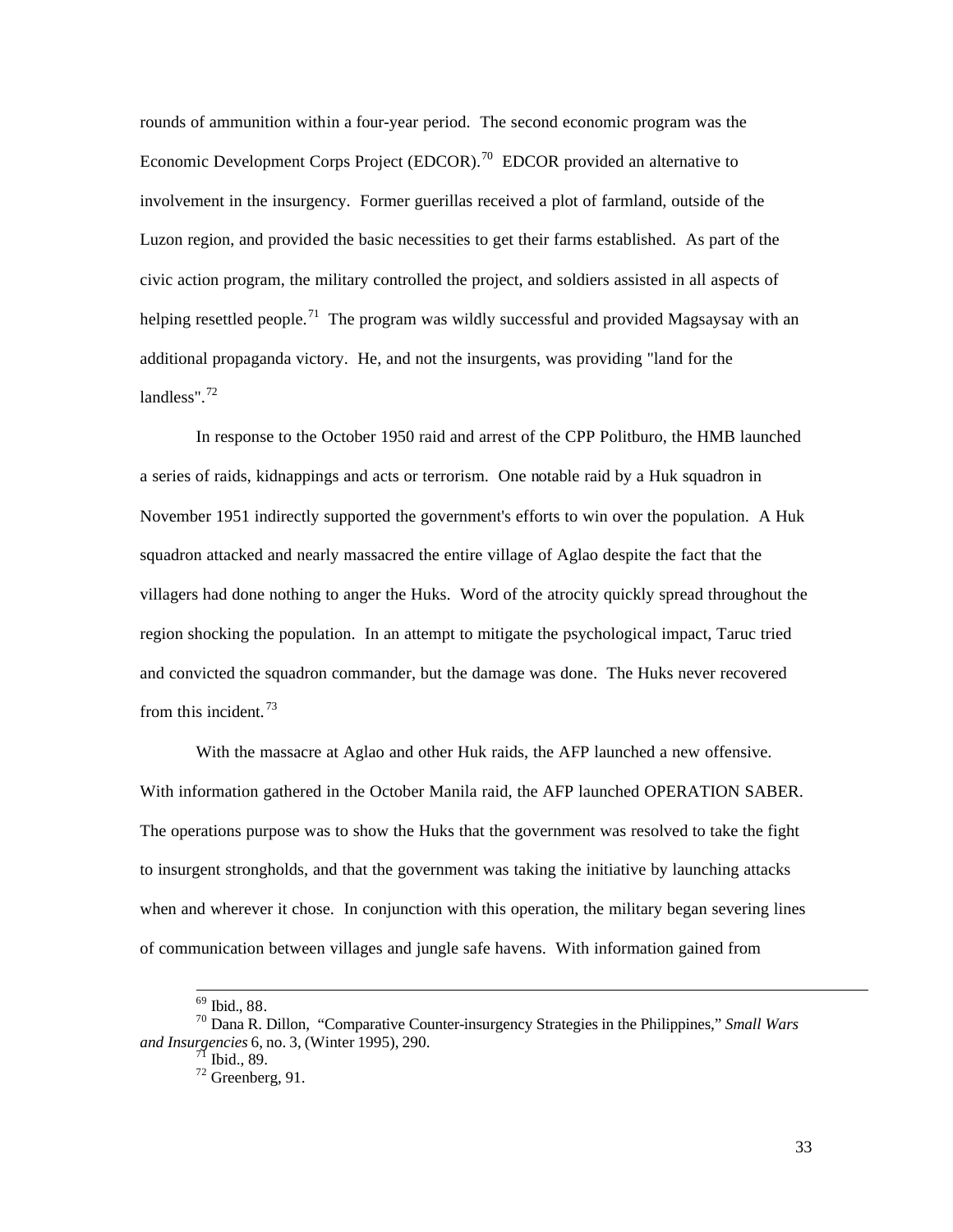rounds of ammunition within a four-year period. The second economic program was the Economic Development Corps Project (EDCOR).[70] EDCOR provided an alternative to involvement in the insurgency. Former guerillas received a plot of farmland, outside of the Luzon region, and provided the basic necessities to get their farms established. As part of the civic action program, the military controlled the project, and soldiers assisted in all aspects of helping resettled people.[71] The program was wildly successful and provided Magsaysay with an additional propaganda victory. He, and not the insurgents, was providing "land for the landless".[72]

In response to the October 1950 raid and arrest of the CPP Politburo, the HMB launched a series of raids, kidnappings and acts or terrorism. One notable raid by a Huk squadron in November 1951 indirectly supported the government's efforts to win over the population. A Huk squadron attacked and nearly massacred the entire village of Aglao despite the fact that the villagers had done nothing to anger the Huks. Word of the atrocity quickly spread throughout the region shocking the population. In an attempt to mitigate the psychological impact, Taruc tried and convicted the squadron commander, but the damage was done. The Huks never recovered from this incident.[73]

With the massacre at Aglao and other Huk raids, the AFP launched a new offensive. With information gathered in the October Manila raid, the AFP launched OPERATION SABER. The operations purpose was to show the Huks that the government was resolved to take the fight to insurgent strongholds, and that the government was taking the initiative by launching attacks when and wherever it chose. In conjunction with this operation, the military began severing lines of communication between villages and jungle safe havens. With information gained from

---

[69] Ibid., 88.

[70] Dana R. Dillon, "Comparative Counter-insurgency Strategies in the Philippines," *Small Wars and Insurgencies* 6, no. 3, (Winter 1995), 290.

[71] Ibid., 89.

[72] Greenberg, 91.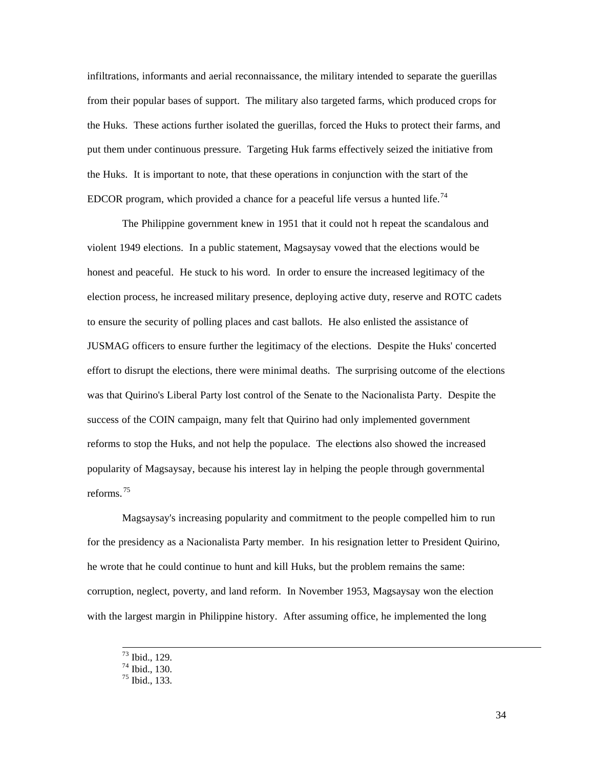infiltrations, informants and aerial reconnaissance, the military intended to separate the guerillas from their popular bases of support. The military also targeted farms, which produced crops for the Huks. These actions further isolated the guerillas, forced the Huks to protect their farms, and put them under continuous pressure. Targeting Huk farms effectively seized the initiative from the Huks. It is important to note, that these operations in conjunction with the start of the EDCOR program, which provided a chance for a peaceful life versus a hunted life.[74]

The Philippine government knew in 1951 that it could not h repeat the scandalous and violent 1949 elections. In a public statement, Magsaysay vowed that the elections would be honest and peaceful. He stuck to his word. In order to ensure the increased legitimacy of the election process, he increased military presence, deploying active duty, reserve and ROTC cadets to ensure the security of polling places and cast ballots. He also enlisted the assistance of JUSMAG officers to ensure further the legitimacy of the elections. Despite the Huks' concerted effort to disrupt the elections, there were minimal deaths. The surprising outcome of the elections was that Quirino's Liberal Party lost control of the Senate to the Nacionalista Party. Despite the success of the COIN campaign, many felt that Quirino had only implemented government reforms to stop the Huks, and not help the populace. The elections also showed the increased popularity of Magsaysay, because his interest lay in helping the people through governmental reforms.[75]

Magsaysay's increasing popularity and commitment to the people compelled him to run for the presidency as a Nacionalista Party member. In his resignation letter to President Quirino, he wrote that he could continue to hunt and kill Huks, but the problem remains the same: corruption, neglect, poverty, and land reform. In November 1953, Magsaysay won the election with the largest margin in Philippine history. After assuming office, he implemented the long

---

[73] Ibid., 129.
[74] Ibid., 130.
[75] Ibid., 133.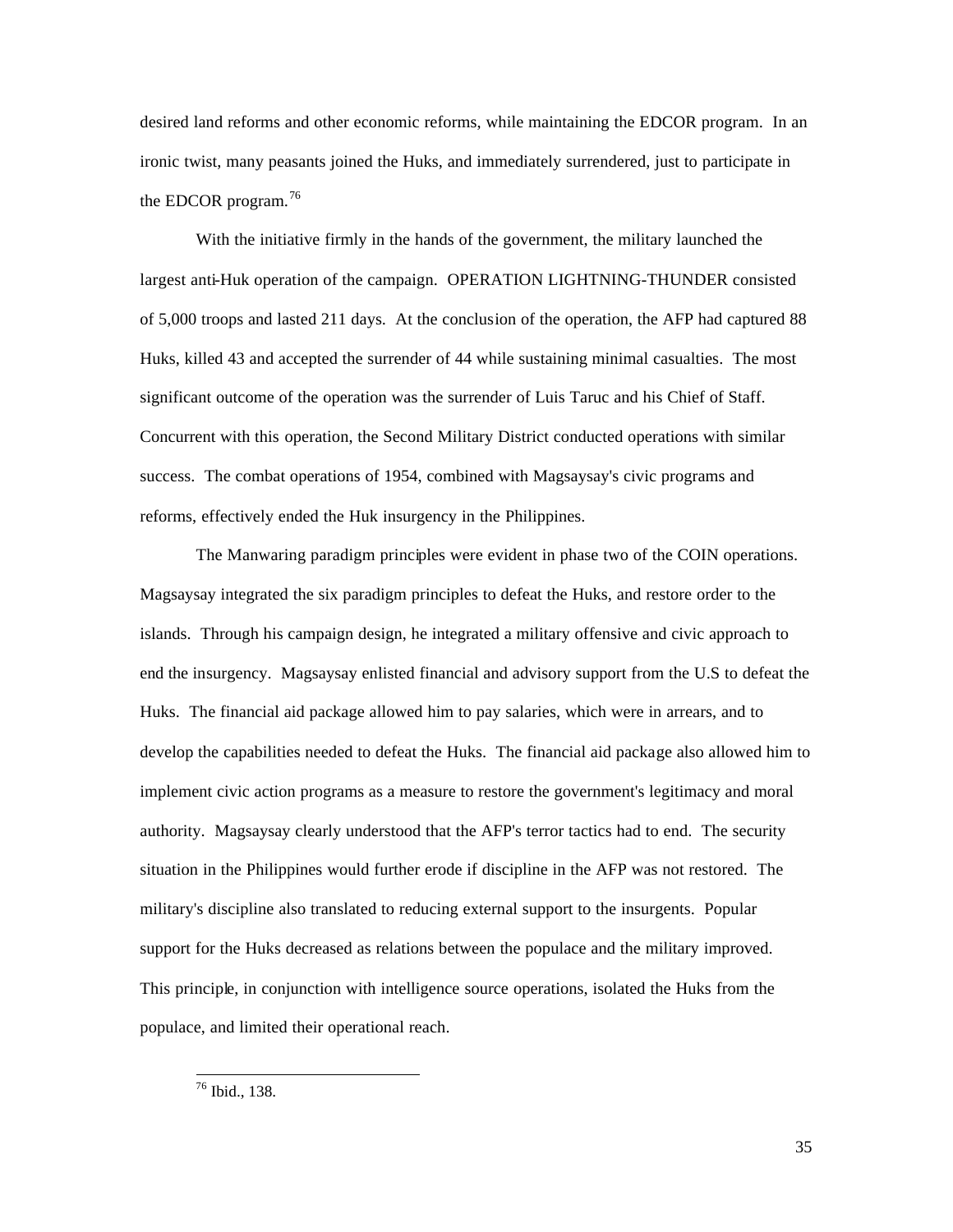desired land reforms and other economic reforms, while maintaining the EDCOR program. In an ironic twist, many peasants joined the Huks, and immediately surrendered, just to participate in the EDCOR program.[76]

With the initiative firmly in the hands of the government, the military launched the largest anti-Huk operation of the campaign. OPERATION LIGHTNING-THUNDER consisted of 5,000 troops and lasted 211 days. At the conclusion of the operation, the AFP had captured 88 Huks, killed 43 and accepted the surrender of 44 while sustaining minimal casualties. The most significant outcome of the operation was the surrender of Luis Taruc and his Chief of Staff. Concurrent with this operation, the Second Military District conducted operations with similar success. The combat operations of 1954, combined with Magsaysay's civic programs and reforms, effectively ended the Huk insurgency in the Philippines.

The Manwaring paradigm principles were evident in phase two of the COIN operations. Magsaysay integrated the six paradigm principles to defeat the Huks, and restore order to the islands. Through his campaign design, he integrated a military offensive and civic approach to end the insurgency. Magsaysay enlisted financial and advisory support from the U.S to defeat the Huks. The financial aid package allowed him to pay salaries, which were in arrears, and to develop the capabilities needed to defeat the Huks. The financial aid package also allowed him to implement civic action programs as a measure to restore the government's legitimacy and moral authority. Magsaysay clearly understood that the AFP's terror tactics had to end. The security situation in the Philippines would further erode if discipline in the AFP was not restored. The military's discipline also translated to reducing external support to the insurgents. Popular support for the Huks decreased as relations between the populace and the military improved. This principle, in conjunction with intelligence source operations, isolated the Huks from the populace, and limited their operational reach.

[76] Ibid., 138.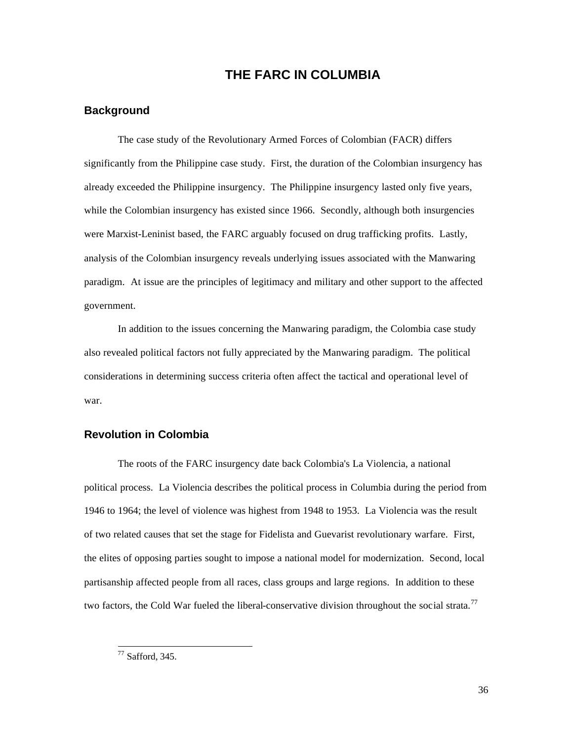# THE FARC IN COLUMBIA

## Background

The case study of the Revolutionary Armed Forces of Colombian (FACR) differs significantly from the Philippine case study. First, the duration of the Colombian insurgency has already exceeded the Philippine insurgency. The Philippine insurgency lasted only five years, while the Colombian insurgency has existed since 1966. Secondly, although both insurgencies were Marxist-Leninist based, the FARC arguably focused on drug trafficking profits. Lastly, analysis of the Colombian insurgency reveals underlying issues associated with the Manwaring paradigm. At issue are the principles of legitimacy and military and other support to the affected government.

In addition to the issues concerning the Manwaring paradigm, the Colombia case study also revealed political factors not fully appreciated by the Manwaring paradigm. The political considerations in determining success criteria often affect the tactical and operational level of war.

## Revolution in Colombia

The roots of the FARC insurgency date back Colombia's La Violencia, a national political process. La Violencia describes the political process in Columbia during the period from 1946 to 1964; the level of violence was highest from 1948 to 1953. La Violencia was the result of two related causes that set the stage for Fidelista and Guevarist revolutionary warfare. First, the elites of opposing parties sought to impose a national model for modernization. Second, local partisanship affected people from all races, class groups and large regions. In addition to these two factors, the Cold War fueled the liberal-conservative division throughout the social strata.[77]

[77] Safford, 345.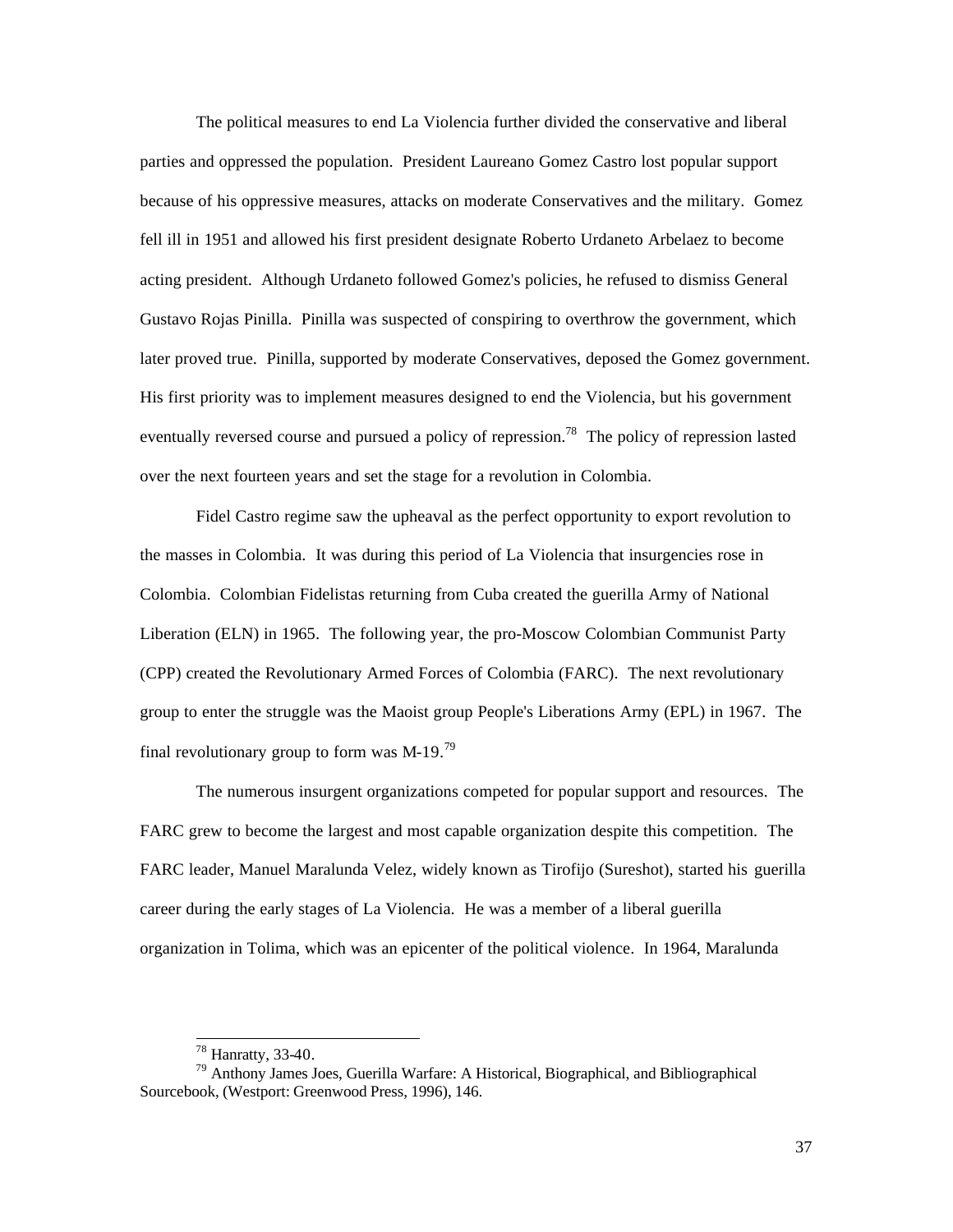The political measures to end La Violencia further divided the conservative and liberal parties and oppressed the population. President Laureano Gomez Castro lost popular support because of his oppressive measures, attacks on moderate Conservatives and the military. Gomez fell ill in 1951 and allowed his first president designate Roberto Urdaneto Arbelaez to become acting president. Although Urdaneto followed Gomez's policies, he refused to dismiss General Gustavo Rojas Pinilla. Pinilla was suspected of conspiring to overthrow the government, which later proved true. Pinilla, supported by moderate Conservatives, deposed the Gomez government. His first priority was to implement measures designed to end the Violencia, but his government eventually reversed course and pursued a policy of repression.[78] The policy of repression lasted over the next fourteen years and set the stage for a revolution in Colombia.

Fidel Castro regime saw the upheaval as the perfect opportunity to export revolution to the masses in Colombia. It was during this period of La Violencia that insurgencies rose in Colombia. Colombian Fidelistas returning from Cuba created the guerilla Army of National Liberation (ELN) in 1965. The following year, the pro-Moscow Colombian Communist Party (CPP) created the Revolutionary Armed Forces of Colombia (FARC). The next revolutionary group to enter the struggle was the Maoist group People's Liberations Army (EPL) in 1967. The final revolutionary group to form was M-19.[79]

The numerous insurgent organizations competed for popular support and resources. The FARC grew to become the largest and most capable organization despite this competition. The FARC leader, Manuel Maralunda Velez, widely known as Tirofijo (Sureshot), started his guerilla career during the early stages of La Violencia. He was a member of a liberal guerilla organization in Tolima, which was an epicenter of the political violence. In 1964, Maralunda

---

[78] Hanratty, 33-40.

[79] Anthony James Joes, Guerilla Warfare: A Historical, Biographical, and Bibliographical Sourcebook, (Westport: Greenwood Press, 1996), 146.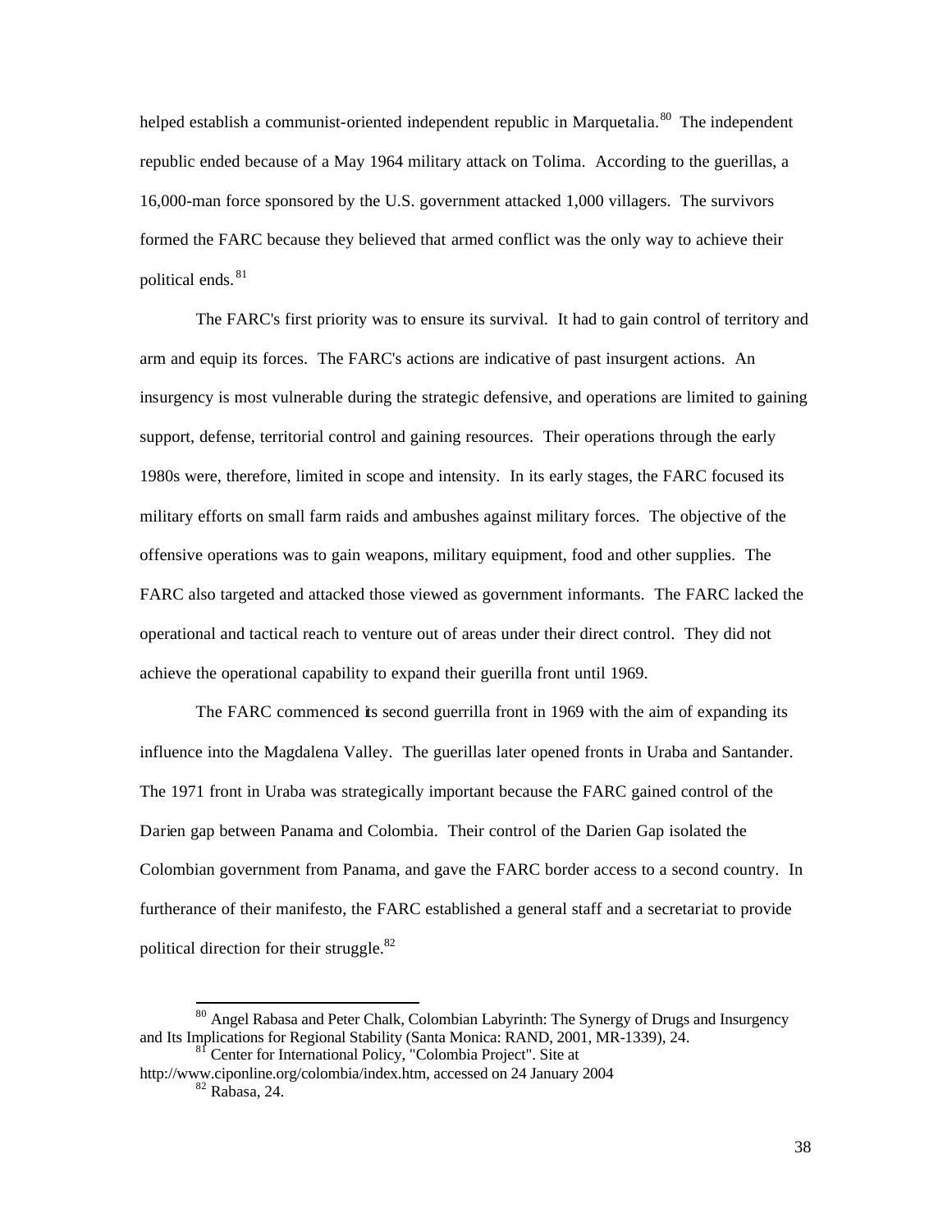helped establish a communist-oriented independent republic in Marquetalia.[80] The independent republic ended because of a May 1964 military attack on Tolima. According to the guerillas, a 16,000-man force sponsored by the U.S. government attacked 1,000 villagers. The survivors formed the FARC because they believed that armed conflict was the only way to achieve their political ends.[81]

The FARC's first priority was to ensure its survival. It had to gain control of territory and arm and equip its forces. The FARC's actions are indicative of past insurgent actions. An insurgency is most vulnerable during the strategic defensive, and operations are limited to gaining support, defense, territorial control and gaining resources. Their operations through the early 1980s were, therefore, limited in scope and intensity. In its early stages, the FARC focused its military efforts on small farm raids and ambushes against military forces. The objective of the offensive operations was to gain weapons, military equipment, food and other supplies. The FARC also targeted and attacked those viewed as government informants. The FARC lacked the operational and tactical reach to venture out of areas under their direct control. They did not achieve the operational capability to expand their guerilla front until 1969.

The FARC commenced its second guerrilla front in 1969 with the aim of expanding its influence into the Magdalena Valley. The guerillas later opened fronts in Uraba and Santander. The 1971 front in Uraba was strategically important because the FARC gained control of the Darien gap between Panama and Colombia. Their control of the Darien Gap isolated the Colombian government from Panama, and gave the FARC border access to a second country. In furtherance of their manifesto, the FARC established a general staff and a secretariat to provide political direction for their struggle.[82]

---

[80] Angel Rabasa and Peter Chalk, Colombian Labyrinth: The Synergy of Drugs and Insurgency and Its Implications for Regional Stability (Santa Monica: RAND, 2001, MR-1339), 24.

[81] Center for International Policy, "Colombia Project". Site at http://www.ciponline.org/colombia/index.htm, accessed on 24 January 2004

[82] Rabasa, 24.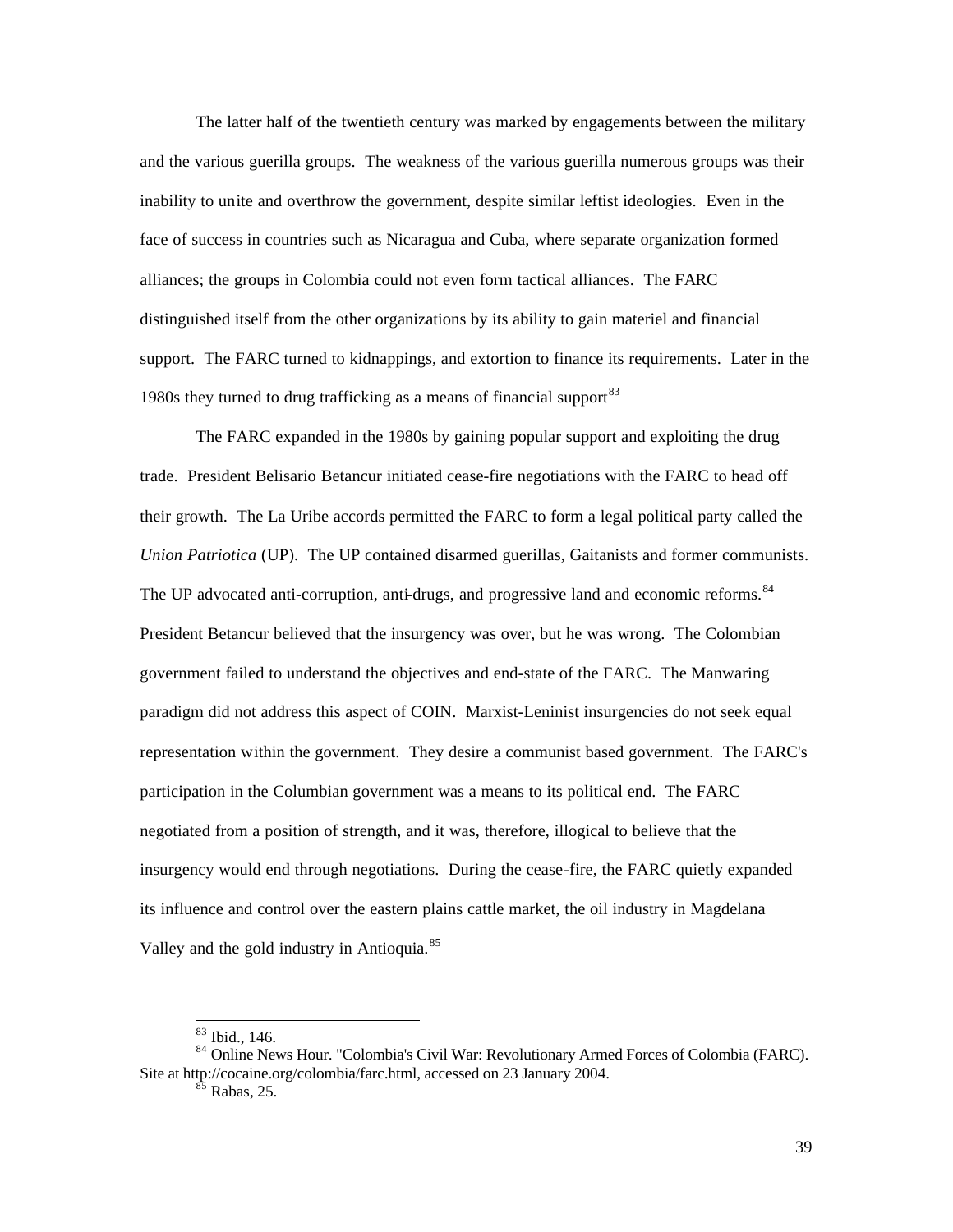The latter half of the twentieth century was marked by engagements between the military and the various guerilla groups. The weakness of the various guerilla numerous groups was their inability to unite and overthrow the government, despite similar leftist ideologies. Even in the face of success in countries such as Nicaragua and Cuba, where separate organization formed alliances; the groups in Colombia could not even form tactical alliances. The FARC distinguished itself from the other organizations by its ability to gain materiel and financial support. The FARC turned to kidnappings, and extortion to finance its requirements. Later in the 1980s they turned to drug trafficking as a means of financial support[83]

The FARC expanded in the 1980s by gaining popular support and exploiting the drug trade. President Belisario Betancur initiated cease-fire negotiations with the FARC to head off their growth. The La Uribe accords permitted the FARC to form a legal political party called the *Union Patriotica* (UP). The UP contained disarmed guerillas, Gaitanists and former communists. The UP advocated anti-corruption, anti-drugs, and progressive land and economic reforms.[84] President Betancur believed that the insurgency was over, but he was wrong. The Colombian government failed to understand the objectives and end-state of the FARC. The Manwaring paradigm did not address this aspect of COIN. Marxist-Leninist insurgencies do not seek equal representation within the government. They desire a communist based government. The FARC's participation in the Columbian government was a means to its political end. The FARC negotiated from a position of strength, and it was, therefore, illogical to believe that the insurgency would end through negotiations. During the cease-fire, the FARC quietly expanded its influence and control over the eastern plains cattle market, the oil industry in Magdelana Valley and the gold industry in Antioquia.[85]

---

[83] Ibid., 146.

[84] Online News Hour. "Colombia's Civil War: Revolutionary Armed Forces of Colombia (FARC). Site at http://cocaine.org/colombia/farc.html, accessed on 23 January 2004.

[85] Rabas, 25.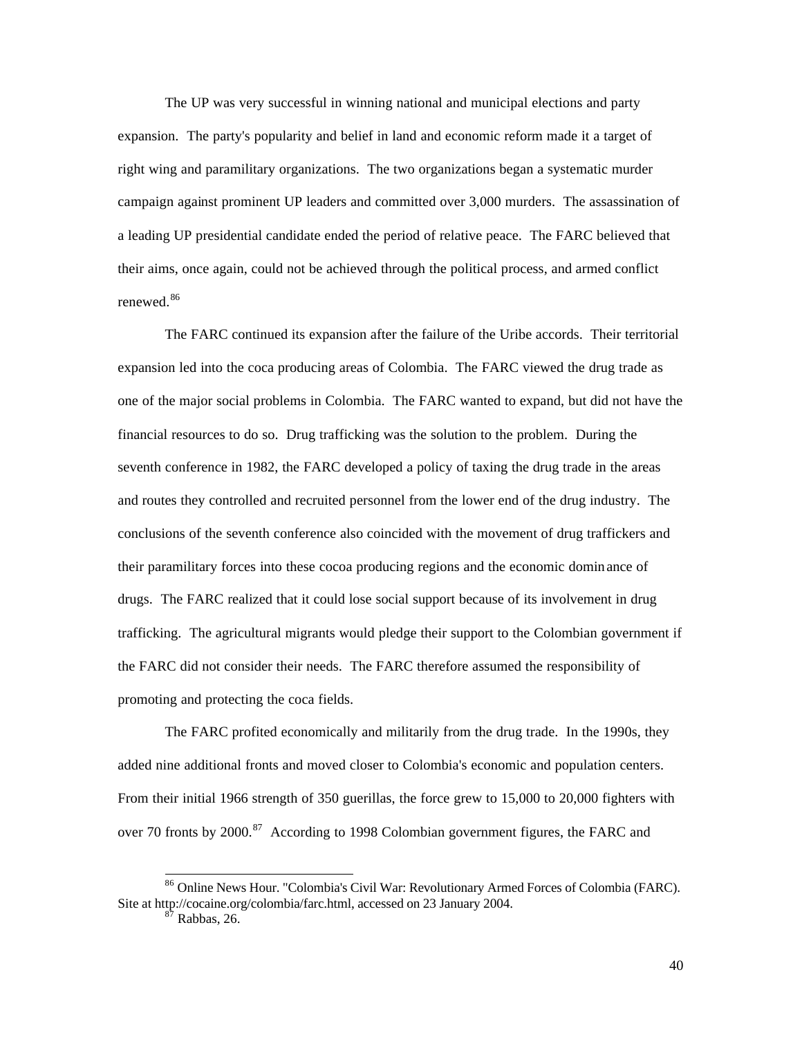The UP was very successful in winning national and municipal elections and party expansion. The party's popularity and belief in land and economic reform made it a target of right wing and paramilitary organizations. The two organizations began a systematic murder campaign against prominent UP leaders and committed over 3,000 murders. The assassination of a leading UP presidential candidate ended the period of relative peace. The FARC believed that their aims, once again, could not be achieved through the political process, and armed conflict renewed.[86]

The FARC continued its expansion after the failure of the Uribe accords. Their territorial expansion led into the coca producing areas of Colombia. The FARC viewed the drug trade as one of the major social problems in Colombia. The FARC wanted to expand, but did not have the financial resources to do so. Drug trafficking was the solution to the problem. During the seventh conference in 1982, the FARC developed a policy of taxing the drug trade in the areas and routes they controlled and recruited personnel from the lower end of the drug industry. The conclusions of the seventh conference also coincided with the movement of drug traffickers and their paramilitary forces into these cocoa producing regions and the economic dominance of drugs. The FARC realized that it could lose social support because of its involvement in drug trafficking. The agricultural migrants would pledge their support to the Colombian government if the FARC did not consider their needs. The FARC therefore assumed the responsibility of promoting and protecting the coca fields.

The FARC profited economically and militarily from the drug trade. In the 1990s, they added nine additional fronts and moved closer to Colombia's economic and population centers. From their initial 1966 strength of 350 guerillas, the force grew to 15,000 to 20,000 fighters with over 70 fronts by 2000.[87] According to 1998 Colombian government figures, the FARC and

---

[86] Online News Hour. "Colombia's Civil War: Revolutionary Armed Forces of Colombia (FARC). Site at http://cocaine.org/colombia/farc.html, accessed on 23 January 2004.

[87] Rabbas, 26.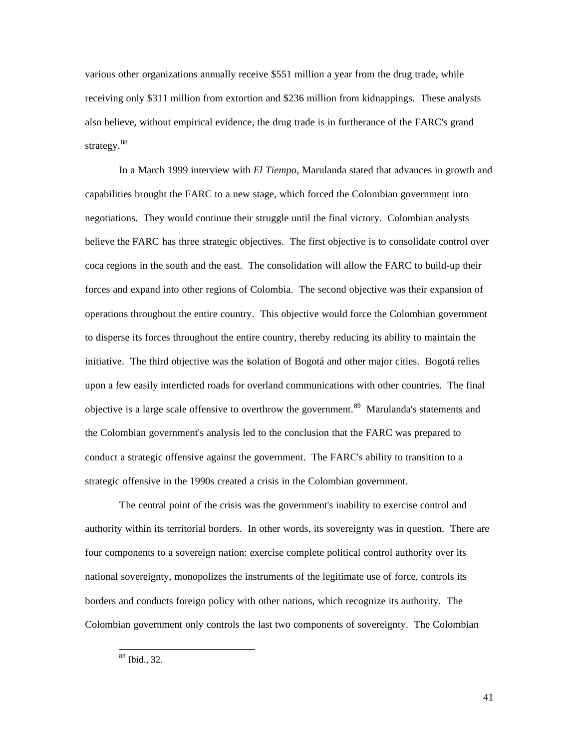various other organizations annually receive $551 million a year from the drug trade, while receiving only $311 million from extortion and $236 million from kidnappings. These analysts also believe, without empirical evidence, the drug trade is in furtherance of the FARC's grand strategy.[88]

In a March 1999 interview with *El Tiempo*, Marulanda stated that advances in growth and capabilities brought the FARC to a new stage, which forced the Colombian government into negotiations. They would continue their struggle until the final victory. Colombian analysts believe the FARC has three strategic objectives. The first objective is to consolidate control over coca regions in the south and the east. The consolidation will allow the FARC to build-up their forces and expand into other regions of Colombia. The second objective was their expansion of operations throughout the entire country. This objective would force the Colombian government to disperse its forces throughout the entire country, thereby reducing its ability to maintain the initiative. The third objective was the isolation of Bogotá and other major cities. Bogotá relies upon a few easily interdicted roads for overland communications with other countries. The final objective is a large scale offensive to overthrow the government.[89] Marulanda's statements and the Colombian government's analysis led to the conclusion that the FARC was prepared to conduct a strategic offensive against the government. The FARC's ability to transition to a strategic offensive in the 1990s created a crisis in the Colombian government.

The central point of the crisis was the government's inability to exercise control and authority within its territorial borders. In other words, its sovereignty was in question. There are four components to a sovereign nation: exercise complete political control authority over its national sovereignty, monopolizes the instruments of the legitimate use of force, controls its borders and conducts foreign policy with other nations, which recognize its authority. The Colombian government only controls the last two components of sovereignty. The Colombian

[88] Ibid., 32.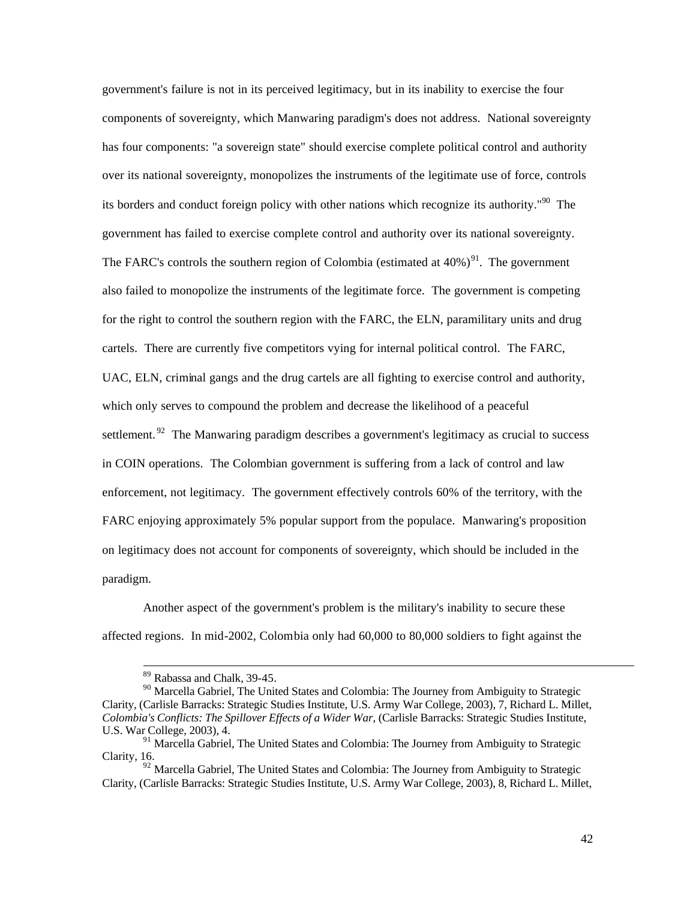government's failure is not in its perceived legitimacy, but in its inability to exercise the four components of sovereignty, which Manwaring paradigm's does not address. National sovereignty has four components: "a sovereign state" should exercise complete political control and authority over its national sovereignty, monopolizes the instruments of the legitimate use of force, controls its borders and conduct foreign policy with other nations which recognize its authority."[90] The government has failed to exercise complete control and authority over its national sovereignty. The FARC's controls the southern region of Colombia (estimated at 40%)[91]. The government also failed to monopolize the instruments of the legitimate force. The government is competing for the right to control the southern region with the FARC, the ELN, paramilitary units and drug cartels. There are currently five competitors vying for internal political control. The FARC, UAC, ELN, criminal gangs and the drug cartels are all fighting to exercise control and authority, which only serves to compound the problem and decrease the likelihood of a peaceful settlement.[92] The Manwaring paradigm describes a government's legitimacy as crucial to success in COIN operations. The Colombian government is suffering from a lack of control and law enforcement, not legitimacy. The government effectively controls 60% of the territory, with the FARC enjoying approximately 5% popular support from the populace. Manwaring's proposition on legitimacy does not account for components of sovereignty, which should be included in the paradigm.

Another aspect of the government's problem is the military's inability to secure these affected regions. In mid-2002, Colombia only had 60,000 to 80,000 soldiers to fight against the

---

[89] Rabassa and Chalk, 39-45.

[90] Marcella Gabriel, The United States and Colombia: The Journey from Ambiguity to Strategic Clarity, (Carlisle Barracks: Strategic Studies Institute, U.S. Army War College, 2003), 7, Richard L. Millet, *Colombia's Conflicts: The Spillover Effects of a Wider War*, (Carlisle Barracks: Strategic Studies Institute, U.S. War College, 2003), 4.

[91] Marcella Gabriel, The United States and Colombia: The Journey from Ambiguity to Strategic Clarity, 16.

[92] Marcella Gabriel, The United States and Colombia: The Journey from Ambiguity to Strategic Clarity, (Carlisle Barracks: Strategic Studies Institute, U.S. Army War College, 2003), 8, Richard L. Millet,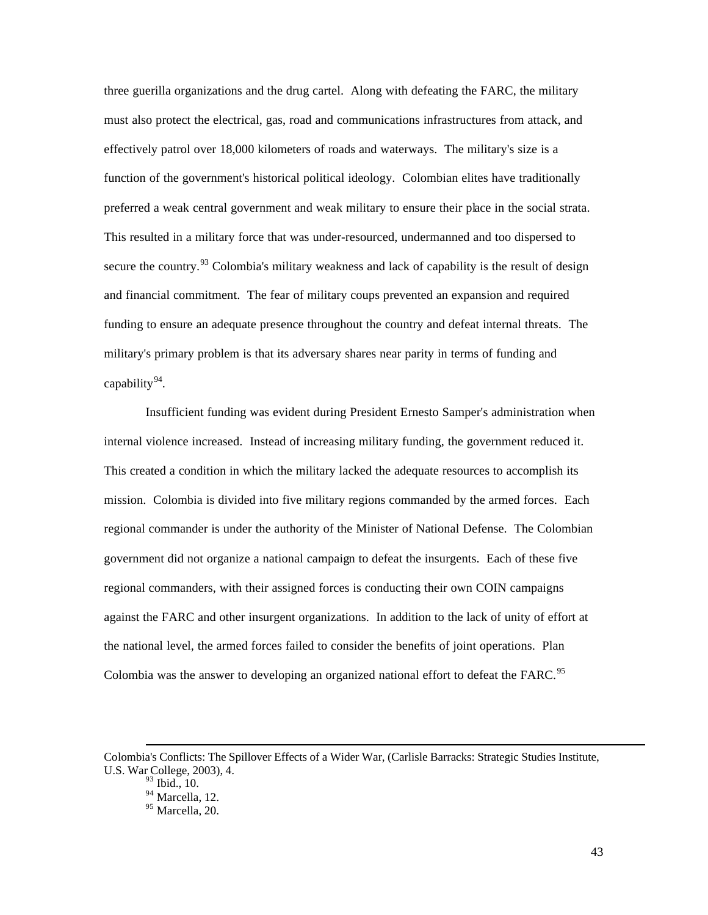three guerilla organizations and the drug cartel. Along with defeating the FARC, the military must also protect the electrical, gas, road and communications infrastructures from attack, and effectively patrol over 18,000 kilometers of roads and waterways. The military's size is a function of the government's historical political ideology. Colombian elites have traditionally preferred a weak central government and weak military to ensure their place in the social strata. This resulted in a military force that was under-resourced, undermanned and too dispersed to secure the country.[93] Colombia's military weakness and lack of capability is the result of design and financial commitment. The fear of military coups prevented an expansion and required funding to ensure an adequate presence throughout the country and defeat internal threats. The military's primary problem is that its adversary shares near parity in terms of funding and capability[94].

Insufficient funding was evident during President Ernesto Samper's administration when internal violence increased. Instead of increasing military funding, the government reduced it. This created a condition in which the military lacked the adequate resources to accomplish its mission. Colombia is divided into five military regions commanded by the armed forces. Each regional commander is under the authority of the Minister of National Defense. The Colombian government did not organize a national campaign to defeat the insurgents. Each of these five regional commanders, with their assigned forces is conducting their own COIN campaigns against the FARC and other insurgent organizations. In addition to the lack of unity of effort at the national level, the armed forces failed to consider the benefits of joint operations. Plan Colombia was the answer to developing an organized national effort to defeat the FARC.[95]

---

Colombia's Conflicts: The Spillover Effects of a Wider War, (Carlisle Barracks: Strategic Studies Institute, U.S. War College, 2003), 4.

[93] Ibid., 10.

[94] Marcella, 12.

[95] Marcella, 20.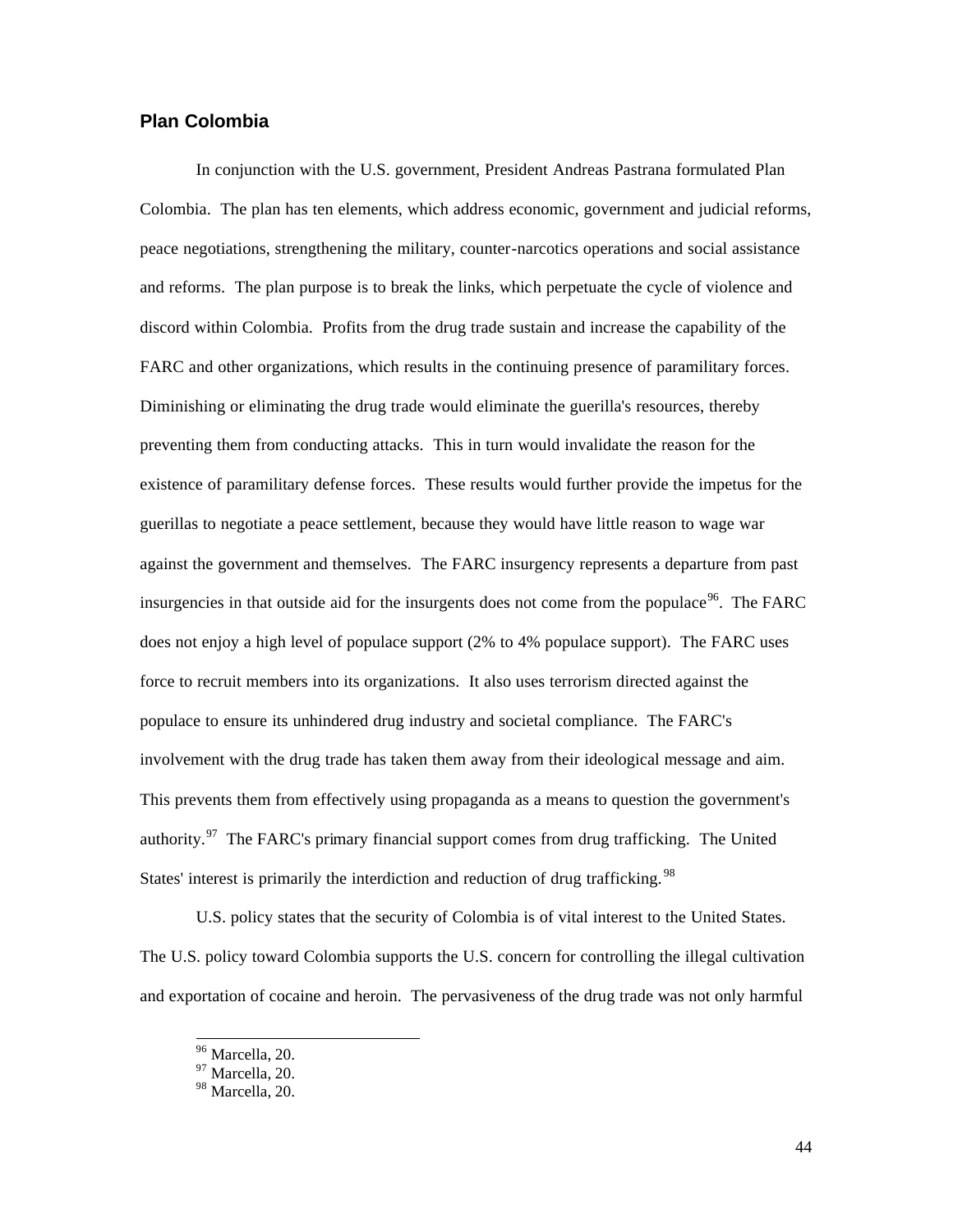## Plan Colombia

In conjunction with the U.S. government, President Andreas Pastrana formulated Plan Colombia. The plan has ten elements, which address economic, government and judicial reforms, peace negotiations, strengthening the military, counter-narcotics operations and social assistance and reforms. The plan purpose is to break the links, which perpetuate the cycle of violence and discord within Colombia. Profits from the drug trade sustain and increase the capability of the FARC and other organizations, which results in the continuing presence of paramilitary forces. Diminishing or eliminating the drug trade would eliminate the guerilla's resources, thereby preventing them from conducting attacks. This in turn would invalidate the reason for the existence of paramilitary defense forces. These results would further provide the impetus for the guerillas to negotiate a peace settlement, because they would have little reason to wage war against the government and themselves. The FARC insurgency represents a departure from past insurgencies in that outside aid for the insurgents does not come from the populace[96]. The FARC does not enjoy a high level of populace support (2% to 4% populace support). The FARC uses force to recruit members into its organizations. It also uses terrorism directed against the populace to ensure its unhindered drug industry and societal compliance. The FARC's involvement with the drug trade has taken them away from their ideological message and aim. This prevents them from effectively using propaganda as a means to question the government's authority.[97] The FARC's primary financial support comes from drug trafficking. The United States' interest is primarily the interdiction and reduction of drug trafficking.[98]

U.S. policy states that the security of Colombia is of vital interest to the United States. The U.S. policy toward Colombia supports the U.S. concern for controlling the illegal cultivation and exportation of cocaine and heroin. The pervasiveness of the drug trade was not only harmful

[96] Marcella, 20.
[97] Marcella, 20.
[98] Marcella, 20.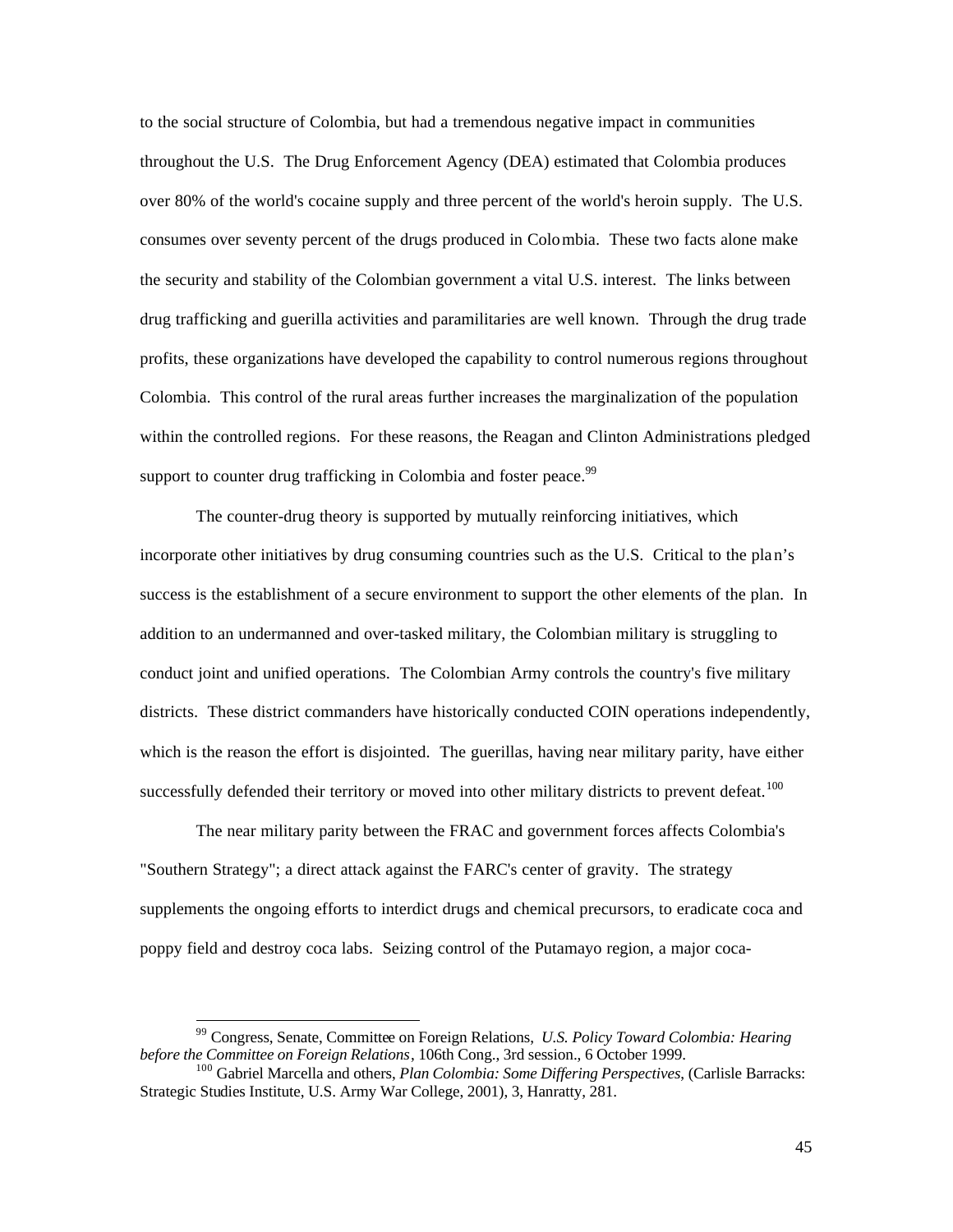to the social structure of Colombia, but had a tremendous negative impact in communities throughout the U.S. The Drug Enforcement Agency (DEA) estimated that Colombia produces over 80% of the world's cocaine supply and three percent of the world's heroin supply. The U.S. consumes over seventy percent of the drugs produced in Colombia. These two facts alone make the security and stability of the Colombian government a vital U.S. interest. The links between drug trafficking and guerilla activities and paramilitaries are well known. Through the drug trade profits, these organizations have developed the capability to control numerous regions throughout Colombia. This control of the rural areas further increases the marginalization of the population within the controlled regions. For these reasons, the Reagan and Clinton Administrations pledged support to counter drug trafficking in Colombia and foster peace.[99]

The counter-drug theory is supported by mutually reinforcing initiatives, which incorporate other initiatives by drug consuming countries such as the U.S. Critical to the plan's success is the establishment of a secure environment to support the other elements of the plan. In addition to an undermanned and over-tasked military, the Colombian military is struggling to conduct joint and unified operations. The Colombian Army controls the country's five military districts. These district commanders have historically conducted COIN operations independently, which is the reason the effort is disjointed. The guerillas, having near military parity, have either successfully defended their territory or moved into other military districts to prevent defeat.[100]

The near military parity between the FRAC and government forces affects Colombia's "Southern Strategy"; a direct attack against the FARC's center of gravity. The strategy supplements the ongoing efforts to interdict drugs and chemical precursors, to eradicate coca and poppy field and destroy coca labs. Seizing control of the Putamayo region, a major coca-

---

[99] Congress, Senate, Committee on Foreign Relations, *U.S. Policy Toward Colombia: Hearing before the Committee on Foreign Relations*, 106th Cong., 3rd session., 6 October 1999.

[100] Gabriel Marcella and others, *Plan Colombia: Some Differing Perspectives*, (Carlisle Barracks: Strategic Studies Institute, U.S. Army War College, 2001), 3, Hanratty, 281.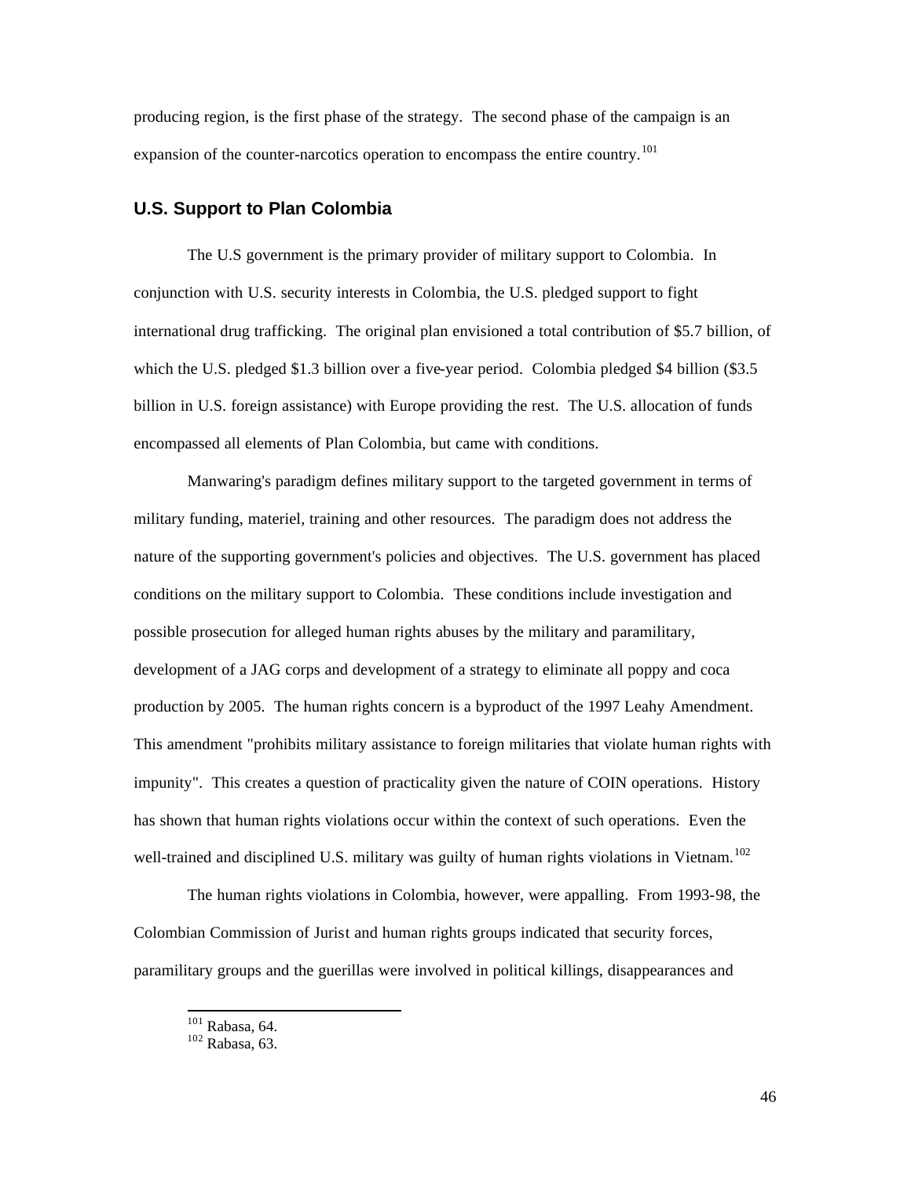producing region, is the first phase of the strategy. The second phase of the campaign is an expansion of the counter-narcotics operation to encompass the entire country.[101]

## U.S. Support to Plan Colombia

The U.S government is the primary provider of military support to Colombia. In conjunction with U.S. security interests in Colombia, the U.S. pledged support to fight international drug trafficking. The original plan envisioned a total contribution of $5.7 billion, of which the U.S. pledged $1.3 billion over a five-year period. Colombia pledged $4 billion ($3.5 billion in U.S. foreign assistance) with Europe providing the rest. The U.S. allocation of funds encompassed all elements of Plan Colombia, but came with conditions.

Manwaring's paradigm defines military support to the targeted government in terms of military funding, materiel, training and other resources. The paradigm does not address the nature of the supporting government's policies and objectives. The U.S. government has placed conditions on the military support to Colombia. These conditions include investigation and possible prosecution for alleged human rights abuses by the military and paramilitary, development of a JAG corps and development of a strategy to eliminate all poppy and coca production by 2005. The human rights concern is a byproduct of the 1997 Leahy Amendment. This amendment "prohibits military assistance to foreign militaries that violate human rights with impunity". This creates a question of practicality given the nature of COIN operations. History has shown that human rights violations occur within the context of such operations. Even the well-trained and disciplined U.S. military was guilty of human rights violations in Vietnam.[102]

The human rights violations in Colombia, however, were appalling. From 1993-98, the Colombian Commission of Jurist and human rights groups indicated that security forces, paramilitary groups and the guerillas were involved in political killings, disappearances and

---

[101] Rabasa, 64.
[102] Rabasa, 63.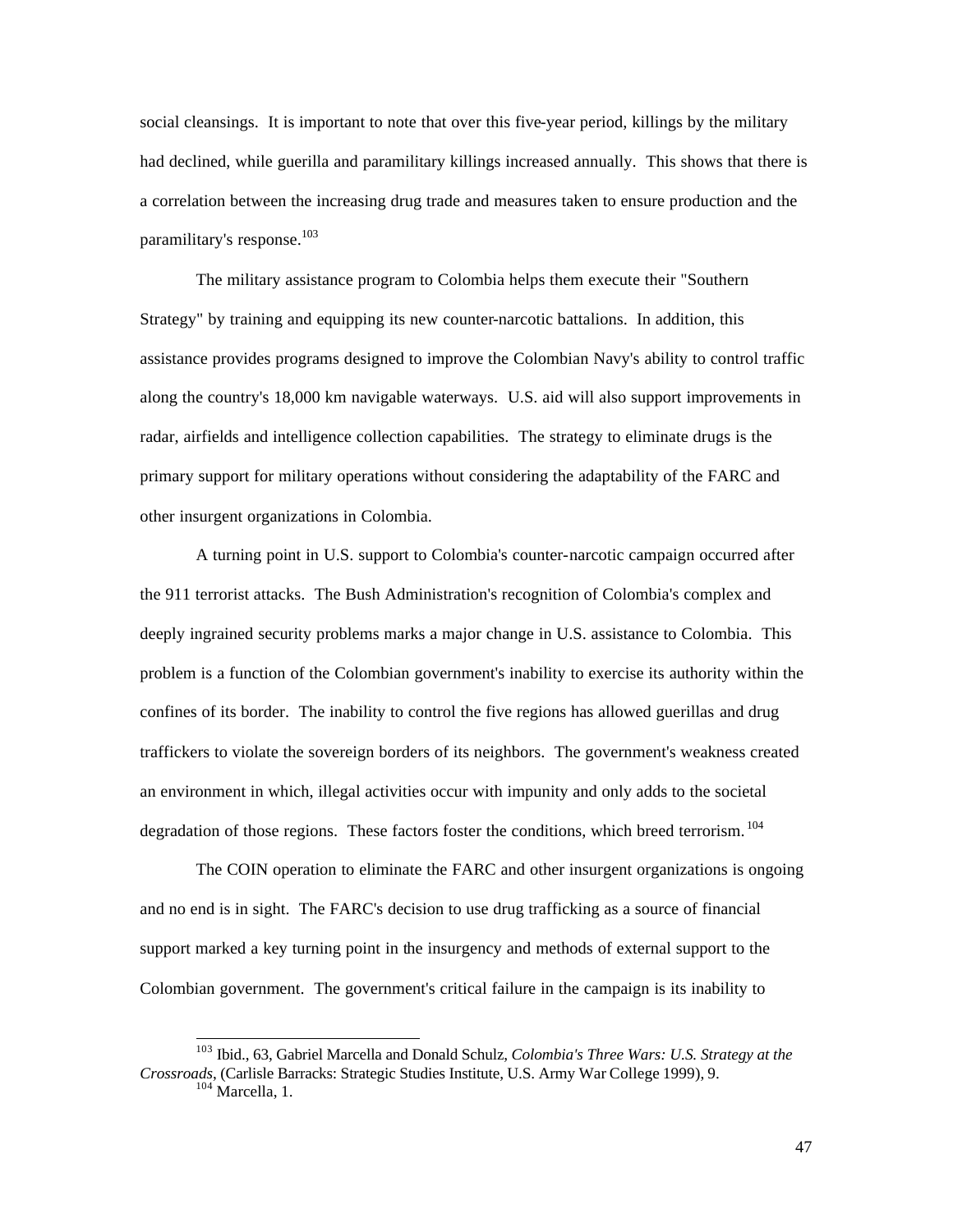social cleansings. It is important to note that over this five-year period, killings by the military had declined, while guerilla and paramilitary killings increased annually. This shows that there is a correlation between the increasing drug trade and measures taken to ensure production and the paramilitary's response.[103]

The military assistance program to Colombia helps them execute their "Southern Strategy" by training and equipping its new counter-narcotic battalions. In addition, this assistance provides programs designed to improve the Colombian Navy's ability to control traffic along the country's 18,000 km navigable waterways. U.S. aid will also support improvements in radar, airfields and intelligence collection capabilities. The strategy to eliminate drugs is the primary support for military operations without considering the adaptability of the FARC and other insurgent organizations in Colombia.

A turning point in U.S. support to Colombia's counter-narcotic campaign occurred after the 911 terrorist attacks. The Bush Administration's recognition of Colombia's complex and deeply ingrained security problems marks a major change in U.S. assistance to Colombia. This problem is a function of the Colombian government's inability to exercise its authority within the confines of its border. The inability to control the five regions has allowed guerillas and drug traffickers to violate the sovereign borders of its neighbors. The government's weakness created an environment in which, illegal activities occur with impunity and only adds to the societal degradation of those regions. These factors foster the conditions, which breed terrorism.[104]

The COIN operation to eliminate the FARC and other insurgent organizations is ongoing and no end is in sight. The FARC's decision to use drug trafficking as a source of financial support marked a key turning point in the insurgency and methods of external support to the Colombian government. The government's critical failure in the campaign is its inability to

---

[103] Ibid., 63, Gabriel Marcella and Donald Schulz, *Colombia's Three Wars: U.S. Strategy at the Crossroads*, (Carlisle Barracks: Strategic Studies Institute, U.S. Army War College 1999), 9.

[104] Marcella, 1.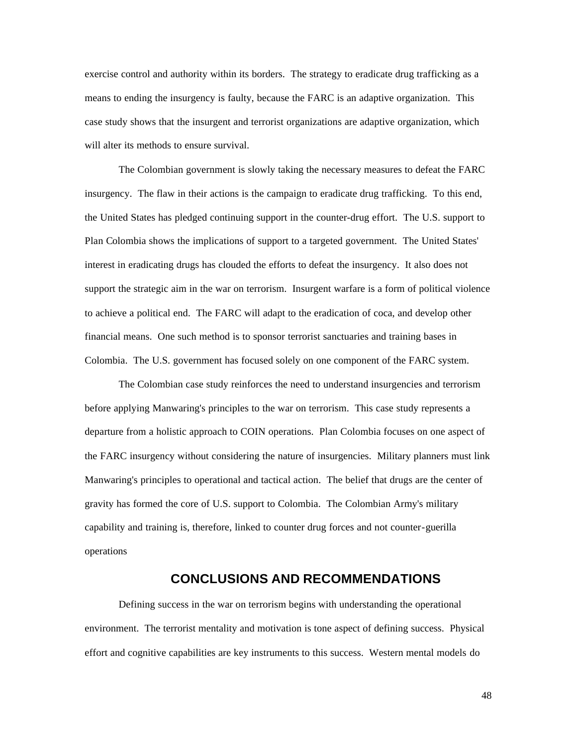exercise control and authority within its borders. The strategy to eradicate drug trafficking as a means to ending the insurgency is faulty, because the FARC is an adaptive organization. This case study shows that the insurgent and terrorist organizations are adaptive organization, which will alter its methods to ensure survival.

The Colombian government is slowly taking the necessary measures to defeat the FARC insurgency. The flaw in their actions is the campaign to eradicate drug trafficking. To this end, the United States has pledged continuing support in the counter-drug effort. The U.S. support to Plan Colombia shows the implications of support to a targeted government. The United States' interest in eradicating drugs has clouded the efforts to defeat the insurgency. It also does not support the strategic aim in the war on terrorism. Insurgent warfare is a form of political violence to achieve a political end. The FARC will adapt to the eradication of coca, and develop other financial means. One such method is to sponsor terrorist sanctuaries and training bases in Colombia. The U.S. government has focused solely on one component of the FARC system.

The Colombian case study reinforces the need to understand insurgencies and terrorism before applying Manwaring's principles to the war on terrorism. This case study represents a departure from a holistic approach to COIN operations. Plan Colombia focuses on one aspect of the FARC insurgency without considering the nature of insurgencies. Military planners must link Manwaring's principles to operational and tactical action. The belief that drugs are the center of gravity has formed the core of U.S. support to Colombia. The Colombian Army's military capability and training is, therefore, linked to counter drug forces and not counter-guerilla operations

## CONCLUSIONS AND RECOMMENDATIONS

Defining success in the war on terrorism begins with understanding the operational environment. The terrorist mentality and motivation is tone aspect of defining success. Physical effort and cognitive capabilities are key instruments to this success. Western mental models do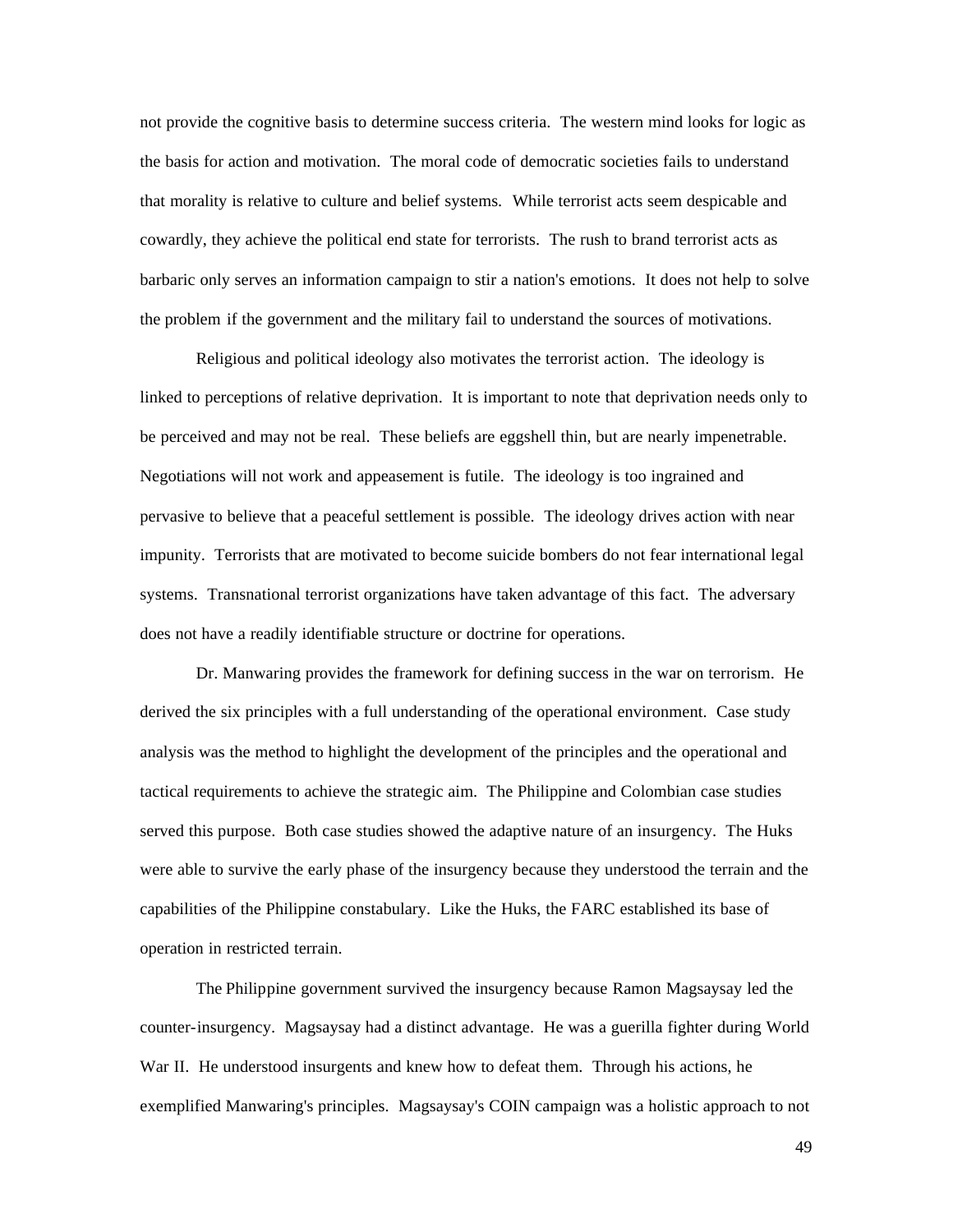not provide the cognitive basis to determine success criteria. The western mind looks for logic as the basis for action and motivation. The moral code of democratic societies fails to understand that morality is relative to culture and belief systems. While terrorist acts seem despicable and cowardly, they achieve the political end state for terrorists. The rush to brand terrorist acts as barbaric only serves an information campaign to stir a nation's emotions. It does not help to solve the problem if the government and the military fail to understand the sources of motivations.

Religious and political ideology also motivates the terrorist action. The ideology is linked to perceptions of relative deprivation. It is important to note that deprivation needs only to be perceived and may not be real. These beliefs are eggshell thin, but are nearly impenetrable. Negotiations will not work and appeasement is futile. The ideology is too ingrained and pervasive to believe that a peaceful settlement is possible. The ideology drives action with near impunity. Terrorists that are motivated to become suicide bombers do not fear international legal systems. Transnational terrorist organizations have taken advantage of this fact. The adversary does not have a readily identifiable structure or doctrine for operations.

Dr. Manwaring provides the framework for defining success in the war on terrorism. He derived the six principles with a full understanding of the operational environment. Case study analysis was the method to highlight the development of the principles and the operational and tactical requirements to achieve the strategic aim. The Philippine and Colombian case studies served this purpose. Both case studies showed the adaptive nature of an insurgency. The Huks were able to survive the early phase of the insurgency because they understood the terrain and the capabilities of the Philippine constabulary. Like the Huks, the FARC established its base of operation in restricted terrain.

The Philippine government survived the insurgency because Ramon Magsaysay led the counter-insurgency. Magsaysay had a distinct advantage. He was a guerilla fighter during World War II. He understood insurgents and knew how to defeat them. Through his actions, he exemplified Manwaring's principles. Magsaysay's COIN campaign was a holistic approach to not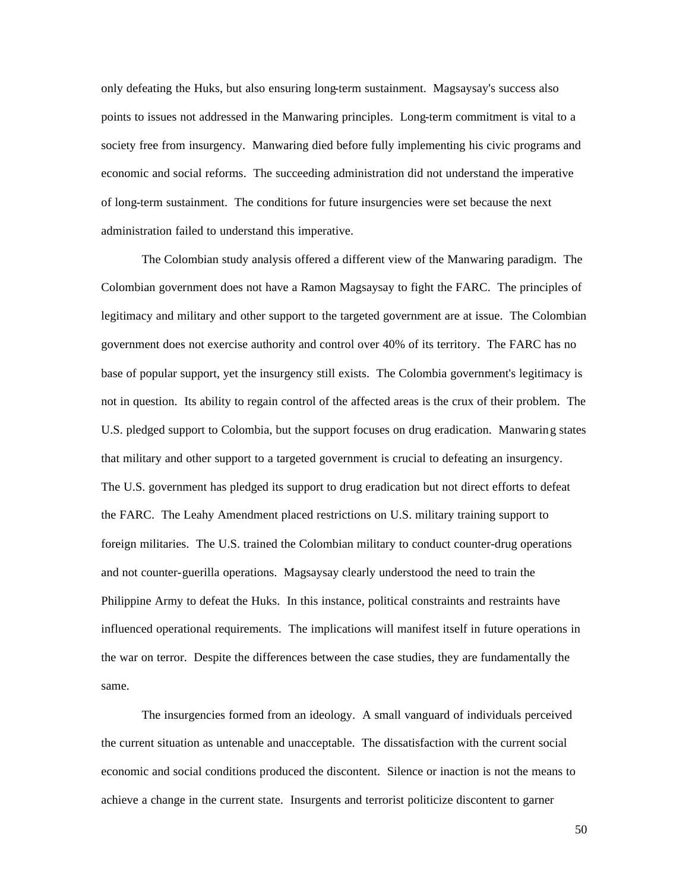only defeating the Huks, but also ensuring long-term sustainment. Magsaysay's success also points to issues not addressed in the Manwaring principles. Long-term commitment is vital to a society free from insurgency. Manwaring died before fully implementing his civic programs and economic and social reforms. The succeeding administration did not understand the imperative of long-term sustainment. The conditions for future insurgencies were set because the next administration failed to understand this imperative.

The Colombian study analysis offered a different view of the Manwaring paradigm. The Colombian government does not have a Ramon Magsaysay to fight the FARC. The principles of legitimacy and military and other support to the targeted government are at issue. The Colombian government does not exercise authority and control over 40% of its territory. The FARC has no base of popular support, yet the insurgency still exists. The Colombia government's legitimacy is not in question. Its ability to regain control of the affected areas is the crux of their problem. The U.S. pledged support to Colombia, but the support focuses on drug eradication. Manwaring states that military and other support to a targeted government is crucial to defeating an insurgency. The U.S. government has pledged its support to drug eradication but not direct efforts to defeat the FARC. The Leahy Amendment placed restrictions on U.S. military training support to foreign militaries. The U.S. trained the Colombian military to conduct counter-drug operations and not counter-guerilla operations. Magsaysay clearly understood the need to train the Philippine Army to defeat the Huks. In this instance, political constraints and restraints have influenced operational requirements. The implications will manifest itself in future operations in the war on terror. Despite the differences between the case studies, they are fundamentally the same.

The insurgencies formed from an ideology. A small vanguard of individuals perceived the current situation as untenable and unacceptable. The dissatisfaction with the current social economic and social conditions produced the discontent. Silence or inaction is not the means to achieve a change in the current state. Insurgents and terrorist politicize discontent to garner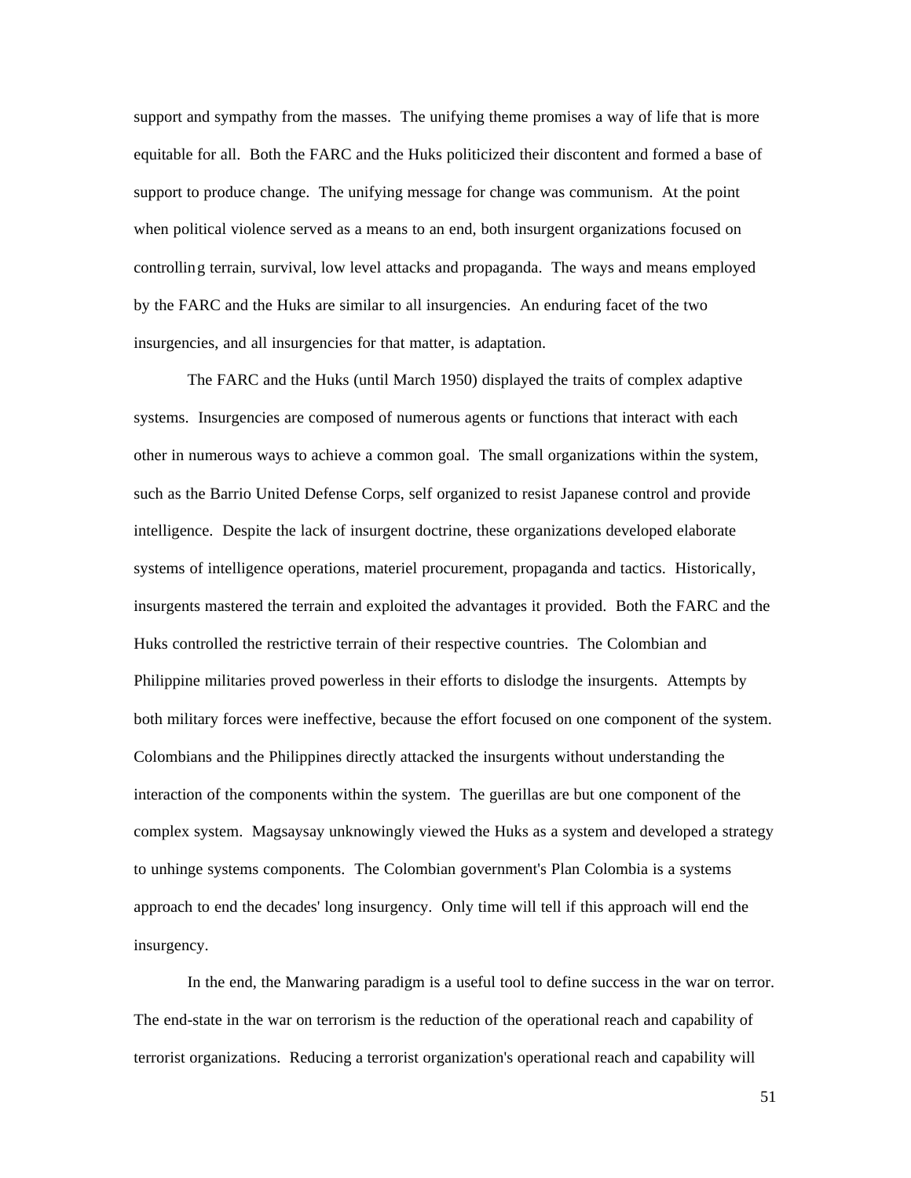support and sympathy from the masses. The unifying theme promises a way of life that is more equitable for all. Both the FARC and the Huks politicized their discontent and formed a base of support to produce change. The unifying message for change was communism. At the point when political violence served as a means to an end, both insurgent organizations focused on controlling terrain, survival, low level attacks and propaganda. The ways and means employed by the FARC and the Huks are similar to all insurgencies. An enduring facet of the two insurgencies, and all insurgencies for that matter, is adaptation.

The FARC and the Huks (until March 1950) displayed the traits of complex adaptive systems. Insurgencies are composed of numerous agents or functions that interact with each other in numerous ways to achieve a common goal. The small organizations within the system, such as the Barrio United Defense Corps, self organized to resist Japanese control and provide intelligence. Despite the lack of insurgent doctrine, these organizations developed elaborate systems of intelligence operations, materiel procurement, propaganda and tactics. Historically, insurgents mastered the terrain and exploited the advantages it provided. Both the FARC and the Huks controlled the restrictive terrain of their respective countries. The Colombian and Philippine militaries proved powerless in their efforts to dislodge the insurgents. Attempts by both military forces were ineffective, because the effort focused on one component of the system. Colombians and the Philippines directly attacked the insurgents without understanding the interaction of the components within the system. The guerillas are but one component of the complex system. Magsaysay unknowingly viewed the Huks as a system and developed a strategy to unhinge systems components. The Colombian government's Plan Colombia is a systems approach to end the decades' long insurgency. Only time will tell if this approach will end the insurgency.

In the end, the Manwaring paradigm is a useful tool to define success in the war on terror. The end-state in the war on terrorism is the reduction of the operational reach and capability of terrorist organizations. Reducing a terrorist organization's operational reach and capability will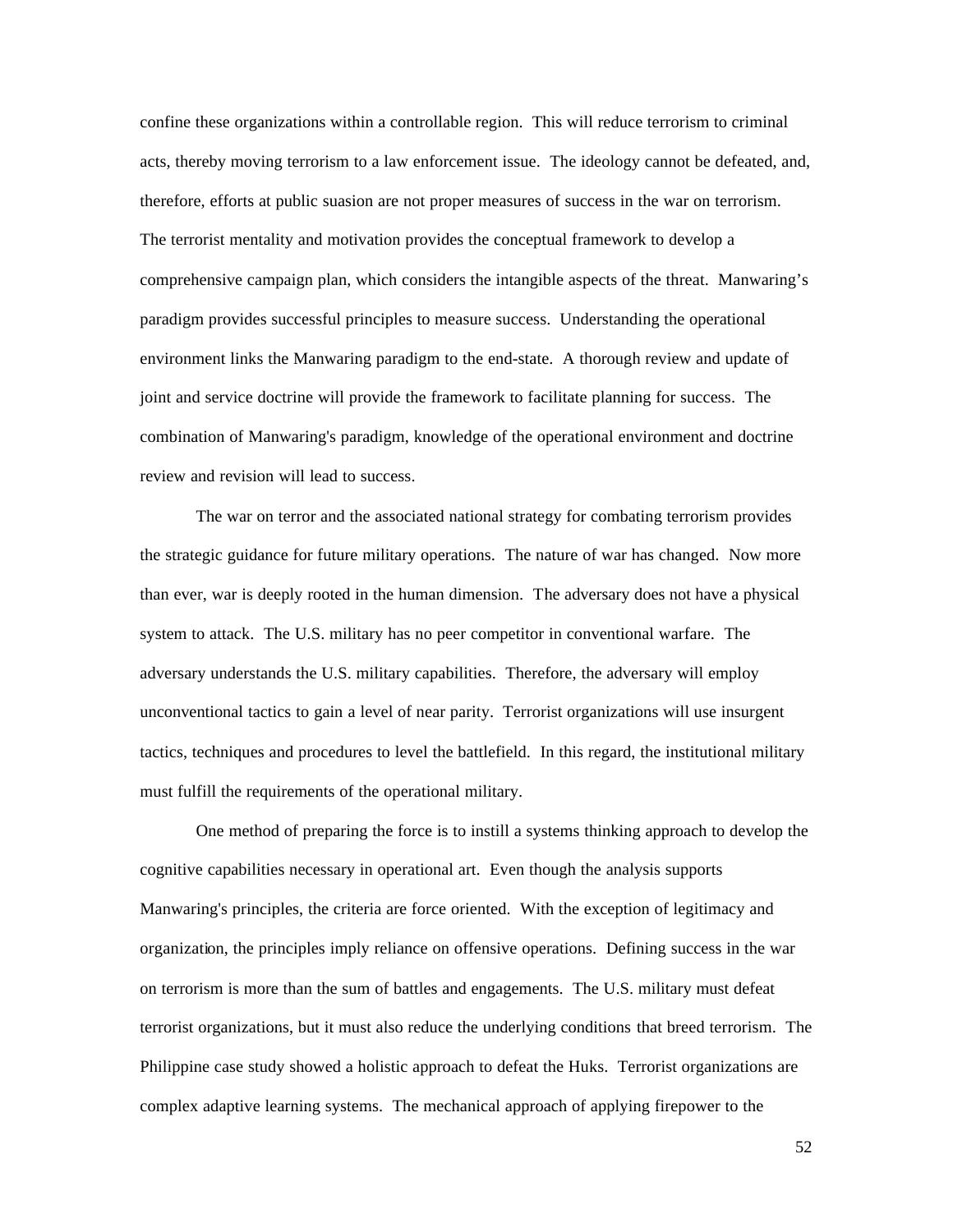confine these organizations within a controllable region. This will reduce terrorism to criminal acts, thereby moving terrorism to a law enforcement issue. The ideology cannot be defeated, and, therefore, efforts at public suasion are not proper measures of success in the war on terrorism. The terrorist mentality and motivation provides the conceptual framework to develop a comprehensive campaign plan, which considers the intangible aspects of the threat. Manwaring's paradigm provides successful principles to measure success. Understanding the operational environment links the Manwaring paradigm to the end-state. A thorough review and update of joint and service doctrine will provide the framework to facilitate planning for success. The combination of Manwaring's paradigm, knowledge of the operational environment and doctrine review and revision will lead to success.

The war on terror and the associated national strategy for combating terrorism provides the strategic guidance for future military operations. The nature of war has changed. Now more than ever, war is deeply rooted in the human dimension. The adversary does not have a physical system to attack. The U.S. military has no peer competitor in conventional warfare. The adversary understands the U.S. military capabilities. Therefore, the adversary will employ unconventional tactics to gain a level of near parity. Terrorist organizations will use insurgent tactics, techniques and procedures to level the battlefield. In this regard, the institutional military must fulfill the requirements of the operational military.

One method of preparing the force is to instill a systems thinking approach to develop the cognitive capabilities necessary in operational art. Even though the analysis supports Manwaring's principles, the criteria are force oriented. With the exception of legitimacy and organization, the principles imply reliance on offensive operations. Defining success in the war on terrorism is more than the sum of battles and engagements. The U.S. military must defeat terrorist organizations, but it must also reduce the underlying conditions that breed terrorism. The Philippine case study showed a holistic approach to defeat the Huks. Terrorist organizations are complex adaptive learning systems. The mechanical approach of applying firepower to the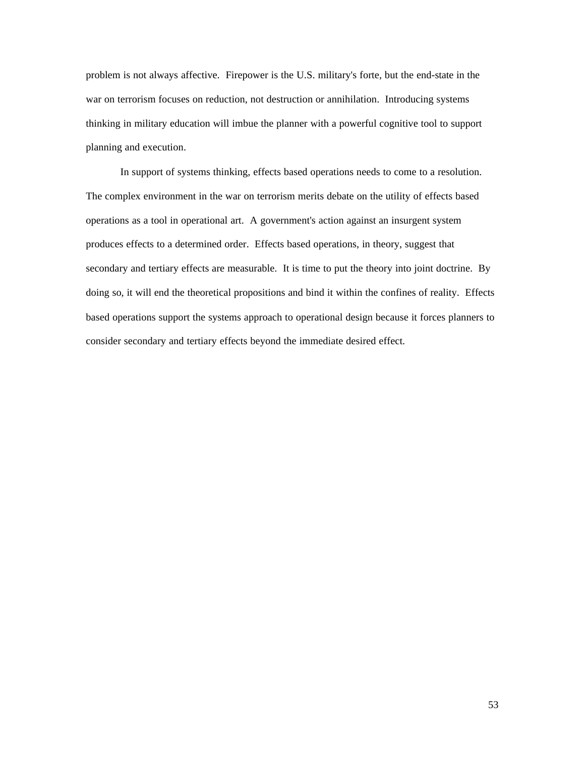problem is not always affective. Firepower is the U.S. military's forte, but the end-state in the war on terrorism focuses on reduction, not destruction or annihilation. Introducing systems thinking in military education will imbue the planner with a powerful cognitive tool to support planning and execution.

In support of systems thinking, effects based operations needs to come to a resolution. The complex environment in the war on terrorism merits debate on the utility of effects based operations as a tool in operational art. A government's action against an insurgent system produces effects to a determined order. Effects based operations, in theory, suggest that secondary and tertiary effects are measurable. It is time to put the theory into joint doctrine. By doing so, it will end the theoretical propositions and bind it within the confines of reality. Effects based operations support the systems approach to operational design because it forces planners to consider secondary and tertiary effects beyond the immediate desired effect.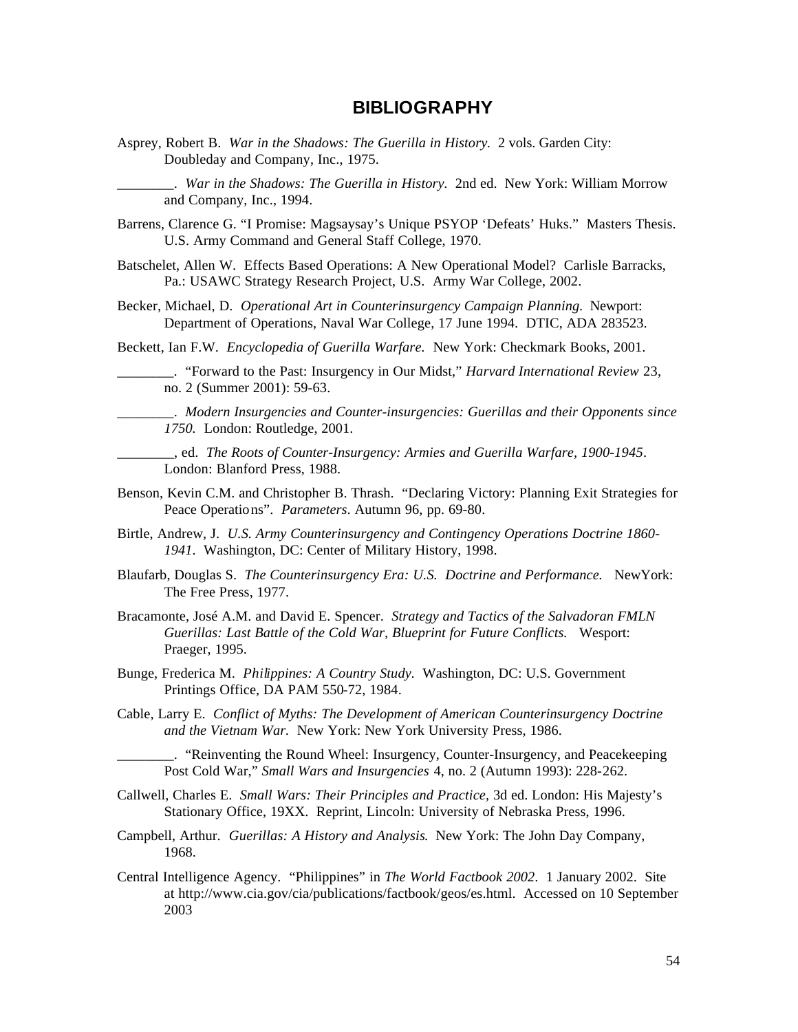# BIBLIOGRAPHY

Asprey, Robert B. *War in the Shadows: The Guerilla in History.* 2 vols. Garden City: Doubleday and Company, Inc., 1975.

________. *War in the Shadows: The Guerilla in History.* 2nd ed. New York: William Morrow and Company, Inc., 1994.

Barrens, Clarence G. "I Promise: Magsaysay's Unique PSYOP 'Defeats' Huks." Masters Thesis. U.S. Army Command and General Staff College, 1970.

Batschelet, Allen W. Effects Based Operations: A New Operational Model? Carlisle Barracks, Pa.: USAWC Strategy Research Project, U.S. Army War College, 2002.

Becker, Michael, D. *Operational Art in Counterinsurgency Campaign Planning.* Newport: Department of Operations, Naval War College, 17 June 1994. DTIC, ADA 283523.

Beckett, Ian F.W. *Encyclopedia of Guerilla Warfare.* New York: Checkmark Books, 2001.

________. "Forward to the Past: Insurgency in Our Midst," *Harvard International Review* 23, no. 2 (Summer 2001): 59-63.

________. *Modern Insurgencies and Counter-insurgencies: Guerillas and their Opponents since 1750.* London: Routledge, 2001.

________, ed. *The Roots of Counter-Insurgency: Armies and Guerilla Warfare, 1900-1945*. London: Blanford Press, 1988.

Benson, Kevin C.M. and Christopher B. Thrash. "Declaring Victory: Planning Exit Strategies for Peace Operations". *Parameters*. Autumn 96, pp. 69-80.

Birtle, Andrew, J. *U.S. Army Counterinsurgency and Contingency Operations Doctrine 1860-1941*. Washington, DC: Center of Military History, 1998.

Blaufarb, Douglas S. *The Counterinsurgency Era: U.S. Doctrine and Performance.* NewYork: The Free Press, 1977.

Bracamonte, José A.M. and David E. Spencer. *Strategy and Tactics of the Salvadoran FMLN Guerillas: Last Battle of the Cold War, Blueprint for Future Conflicts.* Wesport: Praeger, 1995.

Bunge, Frederica M. *Philippines: A Country Study.* Washington, DC: U.S. Government Printings Office, DA PAM 550-72, 1984.

Cable, Larry E. *Conflict of Myths: The Development of American Counterinsurgency Doctrine and the Vietnam War.* New York: New York University Press, 1986.

________. "Reinventing the Round Wheel: Insurgency, Counter-Insurgency, and Peacekeeping Post Cold War," *Small Wars and Insurgencies* 4, no. 2 (Autumn 1993): 228-262.

Callwell, Charles E. *Small Wars: Their Principles and Practice*, 3d ed. London: His Majesty's Stationary Office, 19XX. Reprint, Lincoln: University of Nebraska Press, 1996.

Campbell, Arthur. *Guerillas: A History and Analysis.* New York: The John Day Company, 1968.

Central Intelligence Agency. "Philippines" in *The World Factbook 2002*. 1 January 2002. Site at http://www.cia.gov/cia/publications/factbook/geos/es.html. Accessed on 10 September 2003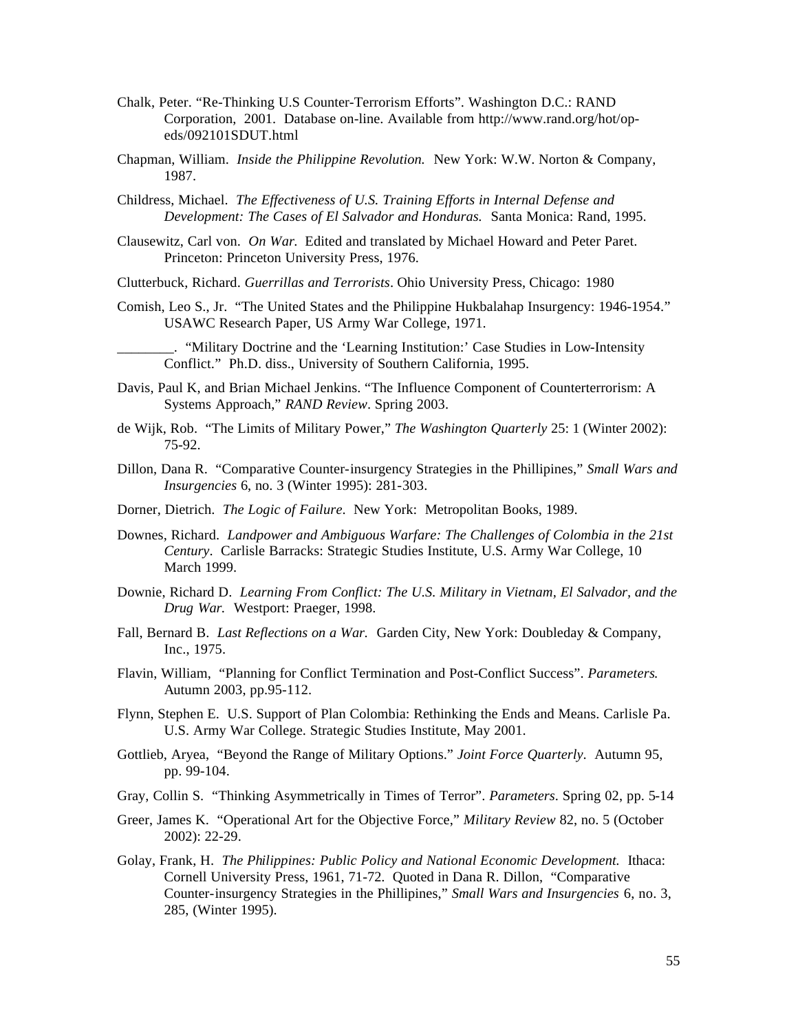Chalk, Peter. “Re-Thinking U.S Counter-Terrorism Efforts”. Washington D.C.: RAND Corporation, 2001. Database on-line. Available from http://www.rand.org/hot/op-eds/092101SDUT.html

Chapman, William. *Inside the Philippine Revolution.* New York: W.W. Norton & Company, 1987.

Childress, Michael. *The Effectiveness of U.S. Training Efforts in Internal Defense and Development: The Cases of El Salvador and Honduras.* Santa Monica: Rand, 1995.

Clausewitz, Carl von. *On War.* Edited and translated by Michael Howard and Peter Paret. Princeton: Princeton University Press, 1976.

Clutterbuck, Richard. *Guerrillas and Terrorists*. Ohio University Press, Chicago: 1980

Comish, Leo S., Jr. “The United States and the Philippine Hukbalahap Insurgency: 1946-1954.” USAWC Research Paper, US Army War College, 1971.

________. “Military Doctrine and the ‘Learning Institution:’ Case Studies in Low-Intensity Conflict.” Ph.D. diss., University of Southern California, 1995.

Davis, Paul K, and Brian Michael Jenkins. “The Influence Component of Counterterrorism: A Systems Approach,” *RAND Review*. Spring 2003.

de Wijk, Rob. “The Limits of Military Power,” *The Washington Quarterly* 25: 1 (Winter 2002): 75-92.

Dillon, Dana R. “Comparative Counter-insurgency Strategies in the Phillipines,” *Small Wars and Insurgencies* 6, no. 3 (Winter 1995): 281-303.

Dorner, Dietrich. *The Logic of Failure*. New York: Metropolitan Books, 1989.

Downes, Richard. *Landpower and Ambiguous Warfare: The Challenges of Colombia in the 21st Century*. Carlisle Barracks: Strategic Studies Institute, U.S. Army War College, 10 March 1999.

Downie, Richard D. *Learning From Conflict: The U.S. Military in Vietnam, El Salvador, and the Drug War.* Westport: Praeger, 1998.

Fall, Bernard B. *Last Reflections on a War.* Garden City, New York: Doubleday & Company, Inc., 1975.

Flavin, William, “Planning for Conflict Termination and Post-Conflict Success”. *Parameters.* Autumn 2003, pp.95-112.

Flynn, Stephen E. U.S. Support of Plan Colombia: Rethinking the Ends and Means. Carlisle Pa. U.S. Army War College. Strategic Studies Institute, May 2001.

Gottlieb, Aryea, “Beyond the Range of Military Options.” *Joint Force Quarterly*. Autumn 95, pp. 99-104.

Gray, Collin S. “Thinking Asymmetrically in Times of Terror”. *Parameters*. Spring 02, pp. 5-14

Greer, James K. “Operational Art for the Objective Force,” *Military Review* 82, no. 5 (October 2002): 22-29.

Golay, Frank, H. *The Philippines: Public Policy and National Economic Development.* Ithaca: Cornell University Press, 1961, 71-72. Quoted in Dana R. Dillon, “Comparative Counter-insurgency Strategies in the Phillipines,” *Small Wars and Insurgencies* 6, no. 3, 285, (Winter 1995).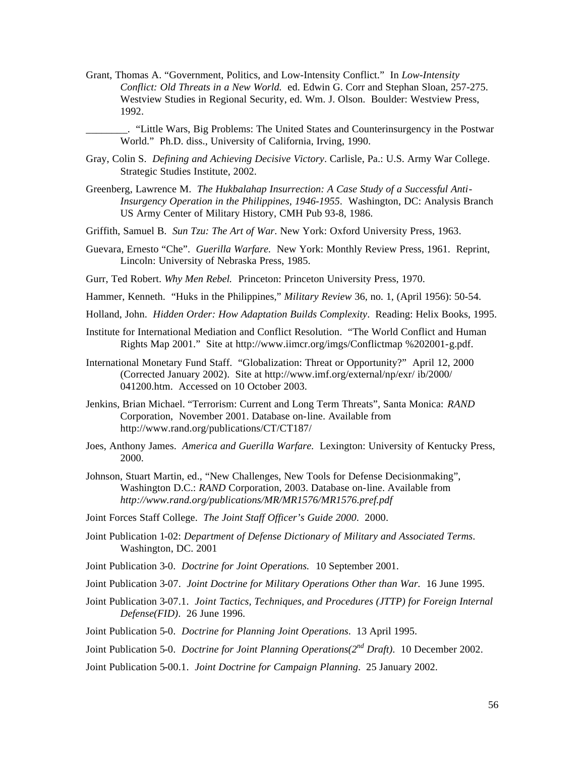Grant, Thomas A. "Government, Politics, and Low-Intensity Conflict." In *Low-Intensity Conflict: Old Threats in a New World.* ed. Edwin G. Corr and Stephan Sloan, 257-275. Westview Studies in Regional Security, ed. Wm. J. Olson. Boulder: Westview Press, 1992.

________. "Little Wars, Big Problems: The United States and Counterinsurgency in the Postwar World." Ph.D. diss., University of California, Irving, 1990.

Gray, Colin S. *Defining and Achieving Decisive Victory*. Carlisle, Pa.: U.S. Army War College. Strategic Studies Institute, 2002.

Greenberg, Lawrence M. *The Hukbalahap Insurrection: A Case Study of a Successful Anti-Insurgency Operation in the Philippines, 1946-1955.* Washington, DC: Analysis Branch US Army Center of Military History, CMH Pub 93-8, 1986.

Griffith, Samuel B. *Sun Tzu: The Art of War*. New York: Oxford University Press, 1963.

Guevara, Ernesto "Che". *Guerilla Warfare.* New York: Monthly Review Press, 1961. Reprint, Lincoln: University of Nebraska Press, 1985.

Gurr, Ted Robert. *Why Men Rebel.* Princeton: Princeton University Press, 1970.

Hammer, Kenneth. "Huks in the Philippines," *Military Review* 36, no. 1, (April 1956): 50-54.

Holland, John. *Hidden Order: How Adaptation Builds Complexity*. Reading: Helix Books, 1995.

Institute for International Mediation and Conflict Resolution. "The World Conflict and Human Rights Map 2001." Site at http://www.iimcr.org/imgs/Conflictmap %202001-g.pdf.

International Monetary Fund Staff. "Globalization: Threat or Opportunity?" April 12, 2000 (Corrected January 2002). Site at http://www.imf.org/external/np/exr/ ib/2000/ 041200.htm. Accessed on 10 October 2003.

Jenkins, Brian Michael. "Terrorism: Current and Long Term Threats", Santa Monica: *RAND* Corporation, November 2001. Database on-line. Available from http://www.rand.org/publications/CT/CT187/

Joes, Anthony James. *America and Guerilla Warfare.* Lexington: University of Kentucky Press, 2000.

Johnson, Stuart Martin, ed., "New Challenges, New Tools for Defense Decisionmaking", Washington D.C.: *RAND* Corporation, 2003. Database on-line. Available from *http://www.rand.org/publications/MR/MR1576/MR1576.pref.pdf*

Joint Forces Staff College. *The Joint Staff Officer's Guide 2000*. 2000.

Joint Publication 1-02: *Department of Defense Dictionary of Military and Associated Terms*. Washington, DC. 2001

Joint Publication 3-0. *Doctrine for Joint Operations.* 10 September 2001.

Joint Publication 3-07. *Joint Doctrine for Military Operations Other than War.* 16 June 1995.

Joint Publication 3-07.1. *Joint Tactics, Techniques, and Procedures (JTTP) for Foreign Internal Defense(FID)*. 26 June 1996.

Joint Publication 5-0. *Doctrine for Planning Joint Operations*. 13 April 1995.

Joint Publication 5-0. *Doctrine for Joint Planning Operations(2nd Draft)*. 10 December 2002.

Joint Publication 5-00.1. *Joint Doctrine for Campaign Planning*. 25 January 2002.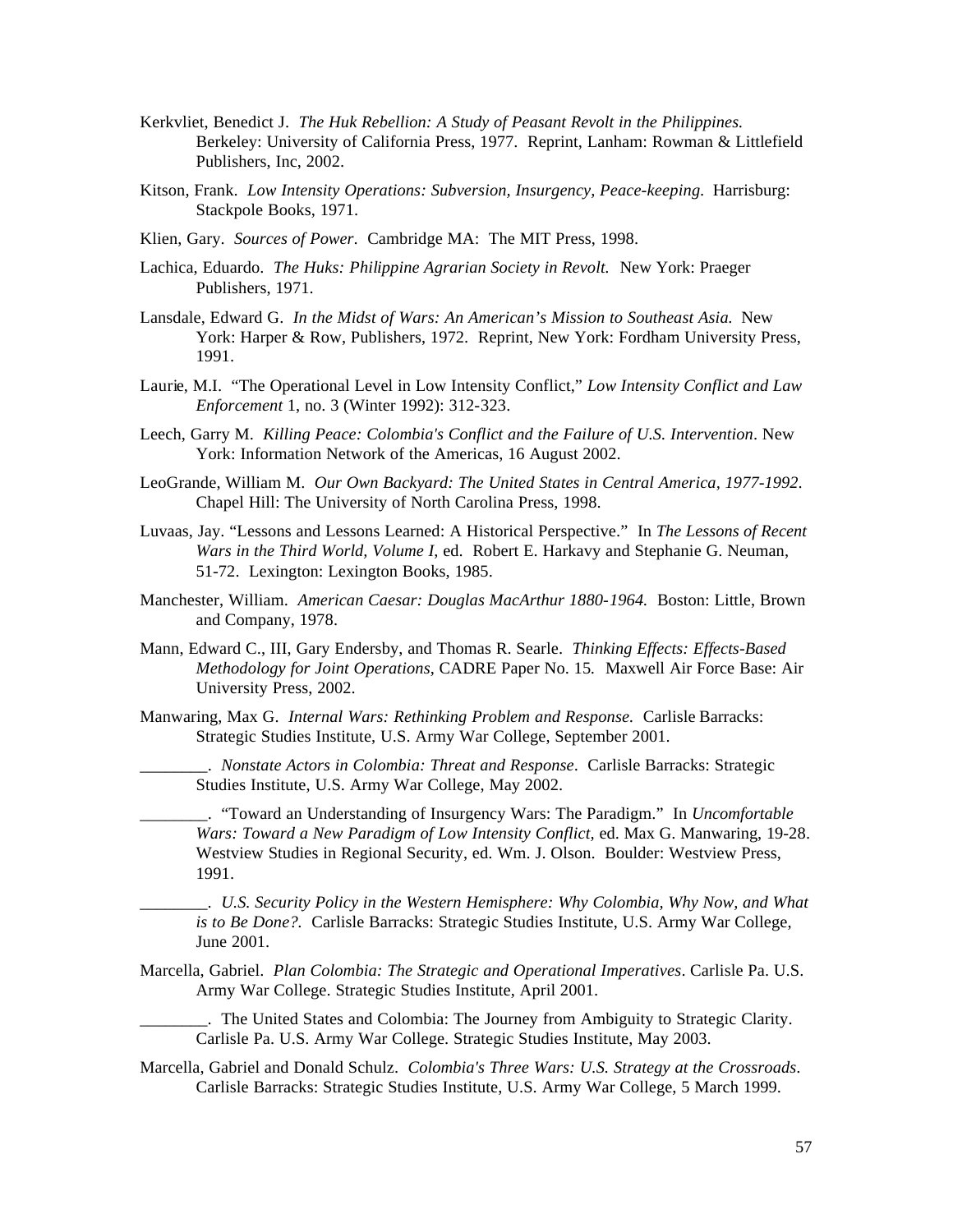Kerkvliet, Benedict J. *The Huk Rebellion: A Study of Peasant Revolt in the Philippines.* Berkeley: University of California Press, 1977. Reprint, Lanham: Rowman & Littlefield Publishers, Inc, 2002.

Kitson, Frank. *Low Intensity Operations: Subversion, Insurgency, Peace-keeping.* Harrisburg: Stackpole Books, 1971.

Klien, Gary. *Sources of Power.* Cambridge MA: The MIT Press, 1998.

Lachica, Eduardo. *The Huks: Philippine Agrarian Society in Revolt.* New York: Praeger Publishers, 1971.

Lansdale, Edward G. *In the Midst of Wars: An American's Mission to Southeast Asia.* New York: Harper & Row, Publishers, 1972. Reprint, New York: Fordham University Press, 1991.

Laurie, M.I. "The Operational Level in Low Intensity Conflict," *Low Intensity Conflict and Law Enforcement* 1, no. 3 (Winter 1992): 312-323.

Leech, Garry M. *Killing Peace: Colombia's Conflict and the Failure of U.S. Intervention*. New York: Information Network of the Americas, 16 August 2002.

LeoGrande, William M. *Our Own Backyard: The United States in Central America, 1977-1992*. Chapel Hill: The University of North Carolina Press, 1998.

Luvaas, Jay. "Lessons and Lessons Learned: A Historical Perspective." In *The Lessons of Recent Wars in the Third World, Volume I*, ed. Robert E. Harkavy and Stephanie G. Neuman, 51-72. Lexington: Lexington Books, 1985.

Manchester, William. *American Caesar: Douglas MacArthur 1880-1964.* Boston: Little, Brown and Company, 1978.

Mann, Edward C., III, Gary Endersby, and Thomas R. Searle. *Thinking Effects: Effects-Based Methodology for Joint Operations*, CADRE Paper No. 15. Maxwell Air Force Base: Air University Press, 2002.

Manwaring, Max G. *Internal Wars: Rethinking Problem and Response.* Carlisle Barracks: Strategic Studies Institute, U.S. Army War College, September 2001.

________. *Nonstate Actors in Colombia: Threat and Response*. Carlisle Barracks: Strategic Studies Institute, U.S. Army War College, May 2002.

________. "Toward an Understanding of Insurgency Wars: The Paradigm." In *Uncomfortable Wars: Toward a New Paradigm of Low Intensity Conflict*, ed. Max G. Manwaring, 19-28. Westview Studies in Regional Security, ed. Wm. J. Olson. Boulder: Westview Press, 1991.

________. *U.S. Security Policy in the Western Hemisphere: Why Colombia, Why Now, and What is to Be Done?.* Carlisle Barracks: Strategic Studies Institute, U.S. Army War College, June 2001.

Marcella, Gabriel. *Plan Colombia: The Strategic and Operational Imperatives*. Carlisle Pa. U.S. Army War College. Strategic Studies Institute, April 2001.

________. The United States and Colombia: The Journey from Ambiguity to Strategic Clarity. Carlisle Pa. U.S. Army War College. Strategic Studies Institute, May 2003.

Marcella, Gabriel and Donald Schulz. *Colombia's Three Wars: U.S. Strategy at the Crossroads*. Carlisle Barracks: Strategic Studies Institute, U.S. Army War College, 5 March 1999.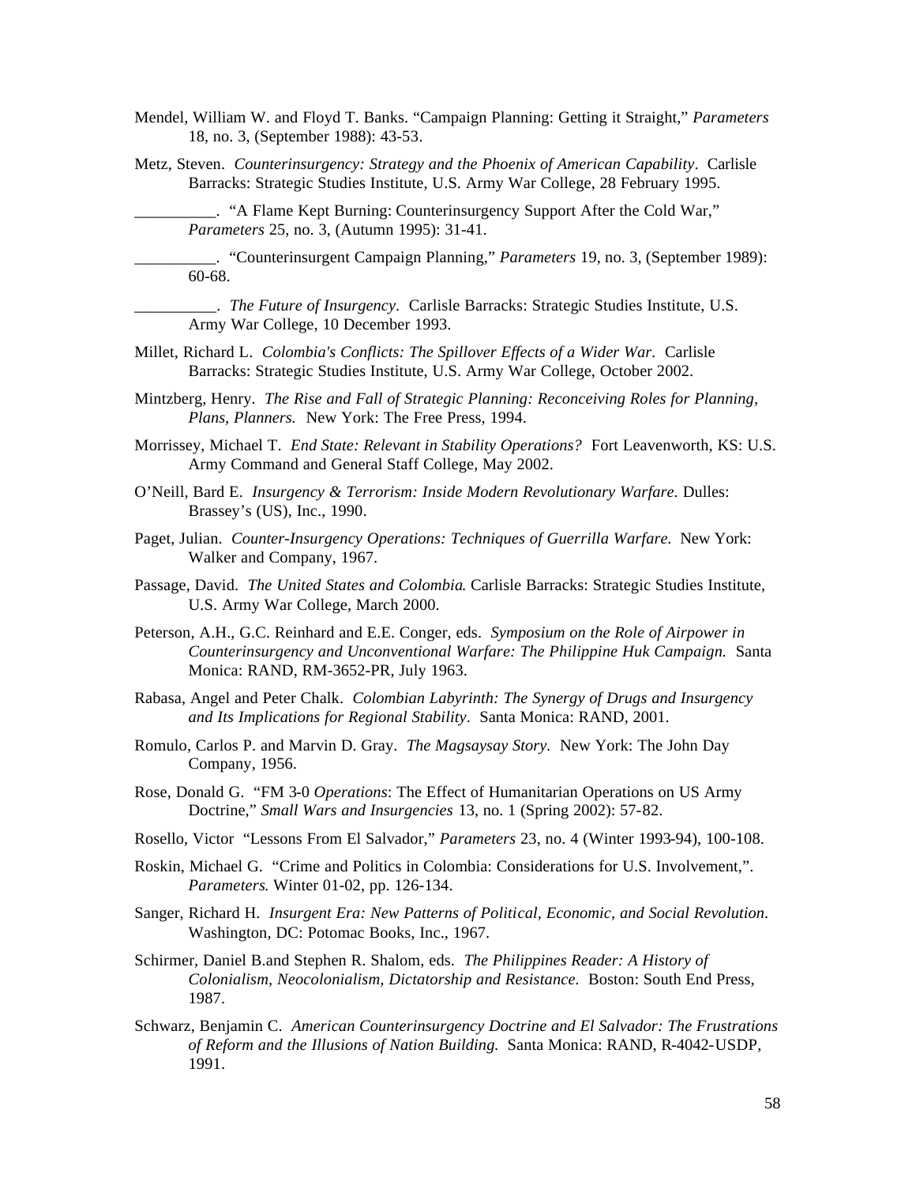Mendel, William W. and Floyd T. Banks. "Campaign Planning: Getting it Straight," *Parameters* 18, no. 3, (September 1988): 43-53.

Metz, Steven. *Counterinsurgency: Strategy and the Phoenix of American Capability*. Carlisle Barracks: Strategic Studies Institute, U.S. Army War College, 28 February 1995.

__________. "A Flame Kept Burning: Counterinsurgency Support After the Cold War," *Parameters* 25, no. 3, (Autumn 1995): 31-41.

__________. "Counterinsurgent Campaign Planning," *Parameters* 19, no. 3, (September 1989): 60-68.

__________. *The Future of Insurgency*. Carlisle Barracks: Strategic Studies Institute, U.S. Army War College, 10 December 1993.

Millet, Richard L. *Colombia's Conflicts: The Spillover Effects of a Wider War*. Carlisle Barracks: Strategic Studies Institute, U.S. Army War College, October 2002.

Mintzberg, Henry. *The Rise and Fall of Strategic Planning: Reconceiving Roles for Planning, Plans, Planners.* New York: The Free Press, 1994.

Morrissey, Michael T. *End State: Relevant in Stability Operations?* Fort Leavenworth, KS: U.S. Army Command and General Staff College, May 2002.

O'Neill, Bard E. *Insurgency & Terrorism: Inside Modern Revolutionary Warfare.* Dulles: Brassey's (US), Inc., 1990.

Paget, Julian. *Counter-Insurgency Operations: Techniques of Guerrilla Warfare.* New York: Walker and Company, 1967.

Passage, David. *The United States and Colombia*. Carlisle Barracks: Strategic Studies Institute, U.S. Army War College, March 2000.

Peterson, A.H., G.C. Reinhard and E.E. Conger, eds. *Symposium on the Role of Airpower in Counterinsurgency and Unconventional Warfare: The Philippine Huk Campaign.* Santa Monica: RAND, RM-3652-PR, July 1963.

Rabasa, Angel and Peter Chalk. *Colombian Labyrinth: The Synergy of Drugs and Insurgency and Its Implications for Regional Stability*. Santa Monica: RAND, 2001.

Romulo, Carlos P. and Marvin D. Gray. *The Magsaysay Story.* New York: The John Day Company, 1956.

Rose, Donald G. "FM 3-0 *Operations*: The Effect of Humanitarian Operations on US Army Doctrine," *Small Wars and Insurgencies* 13, no. 1 (Spring 2002): 57-82.

Rosello, Victor "Lessons From El Salvador," *Parameters* 23, no. 4 (Winter 1993-94), 100-108.

Roskin, Michael G. "Crime and Politics in Colombia: Considerations for U.S. Involvement,". *Parameters*. Winter 01-02, pp. 126-134.

Sanger, Richard H. *Insurgent Era: New Patterns of Political, Economic, and Social Revolution*. Washington, DC: Potomac Books, Inc., 1967.

Schirmer, Daniel B.and Stephen R. Shalom, eds. *The Philippines Reader: A History of Colonialism, Neocolonialism, Dictatorship and Resistance.* Boston: South End Press, 1987.

Schwarz, Benjamin C. *American Counterinsurgency Doctrine and El Salvador: The Frustrations of Reform and the Illusions of Nation Building.* Santa Monica: RAND, R-4042-USDP, 1991.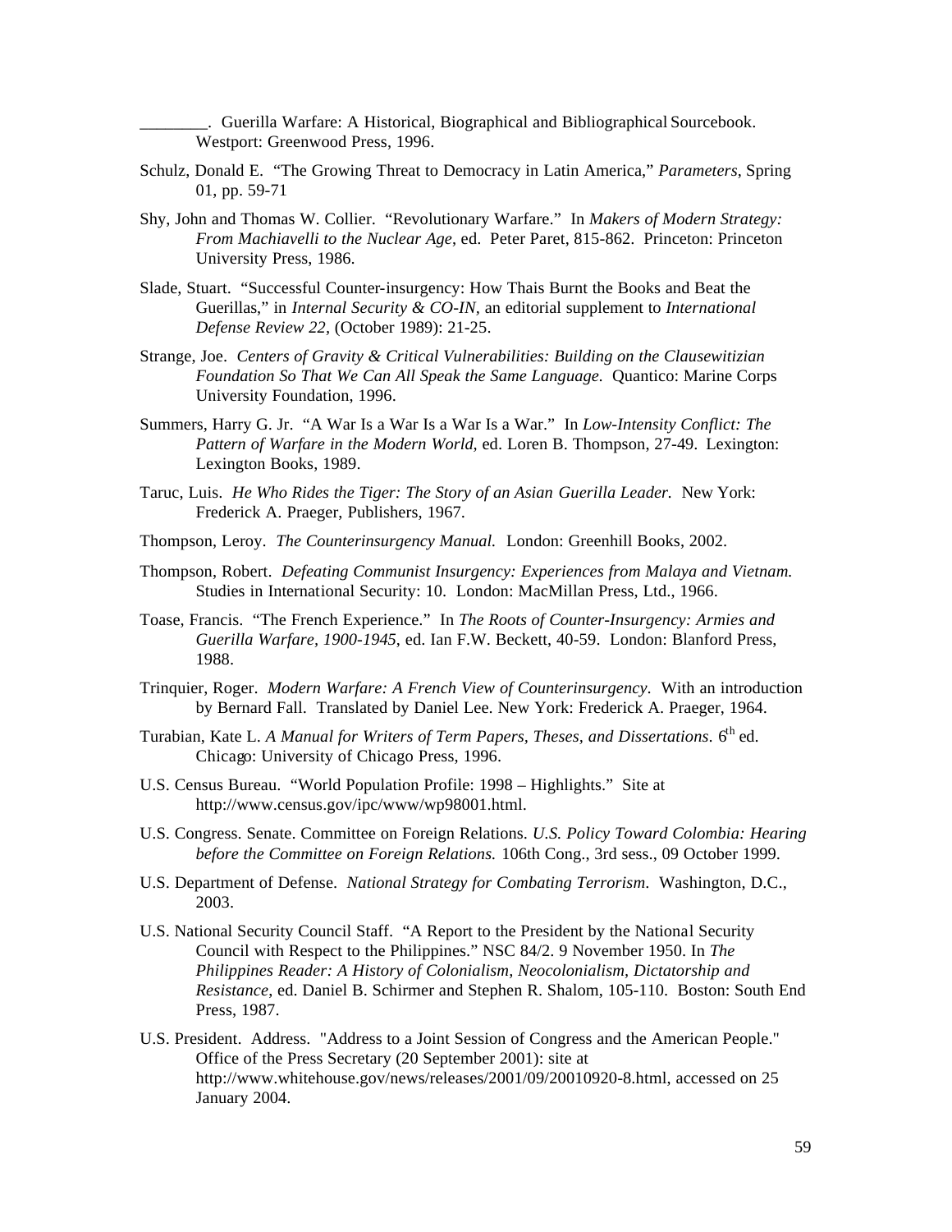________. Guerilla Warfare: A Historical, Biographical and Bibliographical Sourcebook. Westport: Greenwood Press, 1996.

Schulz, Donald E. "The Growing Threat to Democracy in Latin America," *Parameters*, Spring 01, pp. 59-71

Shy, John and Thomas W. Collier. "Revolutionary Warfare." In *Makers of Modern Strategy: From Machiavelli to the Nuclear Age*, ed. Peter Paret, 815-862. Princeton: Princeton University Press, 1986.

Slade, Stuart. "Successful Counter-insurgency: How Thais Burnt the Books and Beat the Guerillas," in *Internal Security & CO-IN*, an editorial supplement to *International Defense Review 22*, (October 1989): 21-25.

Strange, Joe. *Centers of Gravity & Critical Vulnerabilities: Building on the Clausewitizian Foundation So That We Can All Speak the Same Language.* Quantico: Marine Corps University Foundation, 1996.

Summers, Harry G. Jr. "A War Is a War Is a War Is a War." In *Low-Intensity Conflict: The Pattern of Warfare in the Modern World*, ed. Loren B. Thompson, 27-49. Lexington: Lexington Books, 1989.

Taruc, Luis. *He Who Rides the Tiger: The Story of an Asian Guerilla Leader.* New York: Frederick A. Praeger, Publishers, 1967.

Thompson, Leroy. *The Counterinsurgency Manual.* London: Greenhill Books, 2002.

Thompson, Robert. *Defeating Communist Insurgency: Experiences from Malaya and Vietnam.* Studies in International Security: 10. London: MacMillan Press, Ltd., 1966.

Toase, Francis. "The French Experience." In *The Roots of Counter-Insurgency: Armies and Guerilla Warfare, 1900-1945*, ed. Ian F.W. Beckett, 40-59. London: Blanford Press, 1988.

Trinquier, Roger. *Modern Warfare: A French View of Counterinsurgency*. With an introduction by Bernard Fall. Translated by Daniel Lee. New York: Frederick A. Praeger, 1964.

Turabian, Kate L. *A Manual for Writers of Term Papers, Theses, and Dissertations*. 6th ed. Chicago: University of Chicago Press, 1996.

U.S. Census Bureau. "World Population Profile: 1998 – Highlights." Site at http://www.census.gov/ipc/www/wp98001.html.

U.S. Congress. Senate. Committee on Foreign Relations. *U.S. Policy Toward Colombia: Hearing before the Committee on Foreign Relations.* 106th Cong., 3rd sess., 09 October 1999.

U.S. Department of Defense. *National Strategy for Combating Terrorism*. Washington, D.C., 2003.

U.S. National Security Council Staff. "A Report to the President by the National Security Council with Respect to the Philippines." NSC 84/2. 9 November 1950. In *The Philippines Reader: A History of Colonialism, Neocolonialism, Dictatorship and Resistance*, ed. Daniel B. Schirmer and Stephen R. Shalom, 105-110. Boston: South End Press, 1987.

U.S. President. Address. "Address to a Joint Session of Congress and the American People." Office of the Press Secretary (20 September 2001): site at http://www.whitehouse.gov/news/releases/2001/09/20010920-8.html, accessed on 25 January 2004.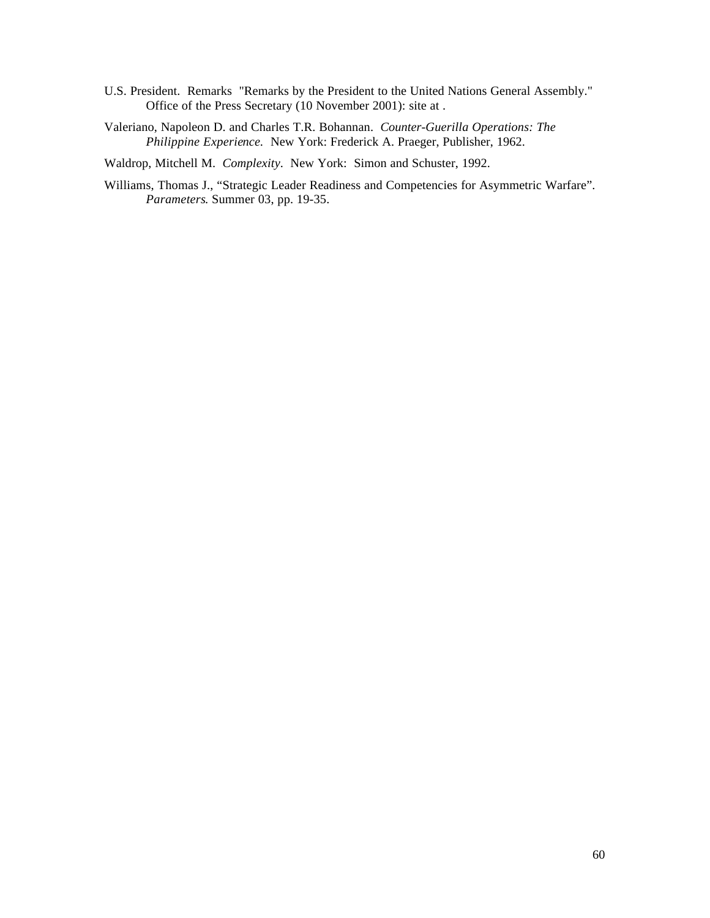U.S. President. Remarks "Remarks by the President to the United Nations General Assembly." Office of the Press Secretary (10 November 2001): site at .

Valeriano, Napoleon D. and Charles T.R. Bohannan. *Counter-Guerilla Operations: The Philippine Experience.* New York: Frederick A. Praeger, Publisher, 1962.

Waldrop, Mitchell M. *Complexity.* New York: Simon and Schuster, 1992.

Williams, Thomas J., "Strategic Leader Readiness and Competencies for Asymmetric Warfare". *Parameters.* Summer 03, pp. 19-35.